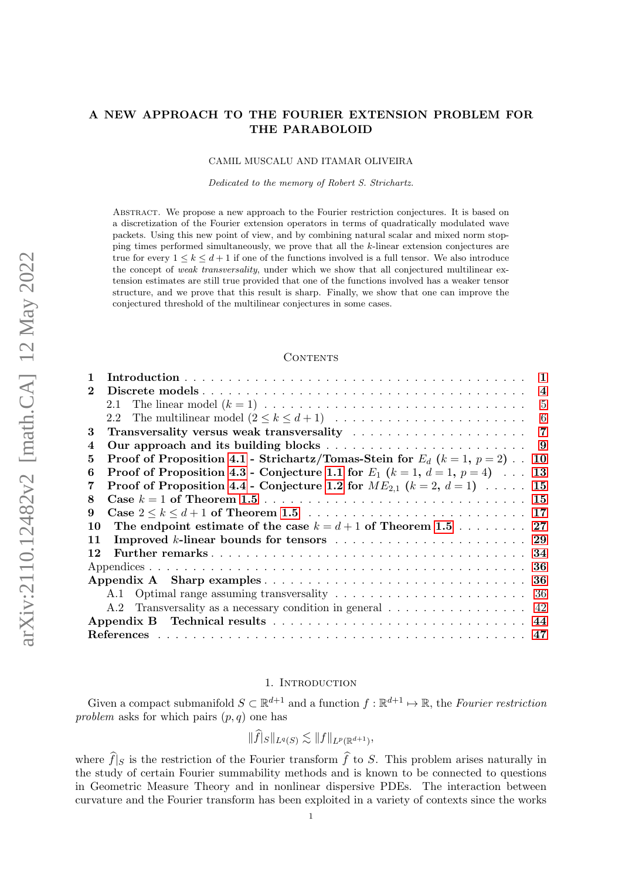# A NEW APPROACH TO THE FOURIER EXTENSION PROBLEM FOR THE PARABOLOID

CAMIL MUSCALU AND ITAMAR OLIVEIRA

*Dedicated to the memory of Robert S. Strichartz.*

Abstract. We propose a new approach to the Fourier restriction conjectures. It is based on a discretization of the Fourier extension operators in terms of quadratically modulated wave packets. Using this new point of view, and by combining natural scalar and mixed norm stopping times performed simultaneously, we prove that all the $k$-linear extension conjectures are true for every $1 \leq k \leq d+1$ if one of the functions involved is a full tensor. We also introduce the concept of *weak transversality*, under which we show that all conjectured multilinear extension estimates are still true provided that one of the functions involved has a weaker tensor structure, and we prove that this result is sharp. Finally, we show that one can improve the conjectured threshold of the multilinear conjectures in some cases.

## Contents

- **1 Introduction** . . . 1
- **2 Discrete models** . . . 4
  - 2.1 The linear model ($k = 1$) . . . 5
  - 2.2 The multilinear model ($2 \leq k \leq d+1$) . . . 6
- **3 Transversality versus weak transversality** . . . 7
- **4 Our approach and its building blocks** . . . 9
- **5 Proof of Proposition 4.1 - Strichartz/Tomas-Stein for $E_d$ ($k = 1$, $p = 2$)** . . . 10
- **6 Proof of Proposition 4.3 - Conjecture 1.1 for $E_1$ ($k = 1$, $d = 1$, $p = 4$)** . . . 13
- **7 Proof of Proposition 4.4 - Conjecture 1.2 for $ME_{2,1}$ ($k = 2$, $d = 1$)** . . . 15
- **8 Case $k = 1$ of Theorem 1.5** . . . 15
- **9 Case $2 \leq k \leq d+1$ of Theorem 1.5** . . . 17
- **10 The endpoint estimate of the case $k = d+1$ of Theorem 1.5** . . . 27
- **11 Improved $k$-linear bounds for tensors** . . . 29
- **12 Further remarks** . . . 34
- Appendices . . . 36
- **Appendix A Sharp examples** . . . 36
  - A.1 Optimal range assuming transversality . . . 36
  - A.2 Transversality as a necessary condition in general . . . 42
- **Appendix B Technical results** . . . 44
- **References** . . . 47

## 1. Introduction

Given a compact submanifold $S \subset \mathbb{R}^{d+1}$ and a function $f : \mathbb{R}^{d+1} \mapsto \mathbb{R}$, the *Fourier restriction problem* asks for which pairs $(p, q)$ one has

$$\|\widehat{f}|_S\|_{L^q(S)} \lesssim \|f\|_{L^p(\mathbb{R}^{d+1})},$$

where $\widehat{f}|_S$ is the restriction of the Fourier transform $\widehat{f}$ to $S$. This problem arises naturally in the study of certain Fourier summability methods and is known to be connected to questions in Geometric Measure Theory and in nonlinear dispersive PDEs. The interaction between curvature and the Fourier transform has been exploited in a variety of contexts since the works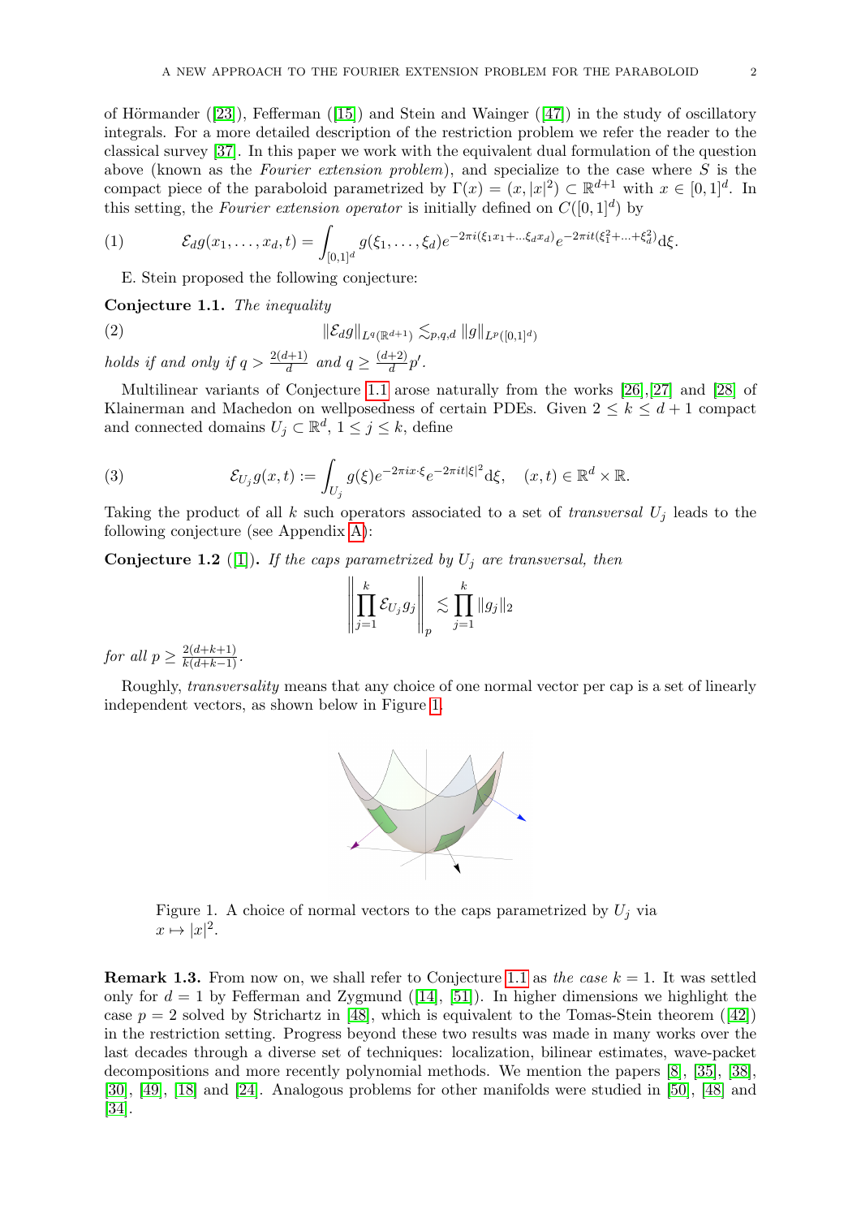of Hörmander ([23]), Fefferman ([15]) and Stein and Wainger ([47]) in the study of oscillatory integrals. For a more detailed description of the restriction problem we refer the reader to the classical survey [37]. In this paper we work with the equivalent dual formulation of the question above (known as the *Fourier extension problem*), and specialize to the case where $S$ is the compact piece of the paraboloid parametrized by $\Gamma(x) = (x, |x|^2) \subset \mathbb{R}^{d+1}$ with $x \in [0,1]^d$. In this setting, the *Fourier extension operator* is initially defined on $C([0,1]^d)$ by

$$\mathcal{E}_d g(x_1, \ldots, x_d, t) = \int_{[0,1]^d} g(\xi_1, \ldots, \xi_d) e^{-2\pi i(\xi_1 x_1 + \ldots \xi_d x_d)} e^{-2\pi i t(\xi_1^2 + \ldots + \xi_d^2)} \mathrm{d}\xi. \tag{1}$$

E. Stein proposed the following conjecture:

**Conjecture 1.1.** *The inequality*

$$\|\mathcal{E}_d g\|_{L^q(\mathbb{R}^{d+1})} \lesssim_{p,q,d} \|g\|_{L^p([0,1]^d)} \tag{2}$$

*holds if and only if* $q > \frac{2(d+1)}{d}$ *and* $q \geq \frac{(d+2)}{d} p'$.

Multilinear variants of Conjecture 1.1 arose naturally from the works [26],[27] and [28] of Klainerman and Machedon on wellposedness of certain PDEs. Given $2 \leq k \leq d+1$ compact and connected domains $U_j \subset \mathbb{R}^d$, $1 \leq j \leq k$, define

$$\mathcal{E}_{U_j} g(x,t) := \int_{U_j} g(\xi) e^{-2\pi i x \cdot \xi} e^{-2\pi i t |\xi|^2} \mathrm{d}\xi, \quad (x,t) \in \mathbb{R}^d \times \mathbb{R}. \tag{3}$$

Taking the product of all $k$ such operators associated to a set of *transversal* $U_j$ leads to the following conjecture (see Appendix A):

**Conjecture 1.2** ([1])**.** *If the caps parametrized by* $U_j$ *are transversal, then*

$$\left\| \prod_{j=1}^{k} \mathcal{E}_{U_j} g_j \right\|_p \lesssim \prod_{j=1}^{k} \|g_j\|_2$$

*for all* $p \geq \frac{2(d+k+1)}{k(d+k-1)}$.

Roughly, *transversality* means that any choice of one normal vector per cap is a set of linearly independent vectors, as shown below in Figure 1.

Figure 1. A choice of normal vectors to the caps parametrized by $U_j$ via $x \mapsto |x|^2$.

**Remark 1.3.** From now on, we shall refer to Conjecture 1.1 as *the case* $k=1$. It was settled only for $d=1$ by Fefferman and Zygmund ([14], [51]). In higher dimensions we highlight the case $p=2$ solved by Strichartz in [48], which is equivalent to the Tomas-Stein theorem ([42]) in the restriction setting. Progress beyond these two results was made in many works over the last decades through a diverse set of techniques: localization, bilinear estimates, wave-packet decompositions and more recently polynomial methods. We mention the papers [8], [35], [38], [30], [49], [18] and [24]. Analogous problems for other manifolds were studied in [50], [48] and [34].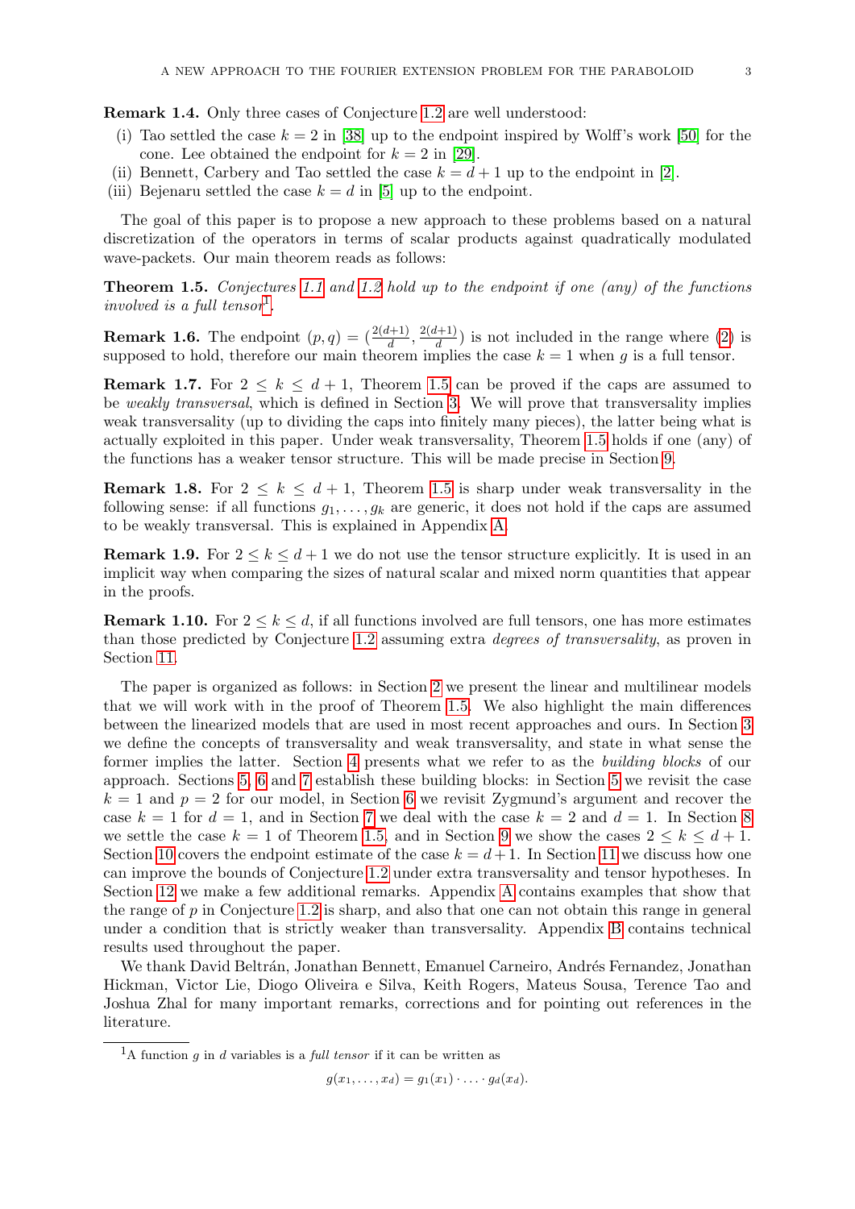**Remark 1.4.** Only three cases of Conjecture 1.2 are well understood:

- (i) Tao settled the case $k = 2$ in [38] up to the endpoint inspired by Wolff's work [50] for the cone. Lee obtained the endpoint for $k = 2$ in [29].
- (ii) Bennett, Carbery and Tao settled the case $k = d + 1$ up to the endpoint in [2].
- (iii) Bejenaru settled the case $k = d$ in [5] up to the endpoint.

The goal of this paper is to propose a new approach to these problems based on a natural discretization of the operators in terms of scalar products against quadratically modulated wave-packets. Our main theorem reads as follows:

**Theorem 1.5.** *Conjectures 1.1 and 1.2 hold up to the endpoint if one (any) of the functions involved is a full tensor*[1]*.*

**Remark 1.6.** The endpoint $(p, q) = (\frac{2(d+1)}{d}, \frac{2(d+1)}{d})$ is not included in the range where (2) is supposed to hold, therefore our main theorem implies the case $k = 1$ when $g$ is a full tensor.

**Remark 1.7.** For $2 \leq k \leq d + 1$, Theorem 1.5 can be proved if the caps are assumed to be *weakly transversal*, which is defined in Section 3. We will prove that transversality implies weak transversality (up to dividing the caps into finitely many pieces), the latter being what is actually exploited in this paper. Under weak transversality, Theorem 1.5 holds if one (any) of the functions has a weaker tensor structure. This will be made precise in Section 9.

**Remark 1.8.** For $2 \leq k \leq d + 1$, Theorem 1.5 is sharp under weak transversality in the following sense: if all functions $g_1, \ldots, g_k$ are generic, it does not hold if the caps are assumed to be weakly transversal. This is explained in Appendix A.

**Remark 1.9.** For $2 \leq k \leq d+1$ we do not use the tensor structure explicitly. It is used in an implicit way when comparing the sizes of natural scalar and mixed norm quantities that appear in the proofs.

**Remark 1.10.** For $2 \leq k \leq d$, if all functions involved are full tensors, one has more estimates than those predicted by Conjecture 1.2 assuming extra *degrees of transversality*, as proven in Section 11.

The paper is organized as follows: in Section 2 we present the linear and multilinear models that we will work with in the proof of Theorem 1.5. We also highlight the main differences between the linearized models that are used in most recent approaches and ours. In Section 3 we define the concepts of transversality and weak transversality, and state in what sense the former implies the latter. Section 4 presents what we refer to as the *building blocks* of our approach. Sections 5, 6 and 7 establish these building blocks: in Section 5 we revisit the case $k = 1$ and $p = 2$ for our model, in Section 6 we revisit Zygmund's argument and recover the case $k = 1$ for $d = 1$, and in Section 7 we deal with the case $k = 2$ and $d = 1$. In Section 8 we settle the case $k = 1$ of Theorem 1.5, and in Section 9 we show the cases $2 \leq k \leq d + 1$. Section 10 covers the endpoint estimate of the case $k = d+1$. In Section 11 we discuss how one can improve the bounds of Conjecture 1.2 under extra transversality and tensor hypotheses. In Section 12 we make a few additional remarks. Appendix A contains examples that show that the range of $p$ in Conjecture 1.2 is sharp, and also that one can not obtain this range in general under a condition that is strictly weaker than transversality. Appendix B contains technical results used throughout the paper.

We thank David Beltrán, Jonathan Bennett, Emanuel Carneiro, Andrés Fernandez, Jonathan Hickman, Victor Lie, Diogo Oliveira e Silva, Keith Rogers, Mateus Sousa, Terence Tao and Joshua Zhal for many important remarks, corrections and for pointing out references in the literature.

---

[1] A function $g$ in $d$ variables is a *full tensor* if it can be written as

$$g(x_1, \ldots, x_d) = g_1(x_1) \cdot \ldots \cdot g_d(x_d).$$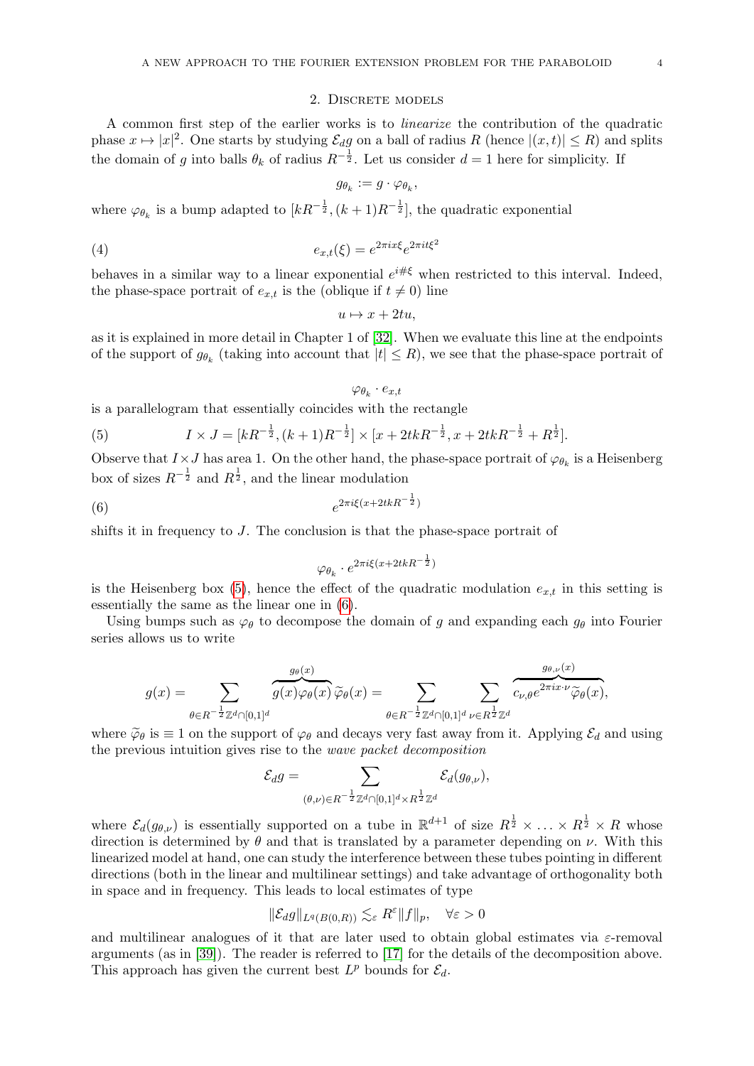## 2. Discrete models

A common first step of the earlier works is to *linearize* the contribution of the quadratic phase $x \mapsto |x|^2$. One starts by studying $\mathcal{E}_d g$ on a ball of radius $R$ (hence $|(x,t)| \le R$) and splits the domain of $g$ into balls $\theta_k$ of radius $R^{-\frac{1}{2}}$. Let us consider $d = 1$ here for simplicity. If

$$g_{\theta_k} := g \cdot \varphi_{\theta_k},$$

where $\varphi_{\theta_k}$ is a bump adapted to $[kR^{-\frac{1}{2}}, (k+1)R^{-\frac{1}{2}}]$, the quadratic exponential

$$e_{x,t}(\xi) = e^{2\pi i x \xi} e^{2\pi i t \xi^2} \tag{4}$$

behaves in a similar way to a linear exponential $e^{i\#\xi}$ when restricted to this interval. Indeed, the phase-space portrait of $e_{x,t}$ is the (oblique if $t \neq 0$) line

$$u \mapsto x + 2tu,$$

as it is explained in more detail in Chapter 1 of [32]. When we evaluate this line at the endpoints of the support of $g_{\theta_k}$ (taking into account that $|t| \le R$), we see that the phase-space portrait of

$$\varphi_{\theta_k} \cdot e_{x,t}$$

is a parallelogram that essentially coincides with the rectangle

$$I \times J = [kR^{-\frac{1}{2}}, (k+1)R^{-\frac{1}{2}}] \times [x + 2tkR^{-\frac{1}{2}}, x + 2tkR^{-\frac{1}{2}} + R^{\frac{1}{2}}]. \tag{5}$$

Observe that $I \times J$ has area 1. On the other hand, the phase-space portrait of $\varphi_{\theta_k}$ is a Heisenberg box of sizes $R^{-\frac{1}{2}}$ and $R^{\frac{1}{2}}$, and the linear modulation

$$e^{2\pi i \xi (x + 2tkR^{-\frac{1}{2}})} \tag{6}$$

shifts it in frequency to $J$. The conclusion is that the phase-space portrait of

$$\varphi_{\theta_k} \cdot e^{2\pi i \xi (x + 2tkR^{-\frac{1}{2}})}$$

is the Heisenberg box (5), hence the effect of the quadratic modulation $e_{x,t}$ in this setting is essentially the same as the linear one in (6).

Using bumps such as $\varphi_\theta$ to decompose the domain of $g$ and expanding each $g_\theta$ into Fourier series allows us to write

$$g(x) = \sum_{\theta \in R^{-\frac{1}{2}}\mathbb{Z}^d \cap [0,1]^d} \overbrace{g(x)\varphi_\theta(x)}^{g_\theta(x)} \widetilde{\varphi}_\theta(x) = \sum_{\theta \in R^{-\frac{1}{2}}\mathbb{Z}^d \cap [0,1]^d} \sum_{\nu \in R^{\frac{1}{2}}\mathbb{Z}^d} \overbrace{c_{\nu,\theta} e^{2\pi i x \cdot \nu} \widetilde{\varphi}_\theta(x)}^{g_{\theta,\nu}(x)},$$

where $\widetilde{\varphi}_\theta$ is $\equiv 1$ on the support of $\varphi_\theta$ and decays very fast away from it. Applying $\mathcal{E}_d$ and using the previous intuition gives rise to the *wave packet decomposition*

$$\mathcal{E}_d g = \sum_{(\theta,\nu) \in R^{-\frac{1}{2}}\mathbb{Z}^d \cap [0,1]^d \times R^{\frac{1}{2}}\mathbb{Z}^d} \mathcal{E}_d(g_{\theta,\nu}),$$

where $\mathcal{E}_d(g_{\theta,\nu})$ is essentially supported on a tube in $\mathbb{R}^{d+1}$ of size $R^{\frac{1}{2}} \times \ldots \times R^{\frac{1}{2}} \times R$ whose direction is determined by $\theta$ and that is translated by a parameter depending on $\nu$. With this linearized model at hand, one can study the interference between these tubes pointing in different directions (both in the linear and multilinear settings) and take advantage of orthogonality both in space and in frequency. This leads to local estimates of type

$$\|\mathcal{E}_d g\|_{L^q(B(0,R))} \lesssim_\varepsilon R^\varepsilon \|f\|_p, \quad \forall \varepsilon > 0$$

and multilinear analogues of it that are later used to obtain global estimates via $\varepsilon$-removal arguments (as in [39]). The reader is referred to [17] for the details of the decomposition above. This approach has given the current best $L^p$ bounds for $\mathcal{E}_d$.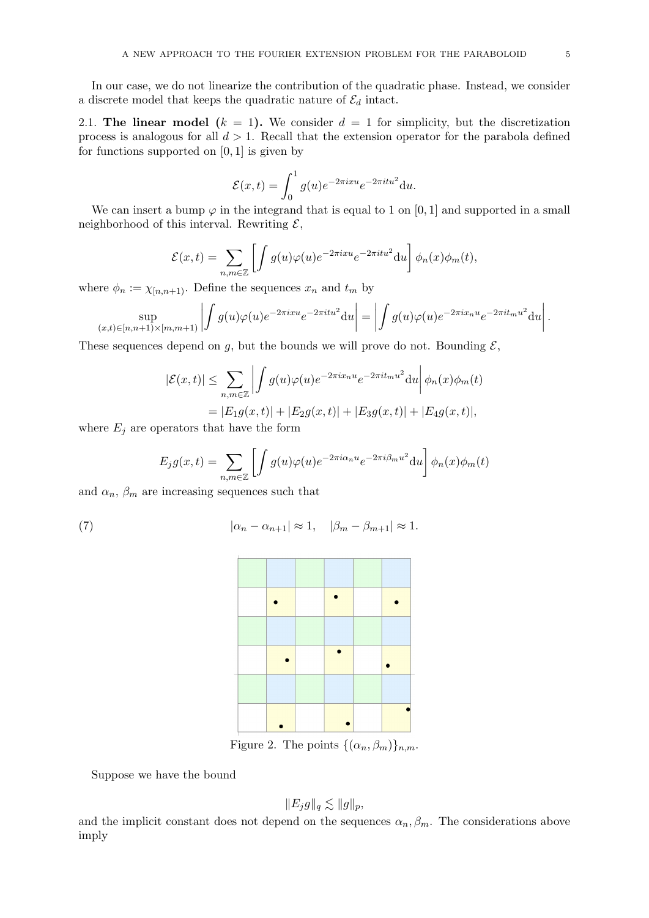In our case, we do not linearize the contribution of the quadratic phase. Instead, we consider a discrete model that keeps the quadratic nature of $\mathcal{E}_d$ intact.

2.1. **The linear model ($k = 1$).** We consider $d = 1$ for simplicity, but the discretization process is analogous for all $d > 1$. Recall that the extension operator for the parabola defined for functions supported on $[0, 1]$ is given by

$$\mathcal{E}(x,t) = \int_0^1 g(u) e^{-2\pi i x u} e^{-2\pi i t u^2} \mathrm{d}u.$$

We can insert a bump $\varphi$ in the integrand that is equal to 1 on $[0, 1]$ and supported in a small neighborhood of this interval. Rewriting $\mathcal{E}$,

$$\mathcal{E}(x,t) = \sum_{n,m\in\mathbb{Z}} \left[ \int g(u)\varphi(u) e^{-2\pi i x u} e^{-2\pi i t u^2} \mathrm{d}u \right] \phi_n(x)\phi_m(t),$$

where $\phi_n := \chi_{[n,n+1)}$. Define the sequences $x_n$ and $t_m$ by

$$\sup_{(x,t)\in[n,n+1)\times[m,m+1)} \left| \int g(u)\varphi(u) e^{-2\pi i x u} e^{-2\pi i t u^2} \mathrm{d}u \right| = \left| \int g(u)\varphi(u) e^{-2\pi i x_n u} e^{-2\pi i t_m u^2} \mathrm{d}u \right|.$$

These sequences depend on $g$, but the bounds we will prove do not. Bounding $\mathcal{E}$,

$$\begin{aligned} |\mathcal{E}(x,t)| &\leq \sum_{n,m\in\mathbb{Z}} \left| \int g(u)\varphi(u) e^{-2\pi i x_n u} e^{-2\pi i t_m u^2} \mathrm{d}u \right| \phi_n(x)\phi_m(t) \\ &= |E_1 g(x,t)| + |E_2 g(x,t)| + |E_3 g(x,t)| + |E_4 g(x,t)|, \end{aligned}$$

where $E_j$ are operators that have the form

$$E_j g(x,t) = \sum_{n,m\in\mathbb{Z}} \left[ \int g(u)\varphi(u) e^{-2\pi i \alpha_n u} e^{-2\pi i \beta_m u^2} \mathrm{d}u \right] \phi_n(x)\phi_m(t)$$

and $\alpha_n$, $\beta_m$ are increasing sequences such that

$$|\alpha_n - \alpha_{n+1}| \approx 1, \quad |\beta_m - \beta_{m+1}| \approx 1. \tag{7}$$

Figure 2. The points $\{(\alpha_n, \beta_m)\}_{n,m}$.

Suppose we have the bound

$$\|E_j g\|_q \lesssim \|g\|_p,$$

and the implicit constant does not depend on the sequences $\alpha_n, \beta_m$. The considerations above imply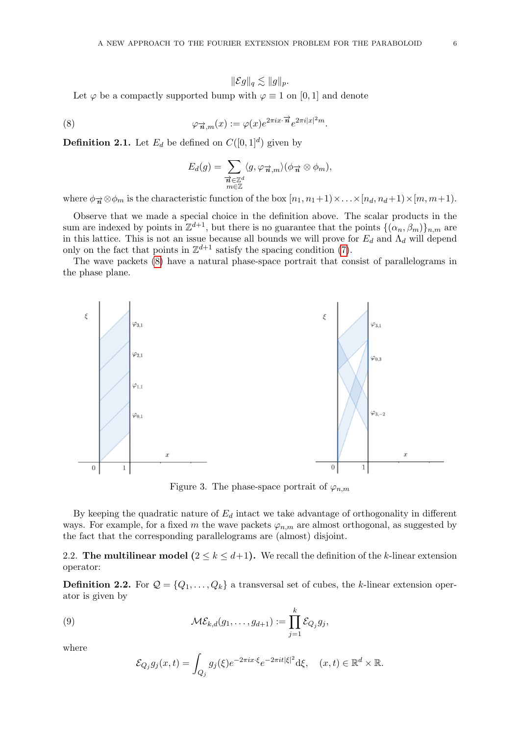$$\|\mathcal{E}g\|_q \lesssim \|g\|_p.$$

Let $\varphi$ be a compactly supported bump with $\varphi \equiv 1$ on $[0,1]$ and denote

$$\varphi_{\vec{n},m}(x) := \varphi(x)e^{2\pi i x\cdot \vec{n}}e^{2\pi i |x|^2 m}. \tag{8}$$

**Definition 2.1.** Let $E_d$ be defined on $C([0,1]^d)$ given by

$$E_d(g) = \sum_{\substack{\vec{n}\in\mathbb{Z}^d \\ m\in\mathbb{Z}}} \langle g, \varphi_{\vec{n},m}\rangle (\phi_{\vec{n}} \otimes \phi_m),$$

where $\phi_{\vec{n}} \otimes \phi_m$ is the characteristic function of the box $[n_1, n_1+1) \times \ldots \times [n_d, n_d+1) \times [m, m+1)$.

Observe that we made a special choice in the definition above. The scalar products in the sum are indexed by points in $\mathbb{Z}^{d+1}$, but there is no guarantee that the points $\{(\alpha_n, \beta_m)\}_{n,m}$ are in this lattice. This is not an issue because all bounds we will prove for $E_d$ and $\Lambda_d$ will depend only on the fact that points in $\mathbb{Z}^{d+1}$ satisfy the spacing condition (7).

The wave packets (8) have a natural phase-space portrait that consist of parallelograms in the phase plane.

Figure 3. The phase-space portrait of $\varphi_{n,m}$

By keeping the quadratic nature of $E_d$ intact we take advantage of orthogonality in different ways. For example, for a fixed $m$ the wave packets $\varphi_{n,m}$ are almost orthogonal, as suggested by the fact that the corresponding parallelograms are (almost) disjoint.

2.2. **The multilinear model ($2 \le k \le d+1$).** We recall the definition of the $k$-linear extension operator:

**Definition 2.2.** For $\mathcal{Q} = \{Q_1, \ldots, Q_k\}$ a transversal set of cubes, the $k$-linear extension operator is given by

$$\mathcal{ME}_{k,d}(g_1, \ldots, g_{d+1}) := \prod_{j=1}^{k} \mathcal{E}_{Q_j} g_j, \tag{9}$$

where

$$\mathcal{E}_{Q_j} g_j(x,t) = \int_{Q_j} g_j(\xi) e^{-2\pi i x\cdot\xi} e^{-2\pi i t|\xi|^2} \mathrm{d}\xi, \quad (x,t) \in \mathbb{R}^d \times \mathbb{R}.$$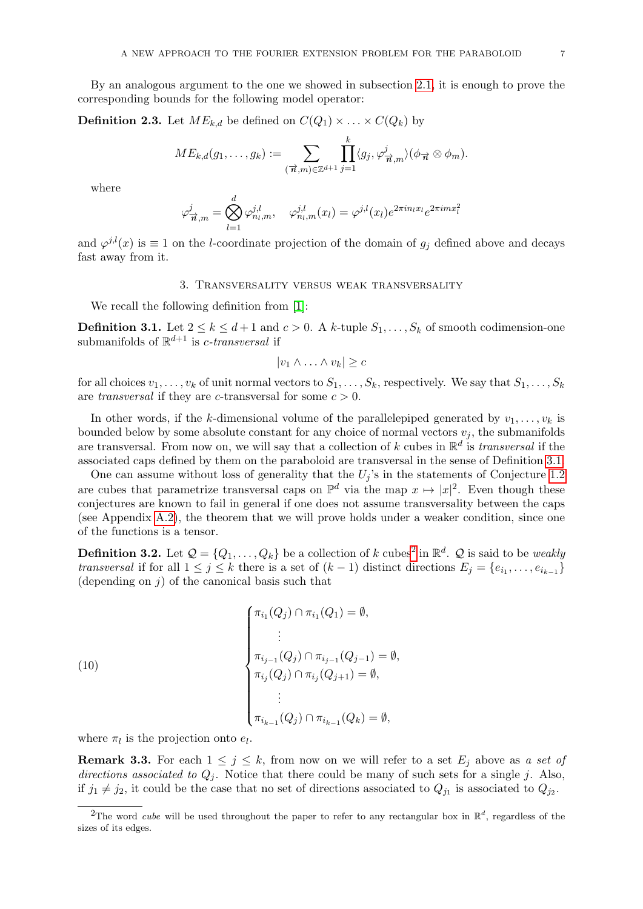By an analogous argument to the one we showed in subsection 2.1, it is enough to prove the corresponding bounds for the following model operator:

**Definition 2.3.** Let $ME_{k,d}$ be defined on $C(Q_1) \times \ldots \times C(Q_k)$ by

$$ME_{k,d}(g_1, \ldots, g_k) := \sum_{(\vec{n},m) \in \mathbb{Z}^{d+1}} \prod_{j=1}^{k} \langle g_j, \varphi^j_{\vec{n},m} \rangle (\phi_{\vec{n}} \otimes \phi_m).$$

where

$$\varphi^j_{\vec{n},m} = \bigotimes_{l=1}^{d} \varphi^{j,l}_{n_l,m}, \quad \varphi^{j,l}_{n_l,m}(x_l) = \varphi^{j,l}(x_l) e^{2\pi i n_l x_l} e^{2\pi i m x_l^2}$$

and $\varphi^{j,l}(x)$ is $\equiv 1$ on the $l$-coordinate projection of the domain of $g_j$ defined above and decays fast away from it.

## 3. Transversality versus weak transversality

We recall the following definition from [1]:

**Definition 3.1.** Let $2 \leq k \leq d+1$ and $c > 0$. A $k$-tuple $S_1, \ldots, S_k$ of smooth codimension-one submanifolds of $\mathbb{R}^{d+1}$ is *$c$-transversal* if

$$|v_1 \wedge \ldots \wedge v_k| \geq c$$

for all choices $v_1, \ldots, v_k$ of unit normal vectors to $S_1, \ldots, S_k$, respectively. We say that $S_1, \ldots, S_k$ are *transversal* if they are $c$-transversal for some $c > 0$.

In other words, if the $k$-dimensional volume of the parallelepiped generated by $v_1, \ldots, v_k$ is bounded below by some absolute constant for any choice of normal vectors $v_j$, the submanifolds are transversal. From now on, we will say that a collection of $k$ cubes in $\mathbb{R}^d$ is *transversal* if the associated caps defined by them on the paraboloid are transversal in the sense of Definition 3.1.

One can assume without loss of generality that the $U_j$'s in the statements of Conjecture 1.2 are cubes that parametrize transversal caps on $\mathbb{P}^d$ via the map $x \mapsto |x|^2$. Even though these conjectures are known to fail in general if one does not assume transversality between the caps (see Appendix A.2), the theorem that we will prove holds under a weaker condition, since one of the functions is a tensor.

**Definition 3.2.** Let $\mathcal{Q} = \{Q_1, \ldots, Q_k\}$ be a collection of $k$ cubes[2] in $\mathbb{R}^d$. $\mathcal{Q}$ is said to be *weakly transversal* if for all $1 \leq j \leq k$ there is a set of $(k-1)$ distinct directions $E_j = \{e_{i_1}, \ldots, e_{i_{k-1}}\}$ (depending on $j$) of the canonical basis such that

$$\begin{cases} \pi_{i_1}(Q_j) \cap \pi_{i_1}(Q_1) = \emptyset, \\ \quad \vdots \\ \pi_{i_{j-1}}(Q_j) \cap \pi_{i_{j-1}}(Q_{j-1}) = \emptyset, \\ \pi_{i_j}(Q_j) \cap \pi_{i_j}(Q_{j+1}) = \emptyset, \\ \quad \vdots \\ \pi_{i_{k-1}}(Q_j) \cap \pi_{i_{k-1}}(Q_k) = \emptyset, \end{cases} \tag{10}$$

where $\pi_l$ is the projection onto $e_l$.

**Remark 3.3.** For each $1 \leq j \leq k$, from now on we will refer to a set $E_j$ above as *a set of directions associated to $Q_j$*. Notice that there could be many of such sets for a single $j$. Also, if $j_1 \neq j_2$, it could be the case that no set of directions associated to $Q_{j_1}$ is associated to $Q_{j_2}$.

[2] The word *cube* will be used throughout the paper to refer to any rectangular box in $\mathbb{R}^d$, regardless of the sizes of its edges.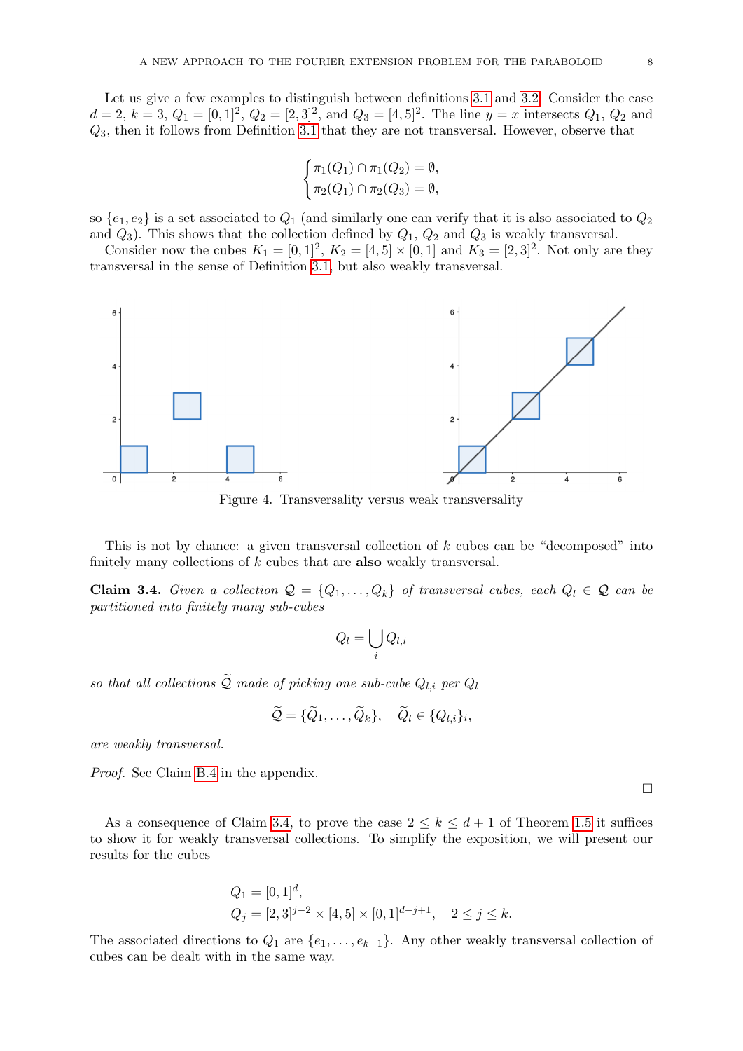Let us give a few examples to distinguish between definitions 3.1 and 3.2. Consider the case $d = 2$, $k = 3$, $Q_1 = [0,1]^2$, $Q_2 = [2,3]^2$, and $Q_3 = [4,5]^2$. The line $y = x$ intersects $Q_1$, $Q_2$ and $Q_3$, then it follows from Definition 3.1 that they are not transversal. However, observe that

$$\begin{cases} \pi_1(Q_1) \cap \pi_1(Q_2) = \emptyset, \\ \pi_2(Q_1) \cap \pi_2(Q_3) = \emptyset, \end{cases}$$

so $\{e_1, e_2\}$ is a set associated to $Q_1$ (and similarly one can verify that it is also associated to $Q_2$ and $Q_3$). This shows that the collection defined by $Q_1$, $Q_2$ and $Q_3$ is weakly transversal.

Consider now the cubes $K_1 = [0,1]^2$, $K_2 = [4,5] \times [0,1]$ and $K_3 = [2,3]^2$. Not only are they transversal in the sense of Definition 3.1, but also weakly transversal.

Figure 4. Transversality versus weak transversality

This is not by chance: a given transversal collection of $k$ cubes can be "decomposed" into finitely many collections of $k$ cubes that are **also** weakly transversal.

**Claim 3.4.** *Given a collection $\mathcal{Q} = \{Q_1, \dots, Q_k\}$ of transversal cubes, each $Q_l \in \mathcal{Q}$ can be partitioned into finitely many sub-cubes*

$$Q_l = \bigcup_i Q_{l,i}$$

*so that all collections $\widetilde{\mathcal{Q}}$ made of picking one sub-cube $Q_{l,i}$ per $Q_l$*

$$\widetilde{\mathcal{Q}} = \{\widetilde{Q}_1, \dots, \widetilde{Q}_k\}, \quad \widetilde{Q}_l \in \{Q_{l,i}\}_i,$$

*are weakly transversal.*

*Proof.* See Claim B.4 in the appendix. □

As a consequence of Claim 3.4, to prove the case $2 \le k \le d+1$ of Theorem 1.5 it suffices to show it for weakly transversal collections. To simplify the exposition, we will present our results for the cubes

$$\begin{aligned} Q_1 &= [0,1]^d, \\ Q_j &= [2,3]^{j-2} \times [4,5] \times [0,1]^{d-j+1}, \quad 2 \le j \le k. \end{aligned}$$

The associated directions to $Q_1$ are $\{e_1, \dots, e_{k-1}\}$. Any other weakly transversal collection of cubes can be dealt with in the same way.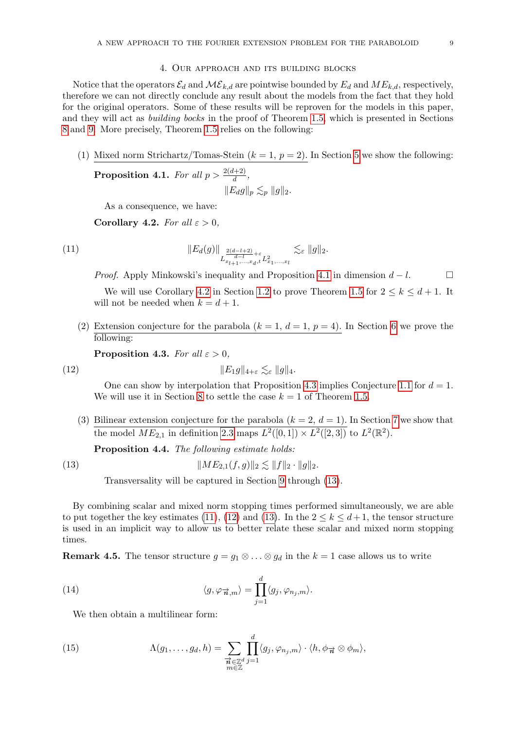## 4. Our approach and its building blocks

Notice that the operators $\mathcal{E}_d$ and $\mathcal{ME}_{k,d}$ are pointwise bounded by $E_d$ and $ME_{k,d}$, respectively, therefore we can not directly conclude any result about the models from the fact that they hold for the original operators. Some of these results will be reproven for the models in this paper, and they will act as *building bocks* in the proof of Theorem 1.5, which is presented in Sections 8 and 9. More precisely, Theorem 1.5 relies on the following:

(1) Mixed norm Strichartz/Tomas-Stein ($k = 1$, $p = 2$). In Section 5 we show the following:

**Proposition 4.1.** *For all $p > \frac{2(d+2)}{d}$,*

$$\|E_d g\|_p \lesssim_p \|g\|_2.$$

As a consequence, we have:

**Corollary 4.2.** *For all $\varepsilon > 0$,*

$$\|E_d(g)\|_{L^{\frac{2(d-l+2)}{d-l}+\varepsilon}_{x_{l+1},\ldots,x_d,t} L^2_{x_1,\ldots,x_l}} \lesssim_\varepsilon \|g\|_2. \tag{11}$$

*Proof.* Apply Minkowski's inequality and Proposition 4.1 in dimension $d-l$. $\square$

We will use Corollary 4.2 in Section 1.2 to prove Theorem 1.5 for $2 \le k \le d+1$. It will not be needed when $k = d+1$.

(2) Extension conjecture for the parabola ($k = 1$, $d = 1$, $p = 4$). In Section 6 we prove the following:

**Proposition 4.3.** *For all $\varepsilon > 0$,*

$$\|E_1 g\|_{4+\varepsilon} \lesssim_\varepsilon \|g\|_4. \tag{12}$$

One can show by interpolation that Proposition 4.3 implies Conjecture 1.1 for $d = 1$. We will use it in Section 8 to settle the case $k = 1$ of Theorem 1.5.

(3) Bilinear extension conjecture for the parabola ($k = 2$, $d = 1$). In Section 7 we show that the model $ME_{2,1}$ in definition 2.3 maps $L^2([0,1]) \times L^2([2,3])$ to $L^2(\mathbb{R}^2)$.

**Proposition 4.4.** *The following estimate holds:*

$$\|ME_{2,1}(f,g)\|_2 \lesssim \|f\|_2 \cdot \|g\|_2. \tag{13}$$

Transversality will be captured in Section 9 through (13).

By combining scalar and mixed norm stopping times performed simultaneously, we are able to put together the key estimates (11), (12) and (13). In the $2 \le k \le d+1$, the tensor structure is used in an implicit way to allow us to better relate these scalar and mixed norm stopping times.

**Remark 4.5.** The tensor structure $g = g_1 \otimes \ldots \otimes g_d$ in the $k = 1$ case allows us to write

$$\langle g, \varphi_{\vec{n},m} \rangle = \prod_{j=1}^{d} \langle g_j, \varphi_{n_j,m} \rangle. \tag{14}$$

We then obtain a multilinear form:

$$\Lambda(g_1,\ldots,g_d,h) = \sum_{\substack{\vec{n}\in\mathbb{Z}^d \\ m\in\mathbb{Z}}} \prod_{j=1}^{d} \langle g_j, \varphi_{n_j,m} \rangle \cdot \langle h, \phi_{\vec{n}} \otimes \phi_m \rangle, \tag{15}$$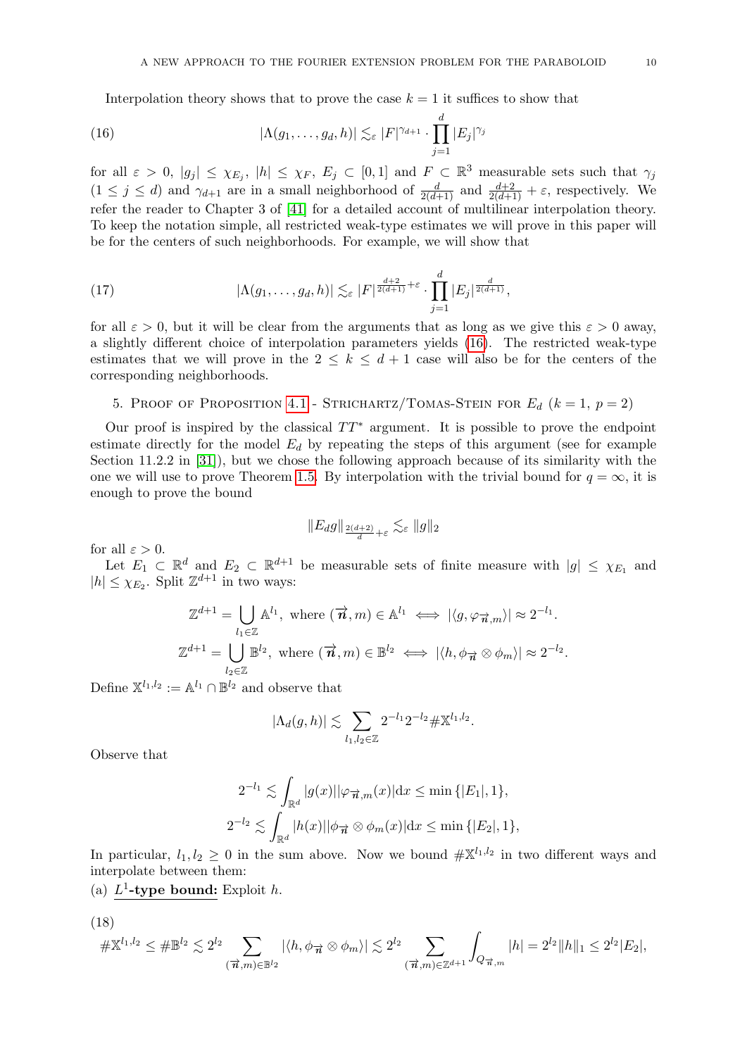Interpolation theory shows that to prove the case $k=1$ it suffices to show that

$$|\Lambda(g_1,\dots,g_d,h)| \lesssim_\varepsilon |F|^{\gamma_{d+1}} \cdot \prod_{j=1}^{d} |E_j|^{\gamma_j} \tag{16}$$

for all $\varepsilon>0$, $|g_j|\le \chi_{E_j}$, $|h|\le\chi_F$, $E_j\subset[0,1]$ and $F\subset\mathbb{R}^3$ measurable sets such that $\gamma_j$ ($1\le j\le d$) and $\gamma_{d+1}$ are in a small neighborhood of $\frac{d}{2(d+1)}$ and $\frac{d+2}{2(d+1)}+\varepsilon$, respectively. We refer the reader to Chapter 3 of [41] for a detailed account of multilinear interpolation theory. To keep the notation simple, all restricted weak-type estimates we will prove in this paper will be for the centers of such neighborhoods. For example, we will show that

$$|\Lambda(g_1,\dots,g_d,h)| \lesssim_\varepsilon |F|^{\frac{d+2}{2(d+1)}+\varepsilon} \cdot \prod_{j=1}^{d} |E_j|^{\frac{d}{2(d+1)}}, \tag{17}$$

for all $\varepsilon>0$, but it will be clear from the arguments that as long as we give this $\varepsilon>0$ away, a slightly different choice of interpolation parameters yields (16). The restricted weak-type estimates that we will prove in the $2\le k\le d+1$ case will also be for the centers of the corresponding neighborhoods.

## 5. Proof of Proposition 4.1 - Strichartz/Tomas-Stein for $E_d$ ($k=1$, $p=2$)

Our proof is inspired by the classical $TT^*$ argument. It is possible to prove the endpoint estimate directly for the model $E_d$ by repeating the steps of this argument (see for example Section 11.2.2 in [31]), but we chose the following approach because of its similarity with the one we will use to prove Theorem 1.5. By interpolation with the trivial bound for $q=\infty$, it is enough to prove the bound

$$\|E_d g\|_{\frac{2(d+2)}{d}+\varepsilon} \lesssim_\varepsilon \|g\|_2$$

for all $\varepsilon>0$.

Let $E_1\subset\mathbb{R}^d$ and $E_2\subset\mathbb{R}^{d+1}$ be measurable sets of finite measure with $|g|\le\chi_{E_1}$ and $|h|\le\chi_{E_2}$. Split $\mathbb{Z}^{d+1}$ in two ways:

$$\mathbb{Z}^{d+1} = \bigcup_{l_1\in\mathbb{Z}} \mathbb{A}^{l_1}, \text{ where } (\vec{n},m)\in\mathbb{A}^{l_1} \iff |\langle g,\varphi_{\vec{n},m}\rangle| \approx 2^{-l_1}.$$

$$\mathbb{Z}^{d+1} = \bigcup_{l_2\in\mathbb{Z}} \mathbb{B}^{l_2}, \text{ where } (\vec{n},m)\in\mathbb{B}^{l_2} \iff |\langle h,\phi_{\vec{n}}\otimes\phi_m\rangle| \approx 2^{-l_2}.$$

Define $\mathbb{X}^{l_1,l_2} := \mathbb{A}^{l_1}\cap\mathbb{B}^{l_2}$ and observe that

$$|\Lambda_d(g,h)| \lesssim \sum_{l_1,l_2\in\mathbb{Z}} 2^{-l_1}2^{-l_2}\#\mathbb{X}^{l_1,l_2}.$$

Observe that

$$2^{-l_1} \lesssim \int_{\mathbb{R}^d} |g(x)||\varphi_{\vec{n},m}(x)|\mathrm{d}x \le \min\{|E_1|,1\},$$
$$2^{-l_2} \lesssim \int_{\mathbb{R}^d} |h(x)||\phi_{\vec{n}}\otimes\phi_m(x)|\mathrm{d}x \le \min\{|E_2|,1\},$$

In particular, $l_1,l_2\ge 0$ in the sum above. Now we bound $\#\mathbb{X}^{l_1,l_2}$ in two different ways and interpolate between them:

(a) **$L^1$-type bound:** Exploit $h$.

$$\#\mathbb{X}^{l_1,l_2} \le \#\mathbb{B}^{l_2} \lesssim 2^{l_2} \sum_{(\vec{n},m)\in\mathbb{B}^{l_2}} |\langle h,\phi_{\vec{n}}\otimes\phi_m\rangle| \lesssim 2^{l_2} \sum_{(\vec{n},m)\in\mathbb{Z}^{d+1}} \int_{Q_{\vec{n},m}} |h| = 2^{l_2}\|h\|_1 \le 2^{l_2}|E_2|, \tag{18}$$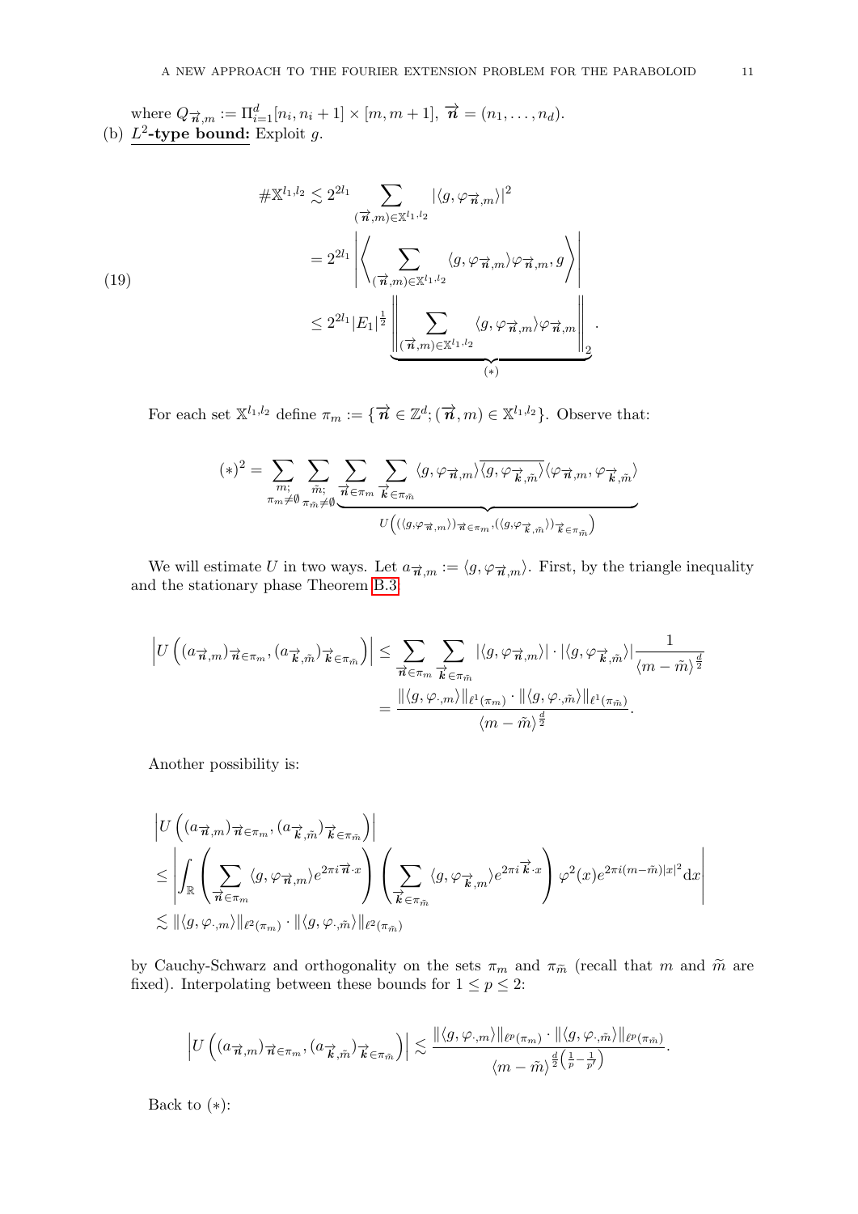where $Q_{\vec{n},m} := \Pi_{i=1}^d [n_i, n_i+1] \times [m, m+1]$, $\vec{n} = (n_1, \ldots, n_d)$.

(b) **$L^2$-type bound:** Exploit $g$.

$$
\begin{aligned}
\#\mathbb{X}^{l_1,l_2} &\lesssim 2^{2l_1} \sum_{(\vec{n},m)\in\mathbb{X}^{l_1,l_2}} |\langle g, \varphi_{\vec{n},m}\rangle|^2 \\
&= 2^{2l_1} \left| \left\langle \sum_{(\vec{n},m)\in\mathbb{X}^{l_1,l_2}} \langle g, \varphi_{\vec{n},m}\rangle \varphi_{\vec{n},m}, g \right\rangle \right| \\
&\leq 2^{2l_1} |E_1|^{\frac{1}{2}} \underbrace{\left\| \sum_{(\vec{n},m)\in\mathbb{X}^{l_1,l_2}} \langle g, \varphi_{\vec{n},m}\rangle \varphi_{\vec{n},m} \right\|_2}_{(*)}.
\end{aligned} \tag{19}
$$

For each set $\mathbb{X}^{l_1,l_2}$ define $\pi_m := \{\vec{n} \in \mathbb{Z}^d; (\vec{n}, m) \in \mathbb{X}^{l_1,l_2}\}$. Observe that:

$$
(*)^2 = \sum_{\substack{m;\\ \pi_m \neq \emptyset}} \sum_{\substack{\tilde{m};\\ \pi_{\tilde{m}} \neq \emptyset}} \underbrace{\sum_{\vec{n}\in\pi_m} \sum_{\vec{k}\in\pi_{\tilde{m}}} \langle g, \varphi_{\vec{n},m}\rangle \overline{\langle g, \varphi_{\vec{k},\tilde{m}}\rangle} \langle \varphi_{\vec{n},m}, \varphi_{\vec{k},\tilde{m}}\rangle}_{U\left((\langle g,\varphi_{\vec{n},m}\rangle)_{\vec{n}\in\pi_m}, (\langle g,\varphi_{\vec{k},\tilde{m}}\rangle)_{\vec{k}\in\pi_{\tilde{m}}}\right)}
$$

We will estimate $U$ in two ways. Let $a_{\vec{n},m} := \langle g, \varphi_{\vec{n},m}\rangle$. First, by the triangle inequality and the stationary phase Theorem B.3:

$$
\begin{aligned}
\left| U\left((a_{\vec{n},m})_{\vec{n}\in\pi_m}, (a_{\vec{k},\tilde{m}})_{\vec{k}\in\pi_{\tilde{m}}}\right)\right| &\leq \sum_{\vec{n}\in\pi_m} \sum_{\vec{k}\in\pi_{\tilde{m}}} |\langle g, \varphi_{\vec{n},m}\rangle| \cdot |\langle g, \varphi_{\vec{k},\tilde{m}}\rangle| \frac{1}{\langle m-\tilde{m}\rangle^{\frac{d}{2}}} \\
&= \frac{\|\langle g, \varphi_{\cdot,m}\rangle\|_{\ell^1(\pi_m)} \cdot \|\langle g, \varphi_{\cdot,\tilde{m}}\rangle\|_{\ell^1(\pi_{\tilde{m}})}}{\langle m-\tilde{m}\rangle^{\frac{d}{2}}}.
\end{aligned}
$$

Another possibility is:

$$
\begin{aligned}
&\left| U\left((a_{\vec{n},m})_{\vec{n}\in\pi_m}, (a_{\vec{k},\tilde{m}})_{\vec{k}\in\pi_{\tilde{m}}}\right)\right| \\
&\leq \left| \int_{\mathbb{R}} \left( \sum_{\vec{n}\in\pi_m} \langle g, \varphi_{\vec{n},m}\rangle e^{2\pi i \vec{n}\cdot x} \right) \left( \sum_{\vec{k}\in\pi_{\tilde{m}}} \langle g, \varphi_{\vec{k},m}\rangle e^{2\pi i \vec{k}\cdot x} \right) \varphi^2(x) e^{2\pi i (m-\tilde{m})|x|^2} \mathrm{d}x \right| \\
&\lesssim \|\langle g, \varphi_{\cdot,m}\rangle\|_{\ell^2(\pi_m)} \cdot \|\langle g, \varphi_{\cdot,\tilde{m}}\rangle\|_{\ell^2(\pi_{\tilde{m}})}
\end{aligned}
$$

by Cauchy-Schwarz and orthogonality on the sets $\pi_m$ and $\pi_{\tilde{m}}$ (recall that $m$ and $\tilde{m}$ are fixed). Interpolating between these bounds for $1 \leq p \leq 2$:

$$
\left| U\left((a_{\vec{n},m})_{\vec{n}\in\pi_m}, (a_{\vec{k},\tilde{m}})_{\vec{k}\in\pi_{\tilde{m}}}\right)\right| \lesssim \frac{\|\langle g, \varphi_{\cdot,m}\rangle\|_{\ell^p(\pi_m)} \cdot \|\langle g, \varphi_{\cdot,\tilde{m}}\rangle\|_{\ell^p(\pi_{\tilde{m}})}}{\langle m-\tilde{m}\rangle^{\frac{d}{2}\left(\frac{1}{p}-\frac{1}{p'}\right)}}.
$$

Back to $(*)$: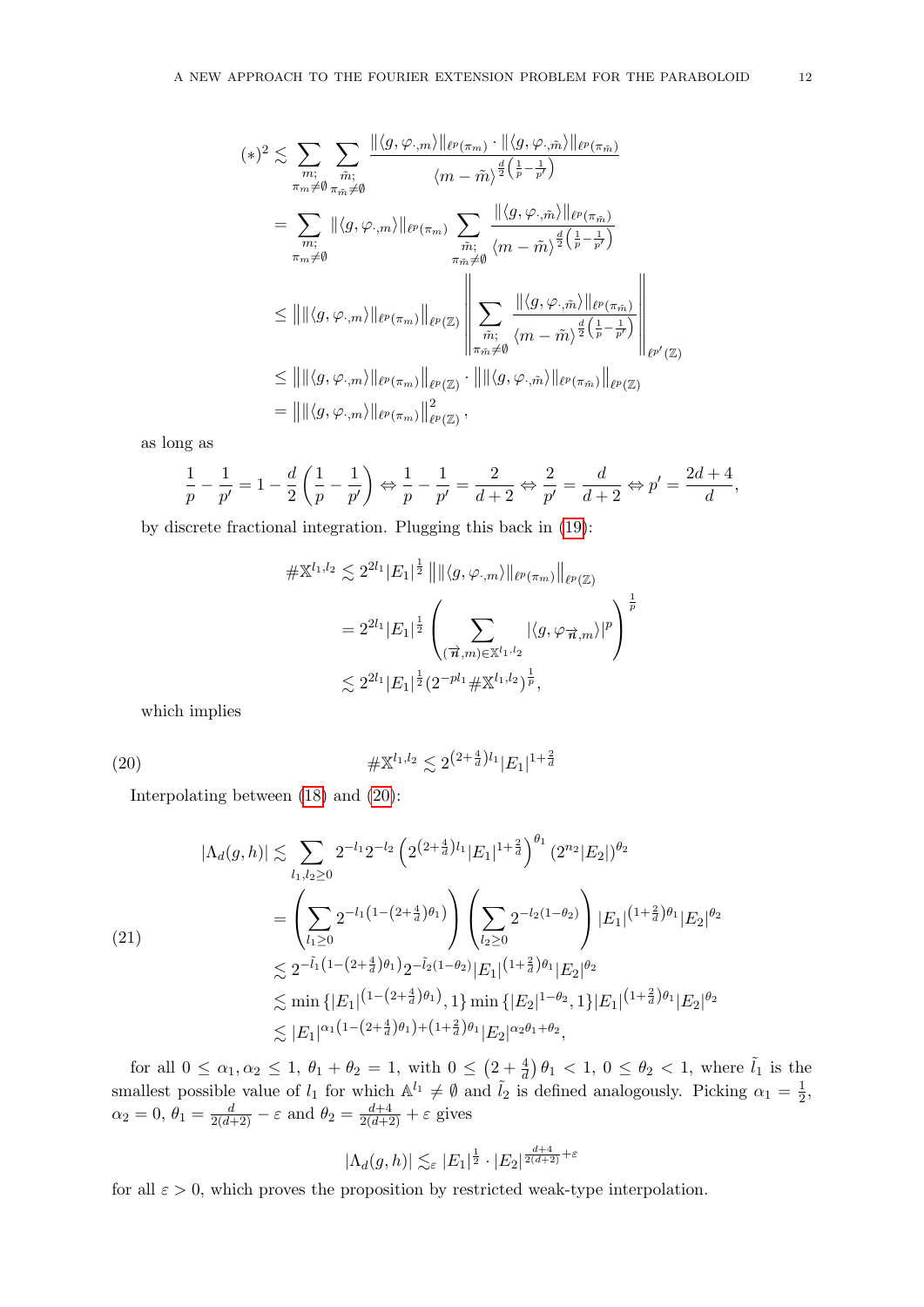$$
\begin{aligned}
(*)^2 &\lesssim \sum_{\substack{m;\\ \pi_m \neq \emptyset}} \sum_{\substack{\tilde{m};\\ \pi_{\tilde{m}} \neq \emptyset}} \frac{\|\langle g, \varphi_{\cdot,m}\rangle\|_{\ell^p(\pi_m)} \cdot \|\langle g, \varphi_{\cdot,\tilde{m}}\rangle\|_{\ell^p(\pi_{\tilde{m}})}}{\langle m - \tilde{m}\rangle^{\frac{d}{2}\left(\frac{1}{p} - \frac{1}{p'}\right)}} \\
&= \sum_{\substack{m;\\ \pi_m \neq \emptyset}} \|\langle g, \varphi_{\cdot,m}\rangle\|_{\ell^p(\pi_m)} \sum_{\substack{\tilde{m};\\ \pi_{\tilde{m}} \neq \emptyset}} \frac{\|\langle g, \varphi_{\cdot,\tilde{m}}\rangle\|_{\ell^p(\pi_{\tilde{m}})}}{\langle m - \tilde{m}\rangle^{\frac{d}{2}\left(\frac{1}{p} - \frac{1}{p'}\right)}} \\
&\leq \left\| \|\langle g, \varphi_{\cdot,m}\rangle\|_{\ell^p(\pi_m)} \right\|_{\ell^p(\mathbb{Z})} \left\| \sum_{\substack{\tilde{m};\\ \pi_{\tilde{m}} \neq \emptyset}} \frac{\|\langle g, \varphi_{\cdot,\tilde{m}}\rangle\|_{\ell^p(\pi_{\tilde{m}})}}{\langle m - \tilde{m}\rangle^{\frac{d}{2}\left(\frac{1}{p} - \frac{1}{p'}\right)}} \right\|_{\ell^{p'}(\mathbb{Z})} \\
&\leq \left\| \|\langle g, \varphi_{\cdot,m}\rangle\|_{\ell^p(\pi_m)} \right\|_{\ell^p(\mathbb{Z})} \cdot \left\| \|\langle g, \varphi_{\cdot,\tilde{m}}\rangle\|_{\ell^p(\pi_{\tilde{m}})} \right\|_{\ell^p(\mathbb{Z})} \\
&= \left\| \|\langle g, \varphi_{\cdot,m}\rangle\|_{\ell^p(\pi_m)} \right\|_{\ell^p(\mathbb{Z})}^2,
\end{aligned}
$$

as long as

$$
\frac{1}{p} - \frac{1}{p'} = 1 - \frac{d}{2}\left(\frac{1}{p} - \frac{1}{p'}\right) \Leftrightarrow \frac{1}{p} - \frac{1}{p'} = \frac{2}{d+2} \Leftrightarrow \frac{2}{p'} = \frac{d}{d+2} \Leftrightarrow p' = \frac{2d+4}{d},
$$

by discrete fractional integration. Plugging this back in (19):

$$
\begin{aligned}
\#\mathbb{X}^{l_1,l_2} &\lesssim 2^{2l_1}|E_1|^{\frac{1}{2}} \left\| \|\langle g, \varphi_{\cdot,m}\rangle\|_{\ell^p(\pi_m)} \right\|_{\ell^p(\mathbb{Z})} \\
&= 2^{2l_1}|E_1|^{\frac{1}{2}} \left( \sum_{(\vec{n},m) \in \mathbb{X}^{l_1,l_2}} |\langle g, \varphi_{\vec{n},m}\rangle|^p \right)^{\frac{1}{p}} \\
&\lesssim 2^{2l_1}|E_1|^{\frac{1}{2}} (2^{-pl_1}\#\mathbb{X}^{l_1,l_2})^{\frac{1}{p}},
\end{aligned}
$$

which implies

$$
\#\mathbb{X}^{l_1,l_2} \lesssim 2^{\left(2+\frac{4}{d}\right)l_1}|E_1|^{1+\frac{2}{d}} \tag{20}
$$

Interpolating between (18) and (20):

$$
\begin{aligned}
|\Lambda_d(g,h)| &\lesssim \sum_{l_1,l_2 \geq 0} 2^{-l_1}2^{-l_2} \left(2^{\left(2+\frac{4}{d}\right)l_1}|E_1|^{1+\frac{2}{d}}\right)^{\theta_1} (2^{n_2}|E_2|)^{\theta_2} \\
&= \left(\sum_{l_1 \geq 0} 2^{-l_1\left(1-\left(2+\frac{4}{d}\right)\theta_1\right)}\right) \left(\sum_{l_2 \geq 0} 2^{-l_2(1-\theta_2)}\right) |E_1|^{\left(1+\frac{2}{d}\right)\theta_1}|E_2|^{\theta_2} \\
&\lesssim 2^{-\tilde{l}_1\left(1-\left(2+\frac{4}{d}\right)\theta_1\right)}2^{-\tilde{l}_2(1-\theta_2)}|E_1|^{\left(1+\frac{2}{d}\right)\theta_1}|E_2|^{\theta_2} \\
&\lesssim \min\left\{|E_1|^{\left(1-\left(2+\frac{4}{d}\right)\theta_1\right)}, 1\right\} \min\left\{|E_2|^{1-\theta_2}, 1\right\}|E_1|^{\left(1+\frac{2}{d}\right)\theta_1}|E_2|^{\theta_2} \\
&\lesssim |E_1|^{\alpha_1\left(1-\left(2+\frac{4}{d}\right)\theta_1\right)+\left(1+\frac{2}{d}\right)\theta_1}|E_2|^{\alpha_2\theta_1+\theta_2},
\end{aligned} \tag{21}
$$

for all $0 \leq \alpha_1, \alpha_2 \leq 1$, $\theta_1 + \theta_2 = 1$, with $0 \leq \left(2+\frac{4}{d}\right)\theta_1 < 1$, $0 \leq \theta_2 < 1$, where $\tilde{l}_1$ is the smallest possible value of $l_1$ for which $\mathbb{A}^{l_1} \neq \emptyset$ and $\tilde{l}_2$ is defined analogously. Picking $\alpha_1 = \frac{1}{2}$, $\alpha_2 = 0$, $\theta_1 = \frac{d}{2(d+2)} - \varepsilon$ and $\theta_2 = \frac{d+4}{2(d+2)} + \varepsilon$ gives

$$
|\Lambda_d(g,h)| \lesssim_\varepsilon |E_1|^{\frac{1}{2}} \cdot |E_2|^{\frac{d+4}{2(d+2)}+\varepsilon}
$$

for all $\varepsilon > 0$, which proves the proposition by restricted weak-type interpolation.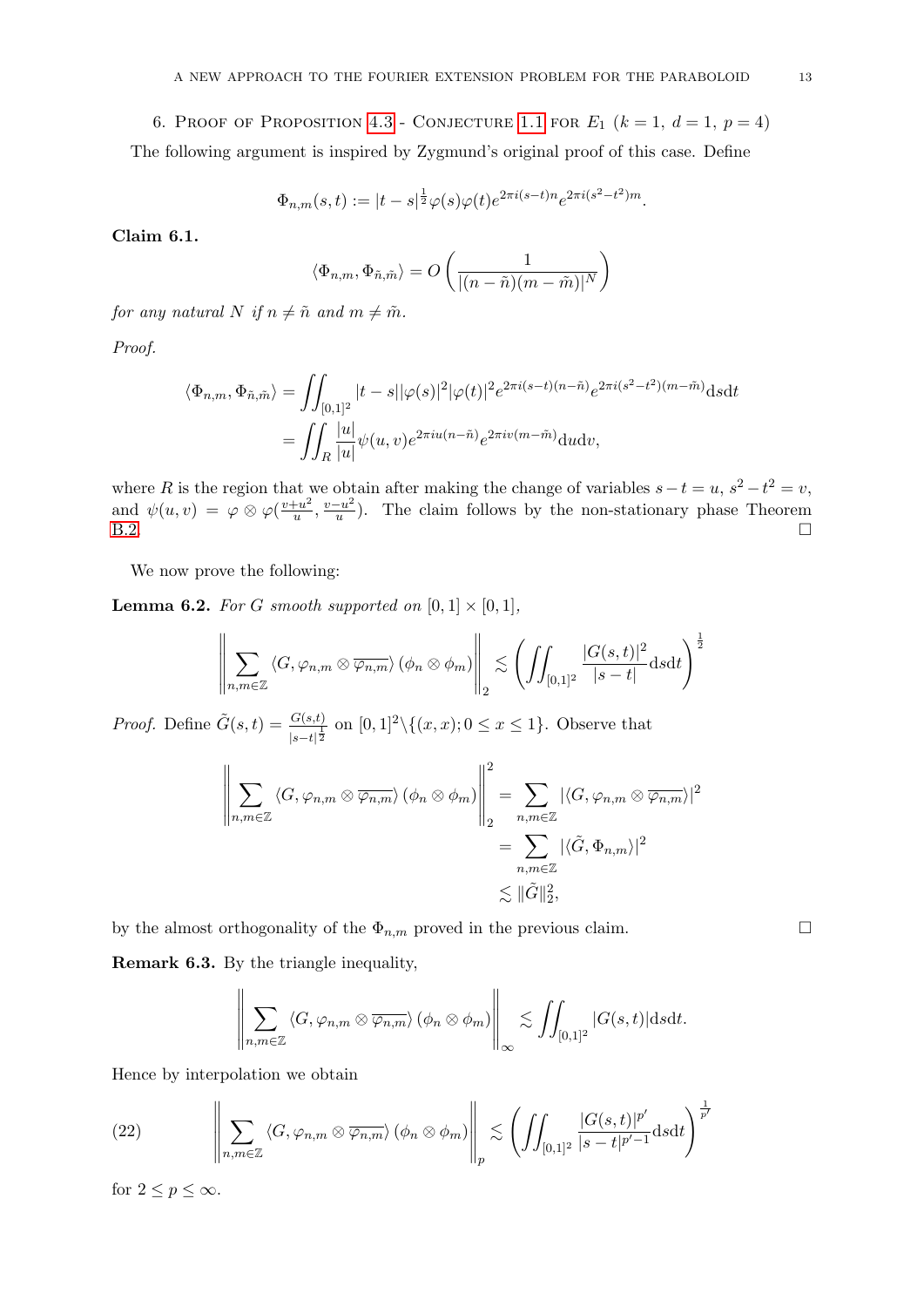## 6. Proof of Proposition 4.3 - Conjecture 1.1 for $E_1$ ($k = 1,\ d = 1,\ p = 4$)

The following argument is inspired by Zygmund's original proof of this case. Define

$$\Phi_{n,m}(s,t) := |t-s|^{\frac{1}{2}}\varphi(s)\varphi(t)e^{2\pi i(s-t)n}e^{2\pi i(s^2-t^2)m}.$$

**Claim 6.1.**

$$\langle \Phi_{n,m}, \Phi_{\tilde{n},\tilde{m}} \rangle = O\left(\frac{1}{|(n-\tilde{n})(m-\tilde{m})|^N}\right)$$

*for any natural $N$ if $n \neq \tilde{n}$ and $m \neq \tilde{m}$.*

*Proof.*

$$\begin{aligned}
\langle \Phi_{n,m}, \Phi_{\tilde{n},\tilde{m}} \rangle &= \iint_{[0,1]^2} |t-s||\varphi(s)|^2|\varphi(t)|^2 e^{2\pi i(s-t)(n-\tilde{n})}e^{2\pi i(s^2-t^2)(m-\tilde{m})}\mathrm{d}s\mathrm{d}t \\
&= \iint_R \frac{|u|}{|u|}\psi(u,v)e^{2\pi i u(n-\tilde{n})}e^{2\pi i v(m-\tilde{m})}\mathrm{d}u\mathrm{d}v,
\end{aligned}$$

where $R$ is the region that we obtain after making the change of variables $s-t=u$, $s^2-t^2=v$, and $\psi(u,v) = \varphi\otimes\varphi(\frac{v+u^2}{u}, \frac{v-u^2}{u})$. The claim follows by the non-stationary phase Theorem B.2. $\square$

We now prove the following:

**Lemma 6.2.** *For $G$ smooth supported on $[0,1]\times[0,1]$,*

$$\left\| \sum_{n,m\in\mathbb{Z}} \langle G, \varphi_{n,m}\otimes\overline{\varphi_{n,m}}\rangle (\phi_n\otimes\phi_m) \right\|_2 \lesssim \left(\iint_{[0,1]^2} \frac{|G(s,t)|^2}{|s-t|}\mathrm{d}s\mathrm{d}t\right)^{\frac{1}{2}}$$

*Proof.* Define $\tilde{G}(s,t) = \frac{G(s,t)}{|s-t|^{\frac{1}{2}}}$ on $[0,1]^2\backslash\{(x,x); 0\leq x\leq 1\}$. Observe that

$$\begin{aligned}
\left\| \sum_{n,m\in\mathbb{Z}} \langle G, \varphi_{n,m}\otimes\overline{\varphi_{n,m}}\rangle (\phi_n\otimes\phi_m) \right\|_2^2 &= \sum_{n,m\in\mathbb{Z}} |\langle G, \varphi_{n,m}\otimes\overline{\varphi_{n,m}}\rangle|^2 \\
&= \sum_{n,m\in\mathbb{Z}} |\langle \tilde{G}, \Phi_{n,m}\rangle|^2 \\
&\lesssim \|\tilde{G}\|_2^2,
\end{aligned}$$

by the almost orthogonality of the $\Phi_{n,m}$ proved in the previous claim. $\square$

**Remark 6.3.** By the triangle inequality,

$$\left\| \sum_{n,m\in\mathbb{Z}} \langle G, \varphi_{n,m}\otimes\overline{\varphi_{n,m}}\rangle (\phi_n\otimes\phi_m) \right\|_\infty \lesssim \iint_{[0,1]^2} |G(s,t)|\mathrm{d}s\mathrm{d}t.$$

Hence by interpolation we obtain

$$\left\| \sum_{n,m\in\mathbb{Z}} \langle G, \varphi_{n,m}\otimes\overline{\varphi_{n,m}}\rangle (\phi_n\otimes\phi_m) \right\|_p \lesssim \left(\iint_{[0,1]^2} \frac{|G(s,t)|^{p'}}{|s-t|^{p'-1}}\mathrm{d}s\mathrm{d}t\right)^{\frac{1}{p'}} \tag{22}$$

for $2\leq p\leq\infty$.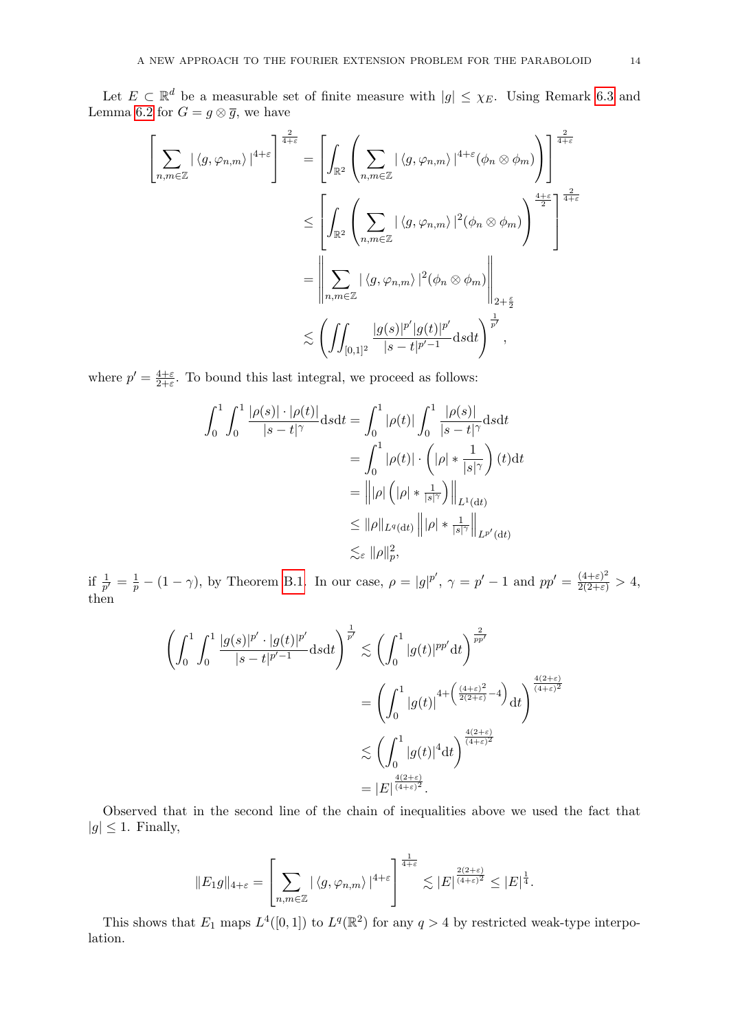Let $E \subset \mathbb{R}^d$ be a measurable set of finite measure with $|g| \leq \chi_E$. Using Remark 6.3 and Lemma 6.2 for $G = g \otimes \overline{g}$, we have

$$
\begin{aligned}
\left[ \sum_{n,m \in \mathbb{Z}} |\langle g, \varphi_{n,m} \rangle|^{4+\varepsilon} \right]^{\frac{2}{4+\varepsilon}} &= \left[ \int_{\mathbb{R}^2} \left( \sum_{n,m \in \mathbb{Z}} |\langle g, \varphi_{n,m} \rangle|^{4+\varepsilon} (\phi_n \otimes \phi_m) \right) \right]^{\frac{2}{4+\varepsilon}} \\
&\leq \left[ \int_{\mathbb{R}^2} \left( \sum_{n,m \in \mathbb{Z}} |\langle g, \varphi_{n,m} \rangle|^{2} (\phi_n \otimes \phi_m) \right)^{\frac{4+\varepsilon}{2}} \right]^{\frac{2}{4+\varepsilon}} \\
&= \left\| \sum_{n,m \in \mathbb{Z}} |\langle g, \varphi_{n,m} \rangle|^{2} (\phi_n \otimes \phi_m) \right\|_{2+\frac{\varepsilon}{2}} \\
&\lesssim \left( \iint_{[0,1]^2} \frac{|g(s)|^{p'} |g(t)|^{p'}}{|s-t|^{p'-1}} \mathrm{d}s\mathrm{d}t \right)^{\frac{1}{p'}},
\end{aligned}
$$

where $p' = \frac{4+\varepsilon}{2+\varepsilon}$. To bound this last integral, we proceed as follows:

$$
\begin{aligned}
\int_0^1 \int_0^1 \frac{|\rho(s)| \cdot |\rho(t)|}{|s-t|^{\gamma}} \mathrm{d}s\mathrm{d}t &= \int_0^1 |\rho(t)| \int_0^1 \frac{|\rho(s)|}{|s-t|^{\gamma}} \mathrm{d}s\mathrm{d}t \\
&= \int_0^1 |\rho(t)| \cdot \left( |\rho| * \frac{1}{|s|^{\gamma}} \right)(t) \mathrm{d}t \\
&= \left\| |\rho| \left( |\rho| * \tfrac{1}{|s|^{\gamma}} \right) \right\|_{L^1(\mathrm{d}t)} \\
&\leq \|\rho\|_{L^q(\mathrm{d}t)} \left\| |\rho| * \tfrac{1}{|s|^{\gamma}} \right\|_{L^{p'}(\mathrm{d}t)} \\
&\lesssim_{\varepsilon} \|\rho\|_p^2,
\end{aligned}
$$

if $\frac{1}{p'} = \frac{1}{p} - (1-\gamma)$, by Theorem B.1. In our case, $\rho = |g|^{p'}$, $\gamma = p' - 1$ and $pp' = \frac{(4+\varepsilon)^2}{2(2+\varepsilon)} > 4$, then

$$
\begin{aligned}
\left( \int_0^1 \int_0^1 \frac{|g(s)|^{p'} \cdot |g(t)|^{p'}}{|s-t|^{p'-1}} \mathrm{d}s\mathrm{d}t \right)^{\frac{1}{p'}} &\lesssim \left( \int_0^1 |g(t)|^{pp'} \mathrm{d}t \right)^{\frac{2}{pp'}} \\
&= \left( \int_0^1 |g(t)|^{4 + \left( \frac{(4+\varepsilon)^2}{2(2+\varepsilon)} - 4 \right)} \mathrm{d}t \right)^{\frac{4(2+\varepsilon)}{(4+\varepsilon)^2}} \\
&\lesssim \left( \int_0^1 |g(t)|^4 \mathrm{d}t \right)^{\frac{4(2+\varepsilon)}{(4+\varepsilon)^2}} \\
&= |E|^{\frac{4(2+\varepsilon)}{(4+\varepsilon)^2}}.
\end{aligned}
$$

Observed that in the second line of the chain of inequalities above we used the fact that $|g| \leq 1$. Finally,

$$
\|E_1 g\|_{4+\varepsilon} = \left[ \sum_{n,m \in \mathbb{Z}} |\langle g, \varphi_{n,m} \rangle|^{4+\varepsilon} \right]^{\frac{1}{4+\varepsilon}} \lesssim |E|^{\frac{2(2+\varepsilon)}{(4+\varepsilon)^2}} \leq |E|^{\frac{1}{4}}.
$$

This shows that $E_1$ maps $L^4([0,1])$ to $L^q(\mathbb{R}^2)$ for any $q > 4$ by restricted weak-type interpolation.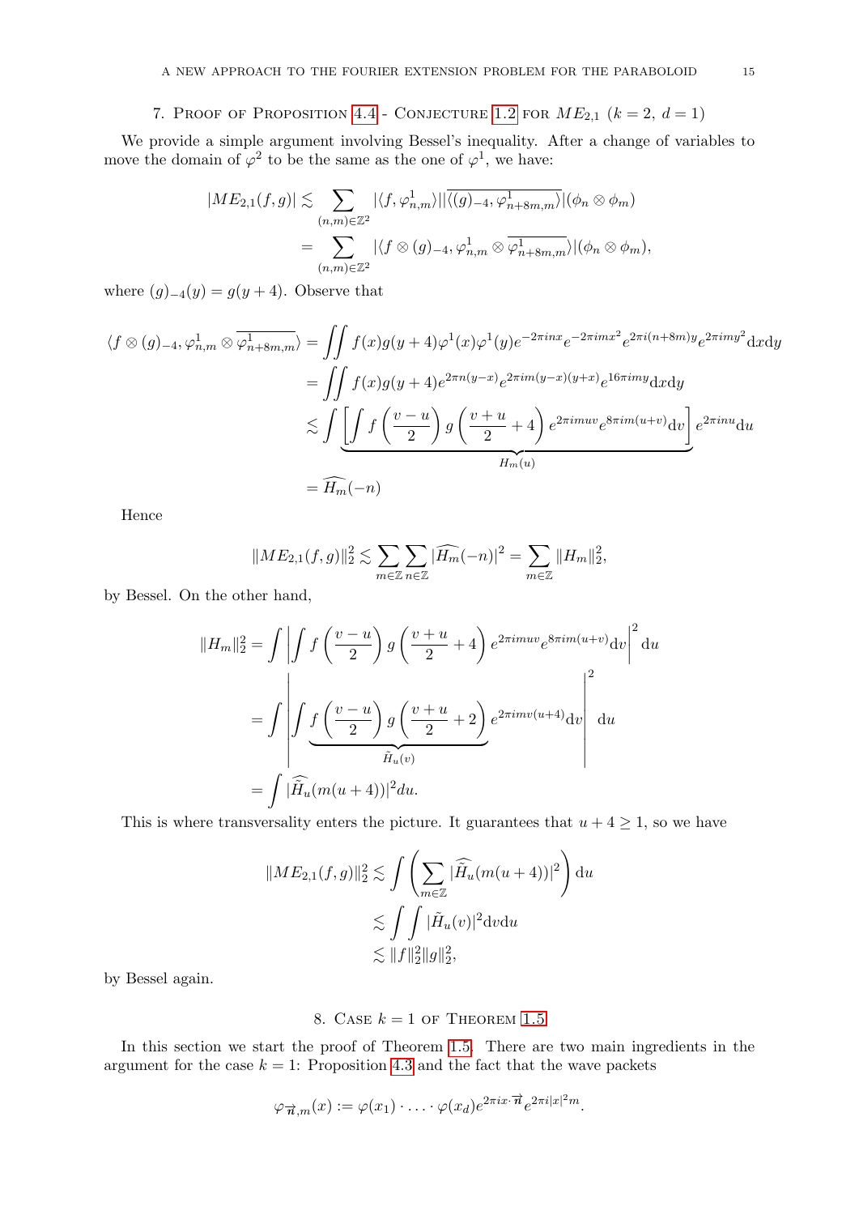## 7. Proof of Proposition 4.4 - Conjecture 1.2 for $ME_{2,1}$ ($k=2$, $d=1$)

We provide a simple argument involving Bessel's inequality. After a change of variables to move the domain of $\varphi^2$ to be the same as the one of $\varphi^1$, we have:

$$
\begin{aligned}
|ME_{2,1}(f,g)| &\lesssim \sum_{(n,m)\in\mathbb{Z}^2} |\langle f, \varphi^1_{n,m}\rangle||\overline{\langle (g)_{-4}, \varphi^1_{n+8m,m}\rangle}|(\phi_n\otimes\phi_m) \\
&= \sum_{(n,m)\in\mathbb{Z}^2} |\langle f\otimes (g)_{-4}, \varphi^1_{n,m}\otimes \overline{\varphi^1_{n+8m,m}}\rangle|(\phi_n\otimes\phi_m),
\end{aligned}
$$

where $(g)_{-4}(y) = g(y+4)$. Observe that

$$
\begin{aligned}
\langle f\otimes (g)_{-4}, \varphi^1_{n,m}\otimes \overline{\varphi^1_{n+8m,m}}\rangle &= \iint f(x)g(y+4)\varphi^1(x)\varphi^1(y)e^{-2\pi i n x}e^{-2\pi i m x^2}e^{2\pi i(n+8m)y}e^{2\pi i m y^2}\mathrm{d}x\mathrm{d}y \\
&= \iint f(x)g(y+4)e^{2\pi n(y-x)}e^{2\pi i m(y-x)(y+x)}e^{16\pi i m y}\mathrm{d}x\mathrm{d}y \\
&\lesssim \int \underbrace{\left[\int f\left(\frac{v-u}{2}\right)g\left(\frac{v+u}{2}+4\right)e^{2\pi i m u v}e^{8\pi i m(u+v)}\mathrm{d}v\right]}_{H_m(u)} e^{2\pi i n u}\mathrm{d}u \\
&= \widehat{H_m}(-n)
\end{aligned}
$$

Hence

$$
\|ME_{2,1}(f,g)\|_2^2 \lesssim \sum_{m\in\mathbb{Z}}\sum_{n\in\mathbb{Z}} |\widehat{H_m}(-n)|^2 = \sum_{m\in\mathbb{Z}} \|H_m\|_2^2,
$$

by Bessel. On the other hand,

$$
\begin{aligned}
\|H_m\|_2^2 &= \int\left|\int f\left(\frac{v-u}{2}\right)g\left(\frac{v+u}{2}+4\right)e^{2\pi i m u v}e^{8\pi i m(u+v)}\mathrm{d}v\right|^2\mathrm{d}u \\
&= \int\left|\int \underbrace{f\left(\frac{v-u}{2}\right)g\left(\frac{v+u}{2}+2\right)}_{\tilde{H}_u(v)} e^{2\pi i m v(u+4)}\mathrm{d}v\right|^2\mathrm{d}u \\
&= \int |\widehat{\tilde{H}_u}(m(u+4))|^2 du.
\end{aligned}
$$

This is where transversality enters the picture. It guarantees that $u+4\geq 1$, so we have

$$
\begin{aligned}
\|ME_{2,1}(f,g)\|_2^2 &\lesssim \int\left(\sum_{m\in\mathbb{Z}} |\widehat{\tilde{H}_u}(m(u+4))|^2\right)\mathrm{d}u \\
&\lesssim \int\int |\tilde{H}_u(v)|^2\mathrm{d}v\mathrm{d}u \\
&\lesssim \|f\|_2^2\|g\|_2^2,
\end{aligned}
$$

by Bessel again.

## 8. Case $k=1$ of Theorem 1.5

In this section we start the proof of Theorem 1.5. There are two main ingredients in the argument for the case $k=1$: Proposition 4.3 and the fact that the wave packets

$$
\varphi_{\vec{n},m}(x) := \varphi(x_1)\cdot\ldots\cdot\varphi(x_d)e^{2\pi i x\cdot\vec{n}}e^{2\pi i|x|^2 m}.
$$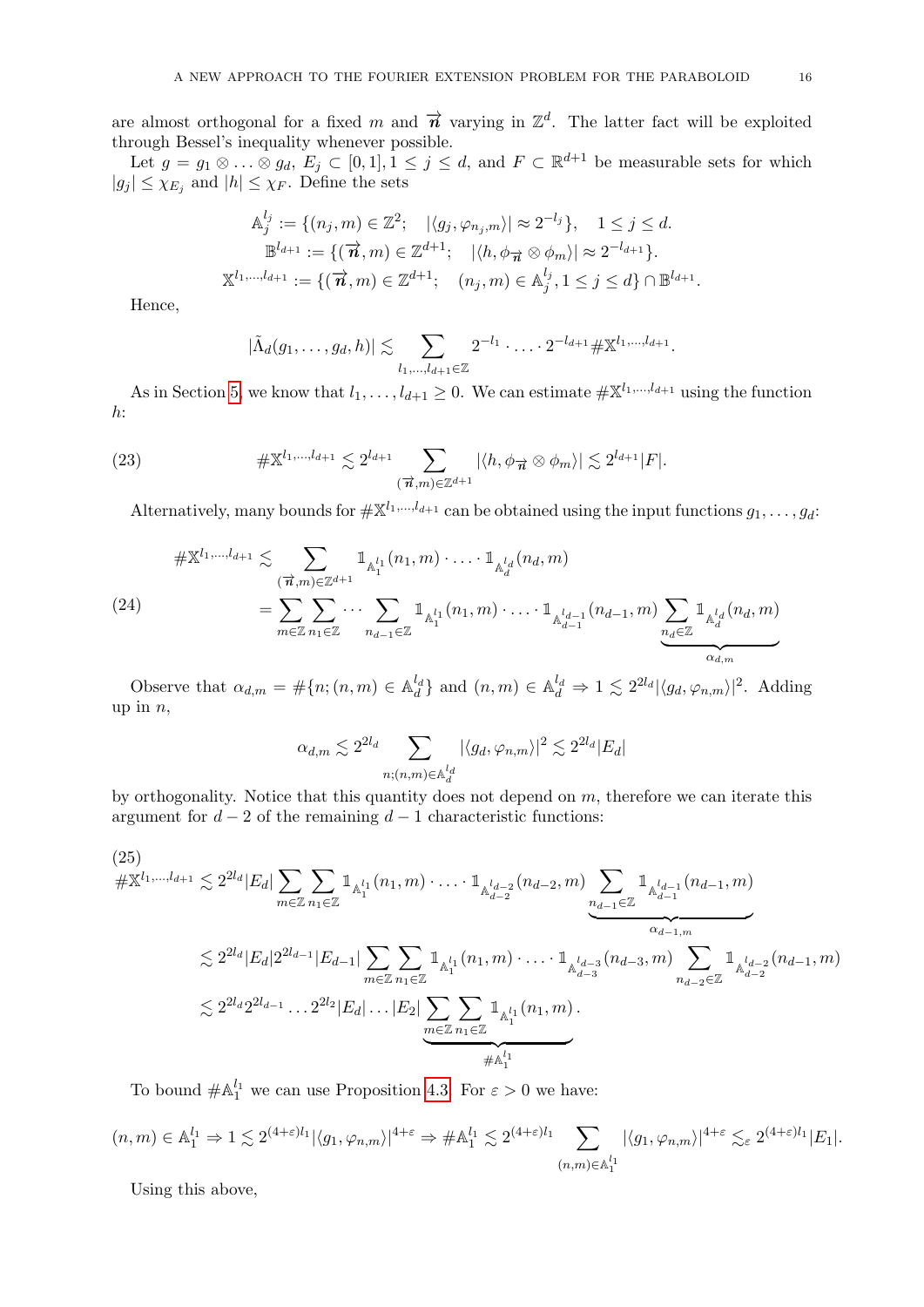are almost orthogonal for a fixed $m$ and $\overrightarrow{\boldsymbol{n}}$ varying in $\mathbb{Z}^d$. The latter fact will be exploited through Bessel's inequality whenever possible.

Let $g = g_1 \otimes \ldots \otimes g_d$, $E_j \subset [0,1], 1 \leq j \leq d$, and $F \subset \mathbb{R}^{d+1}$ be measurable sets for which $|g_j| \leq \chi_{E_j}$ and $|h| \leq \chi_F$. Define the sets

$$
\begin{aligned}
\mathbb{A}_j^{l_j} &:= \{(n_j, m) \in \mathbb{Z}^2; \quad |\langle g_j, \varphi_{n_j,m}\rangle| \approx 2^{-l_j}\}, \quad 1 \leq j \leq d. \\
\mathbb{B}^{l_{d+1}} &:= \{(\overrightarrow{\boldsymbol{n}}, m) \in \mathbb{Z}^{d+1}; \quad |\langle h, \phi_{\overrightarrow{\boldsymbol{n}}} \otimes \phi_m\rangle| \approx 2^{-l_{d+1}}\}. \\
\mathbb{X}^{l_1,\ldots,l_{d+1}} &:= \{(\overrightarrow{\boldsymbol{n}}, m) \in \mathbb{Z}^{d+1}; \quad (n_j, m) \in \mathbb{A}_j^{l_j}, 1 \leq j \leq d\} \cap \mathbb{B}^{l_{d+1}}.
\end{aligned}
$$

Hence,

$$
|\tilde{\Lambda}_d(g_1, \ldots, g_d, h)| \lesssim \sum_{l_1,\ldots,l_{d+1} \in \mathbb{Z}} 2^{-l_1} \cdot \ldots \cdot 2^{-l_{d+1}} \# \mathbb{X}^{l_1,\ldots,l_{d+1}}.
$$

As in Section 5, we know that $l_1, \ldots, l_{d+1} \geq 0$. We can estimate $\#\mathbb{X}^{l_1,\ldots,l_{d+1}}$ using the function $h$:

$$
\# \mathbb{X}^{l_1,\ldots,l_{d+1}} \lesssim 2^{l_{d+1}} \sum_{(\overrightarrow{\boldsymbol{n}}, m) \in \mathbb{Z}^{d+1}} |\langle h, \phi_{\overrightarrow{\boldsymbol{n}}} \otimes \phi_m\rangle| \lesssim 2^{l_{d+1}} |F|. \tag{23}
$$

Alternatively, many bounds for $\#\mathbb{X}^{l_1,\ldots,l_{d+1}}$ can be obtained using the input functions $g_1, \ldots, g_d$:

$$
\begin{aligned}
\# \mathbb{X}^{l_1,\ldots,l_{d+1}} &\lesssim \sum_{(\overrightarrow{\boldsymbol{n}}, m) \in \mathbb{Z}^{d+1}} \mathbb{1}_{\mathbb{A}_1^{l_1}}(n_1, m) \cdot \ldots \cdot \mathbb{1}_{\mathbb{A}_d^{l_d}}(n_d, m) \\
&= \sum_{m \in \mathbb{Z}} \sum_{n_1 \in \mathbb{Z}} \cdots \sum_{n_{d-1} \in \mathbb{Z}} \mathbb{1}_{\mathbb{A}_1^{l_1}}(n_1, m) \cdot \ldots \cdot \mathbb{1}_{\mathbb{A}_{d-1}^{l_{d-1}}}(n_{d-1}, m) \underbrace{\sum_{n_d \in \mathbb{Z}} \mathbb{1}_{\mathbb{A}_d^{l_d}}(n_d, m)}_{\alpha_{d,m}}
\end{aligned} \tag{24}
$$

Observe that $\alpha_{d,m} = \#\{n; (n,m) \in \mathbb{A}_d^{l_d}\}$ and $(n,m) \in \mathbb{A}_d^{l_d} \Rightarrow 1 \lesssim 2^{2l_d} |\langle g_d, \varphi_{n,m}\rangle|^2$. Adding up in $n$,

$$
\alpha_{d,m} \lesssim 2^{2l_d} \sum_{n; (n,m) \in \mathbb{A}_d^{l_d}} |\langle g_d, \varphi_{n,m}\rangle|^2 \lesssim 2^{2l_d} |E_d|
$$

by orthogonality. Notice that this quantity does not depend on $m$, therefore we can iterate this argument for $d-2$ of the remaining $d-1$ characteristic functions:

$$
\begin{aligned}
\# \mathbb{X}^{l_1,\ldots,l_{d+1}} &\lesssim 2^{2l_d} |E_d| \sum_{m \in \mathbb{Z}} \sum_{n_1 \in \mathbb{Z}} \mathbb{1}_{\mathbb{A}_1^{l_1}}(n_1, m) \cdot \ldots \cdot \mathbb{1}_{\mathbb{A}_{d-2}^{l_{d-2}}}(n_{d-2}, m) \underbrace{\sum_{n_{d-1} \in \mathbb{Z}} \mathbb{1}_{\mathbb{A}_{d-1}^{l_{d-1}}}(n_{d-1}, m)}_{\alpha_{d-1,m}} \\
&\lesssim 2^{2l_d} |E_d| 2^{2l_{d-1}} |E_{d-1}| \sum_{m \in \mathbb{Z}} \sum_{n_1 \in \mathbb{Z}} \mathbb{1}_{\mathbb{A}_1^{l_1}}(n_1, m) \cdot \ldots \cdot \mathbb{1}_{\mathbb{A}_{d-3}^{l_{d-3}}}(n_{d-3}, m) \sum_{n_{d-2} \in \mathbb{Z}} \mathbb{1}_{\mathbb{A}_{d-2}^{l_{d-2}}}(n_{d-1}, m) \\
&\lesssim 2^{2l_d} 2^{2l_{d-1}} \ldots 2^{2l_2} |E_d| \ldots |E_2| \underbrace{\sum_{m \in \mathbb{Z}} \sum_{n_1 \in \mathbb{Z}} \mathbb{1}_{\mathbb{A}_1^{l_1}}(n_1, m)}_{\# \mathbb{A}_1^{l_1}}.
\end{aligned} \tag{25}
$$

To bound $\#\mathbb{A}_1^{l_1}$ we can use Proposition 4.3. For $\varepsilon > 0$ we have:

$$
(n,m) \in \mathbb{A}_1^{l_1} \Rightarrow 1 \lesssim 2^{(4+\varepsilon)l_1} |\langle g_1, \varphi_{n,m}\rangle|^{4+\varepsilon} \Rightarrow \#\mathbb{A}_1^{l_1} \lesssim 2^{(4+\varepsilon)l_1} \sum_{(n,m) \in \mathbb{A}_1^{l_1}} |\langle g_1, \varphi_{n,m}\rangle|^{4+\varepsilon} \lesssim_\varepsilon 2^{(4+\varepsilon)l_1} |E_1|.
$$

Using this above,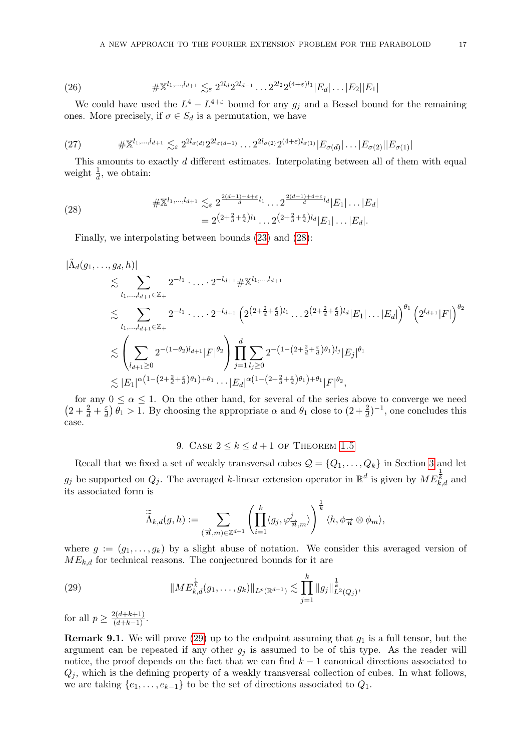$$\#\mathbb{X}^{l_1,\ldots,l_{d+1}} \lesssim_\varepsilon 2^{2l_d}2^{2l_{d-1}}\ldots 2^{2l_2}2^{(4+\varepsilon)l_1}|E_d|\ldots|E_2||E_1| \tag{26}$$

We could have used the $L^4 - L^{4+\varepsilon}$ bound for any $g_j$ and a Bessel bound for the remaining ones. More precisely, if $\sigma \in S_d$ is a permutation, we have

$$\#\mathbb{X}^{l_1,\ldots,l_{d+1}} \lesssim_\varepsilon 2^{2l_{\sigma(d)}}2^{2l_{\sigma(d-1)}}\ldots 2^{2l_{\sigma(2)}}2^{(4+\varepsilon)l_{\sigma(1)}}|E_{\sigma(d)}|\ldots|E_{\sigma(2)}||E_{\sigma(1)}| \tag{27}$$

This amounts to exactly $d$ different estimates. Interpolating between all of them with equal weight $\frac{1}{d}$, we obtain:

$$\begin{aligned}\#\mathbb{X}^{l_1,\ldots,l_{d+1}} &\lesssim_\varepsilon 2^{\frac{2(d-1)+4+\varepsilon}{d}l_1}\ldots 2^{\frac{2(d-1)+4+\varepsilon}{d}l_d}|E_1|\ldots|E_d| \\ &= 2^{\left(2+\frac{2}{d}+\frac{\varepsilon}{d}\right)l_1}\ldots 2^{\left(2+\frac{2}{d}+\frac{\varepsilon}{d}\right)l_d}|E_1|\ldots|E_d|.\end{aligned} \tag{28}$$

Finally, we interpolating between bounds (23) and (28):

$$\begin{aligned}|\tilde{\Lambda}_d(g_1,\ldots,g_d,h)| &\lesssim \sum_{l_1,\ldots,l_{d+1}\in\mathbb{Z}_+} 2^{-l_1}\cdot\ldots\cdot 2^{-l_{d+1}}\#\mathbb{X}^{l_1,\ldots,l_{d+1}} \\ &\lesssim \sum_{l_1,\ldots,l_{d+1}\in\mathbb{Z}_+} 2^{-l_1}\cdot\ldots\cdot 2^{-l_{d+1}}\left(2^{\left(2+\frac{2}{d}+\frac{\varepsilon}{d}\right)l_1}\ldots 2^{\left(2+\frac{2}{d}+\frac{\varepsilon}{d}\right)l_d}|E_1|\ldots|E_d|\right)^{\theta_1}\left(2^{l_{d+1}}|F|\right)^{\theta_2} \\ &\lesssim \left(\sum_{l_{d+1}\geq 0} 2^{-(1-\theta_2)l_{d+1}}|F|^{\theta_2}\right)\prod_{j=1}^{d}\sum_{l_j\geq 0} 2^{-\left(1-\left(2+\frac{2}{d}+\frac{\varepsilon}{d}\right)\theta_1\right)l_j}|E_j|^{\theta_1} \\ &\lesssim |E_1|^{\alpha\left(1-\left(2+\frac{2}{d}+\frac{\varepsilon}{d}\right)\theta_1\right)+\theta_1}\ldots|E_d|^{\alpha\left(1-\left(2+\frac{2}{d}+\frac{\varepsilon}{d}\right)\theta_1\right)+\theta_1}|F|^{\theta_2},\end{aligned}$$

for any $0 \leq \alpha \leq 1$. On the other hand, for several of the series above to converge we need $\left(2+\frac{2}{d}+\frac{\varepsilon}{d}\right)\theta_1 > 1$. By choosing the appropriate $\alpha$ and $\theta_1$ close to $(2+\frac{2}{d})^{-1}$, one concludes this case.

## 9. Case $2 \leq k \leq d+1$ of Theorem 1.5

Recall that we fixed a set of weakly transversal cubes $\mathcal{Q} = \{Q_1,\ldots,Q_k\}$ in Section 3 and let $g_j$ be supported on $Q_j$. The averaged $k$-linear extension operator in $\mathbb{R}^d$ is given by $ME_{k,d}^{\frac{1}{k}}$ and its associated form is

$$\widetilde{\widetilde{\Lambda}}_{k,d}(g,h) := \sum_{(\vec{n},m)\in\mathbb{Z}^{d+1}}\left(\prod_{i=1}^{k}\langle g_j,\varphi^j_{\vec{n},m}\rangle\right)^{\frac{1}{k}}\langle h,\phi_{\vec{n}}\otimes\phi_m\rangle,$$

where $g := (g_1,\ldots,g_k)$ by a slight abuse of notation. We consider this averaged version of $ME_{k,d}$ for technical reasons. The conjectured bounds for it are

$$\|ME_{k,d}^{\frac{1}{k}}(g_1,\ldots,g_k)\|_{L^p(\mathbb{R}^{d+1})} \lesssim \prod_{j=1}^{k}\|g_j\|_{L^2(Q_j)}^{\frac{1}{k}}, \tag{29}$$

for all $p \geq \frac{2(d+k+1)}{(d+k-1)}$.

**Remark 9.1.** We will prove (29) up to the endpoint assuming that $g_1$ is a full tensor, but the argument can be repeated if any other $g_j$ is assumed to be of this type. As the reader will notice, the proof depends on the fact that we can find $k-1$ canonical directions associated to $Q_j$, which is the defining property of a weakly transversal collection of cubes. In what follows, we are taking $\{e_1,\ldots,e_{k-1}\}$ to be the set of directions associated to $Q_1$.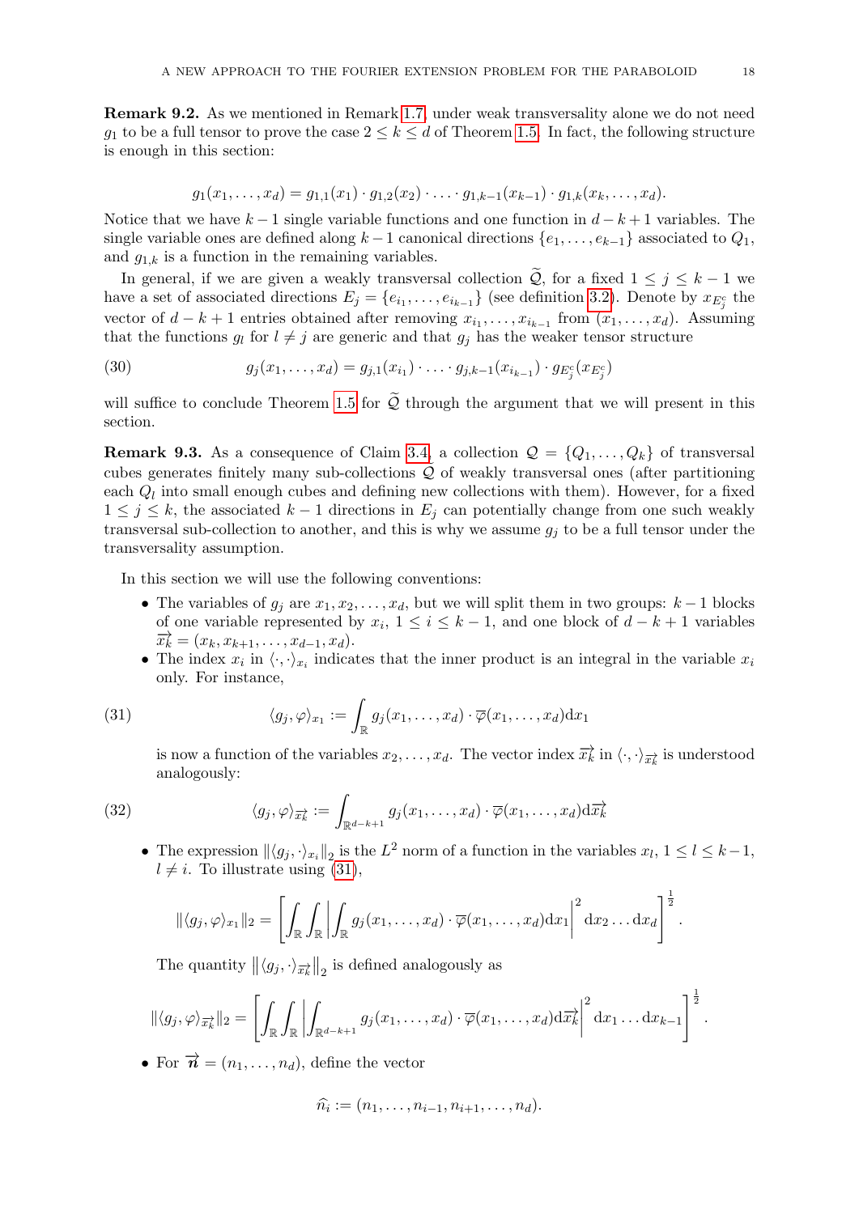**Remark 9.2.** As we mentioned in Remark 1.7, under weak transversality alone we do not need $g_1$ to be a full tensor to prove the case $2 \leq k \leq d$ of Theorem 1.5. In fact, the following structure is enough in this section:

$$g_1(x_1, \ldots, x_d) = g_{1,1}(x_1) \cdot g_{1,2}(x_2) \cdot \ldots \cdot g_{1,k-1}(x_{k-1}) \cdot g_{1,k}(x_k, \ldots, x_d).$$

Notice that we have $k-1$ single variable functions and one function in $d-k+1$ variables. The single variable ones are defined along $k-1$ canonical directions $\{e_1, \ldots, e_{k-1}\}$ associated to $Q_1$, and $g_{1,k}$ is a function in the remaining variables.

In general, if we are given a weakly transversal collection $\widetilde{\mathcal{Q}}$, for a fixed $1 \leq j \leq k-1$ we have a set of associated directions $E_j = \{e_{i_1}, \ldots, e_{i_{k-1}}\}$ (see definition 3.2). Denote by $x_{E_j^c}$ the vector of $d-k+1$ entries obtained after removing $x_{i_1}, \ldots, x_{i_{k-1}}$ from $(x_1, \ldots, x_d)$. Assuming that the functions $g_l$ for $l \neq j$ are generic and that $g_j$ has the weaker tensor structure

$$g_j(x_1, \ldots, x_d) = g_{j,1}(x_{i_1}) \cdot \ldots \cdot g_{j,k-1}(x_{i_{k-1}}) \cdot g_{E_j^c}(x_{E_j^c}) \tag{30}$$

will suffice to conclude Theorem 1.5 for $\widetilde{\mathcal{Q}}$ through the argument that we will present in this section.

**Remark 9.3.** As a consequence of Claim 3.4, a collection $\mathcal{Q} = \{Q_1, \ldots, Q_k\}$ of transversal cubes generates finitely many sub-collections $\widetilde{\mathcal{Q}}$ of weakly transversal ones (after partitioning each $Q_l$ into small enough cubes and defining new collections with them). However, for a fixed $1 \leq j \leq k$, the associated $k-1$ directions in $E_j$ can potentially change from one such weakly transversal sub-collection to another, and this is why we assume $g_j$ to be a full tensor under the transversality assumption.

In this section we will use the following conventions:

- The variables of $g_j$ are $x_1, x_2, \ldots, x_d$, but we will split them in two groups: $k-1$ blocks of one variable represented by $x_i$, $1 \leq i \leq k-1$, and one block of $d-k+1$ variables $\overrightarrow{x_k} = (x_k, x_{k+1}, \ldots, x_{d-1}, x_d)$.
- The index $x_i$ in $\langle \cdot, \cdot \rangle_{x_i}$ indicates that the inner product is an integral in the variable $x_i$ only. For instance,

$$\langle g_j, \varphi \rangle_{x_1} := \int_{\mathbb{R}} g_j(x_1, \ldots, x_d) \cdot \overline{\varphi}(x_1, \ldots, x_d) \mathrm{d}x_1 \tag{31}$$

  is now a function of the variables $x_2, \ldots, x_d$. The vector index $\overrightarrow{x_k}$ in $\langle \cdot, \cdot \rangle_{\overrightarrow{x_k}}$ is understood analogously:

$$\langle g_j, \varphi \rangle_{\overrightarrow{x_k}} := \int_{\mathbb{R}^{d-k+1}} g_j(x_1, \ldots, x_d) \cdot \overline{\varphi}(x_1, \ldots, x_d) \mathrm{d}\overrightarrow{x_k} \tag{32}$$

- The expression $\|\langle g_j, \cdot \rangle_{x_i}\|_2$ is the $L^2$ norm of a function in the variables $x_l$, $1 \leq l \leq k-1$, $l \neq i$. To illustrate using (31),

$$\|\langle g_j, \varphi \rangle_{x_1}\|_2 = \left[ \int_{\mathbb{R}} \int_{\mathbb{R}} \left| \int_{\mathbb{R}} g_j(x_1, \ldots, x_d) \cdot \overline{\varphi}(x_1, \ldots, x_d) \mathrm{d}x_1 \right|^2 \mathrm{d}x_2 \ldots \mathrm{d}x_d \right]^{\frac{1}{2}}.$$

  The quantity $\left\|\langle g_j, \cdot \rangle_{\overrightarrow{x_k}}\right\|_2$ is defined analogously as

$$\|\langle g_j, \varphi \rangle_{\overrightarrow{x_k}}\|_2 = \left[ \int_{\mathbb{R}} \int_{\mathbb{R}} \left| \int_{\mathbb{R}^{d-k+1}} g_j(x_1, \ldots, x_d) \cdot \overline{\varphi}(x_1, \ldots, x_d) \mathrm{d}\overrightarrow{x_k} \right|^2 \mathrm{d}x_1 \ldots \mathrm{d}x_{k-1} \right]^{\frac{1}{2}}.$$

- For $\overrightarrow{\boldsymbol{n}} = (n_1, \ldots, n_d)$, define the vector

$$\widehat{n_i} := (n_1, \ldots, n_{i-1}, n_{i+1}, \ldots, n_d).$$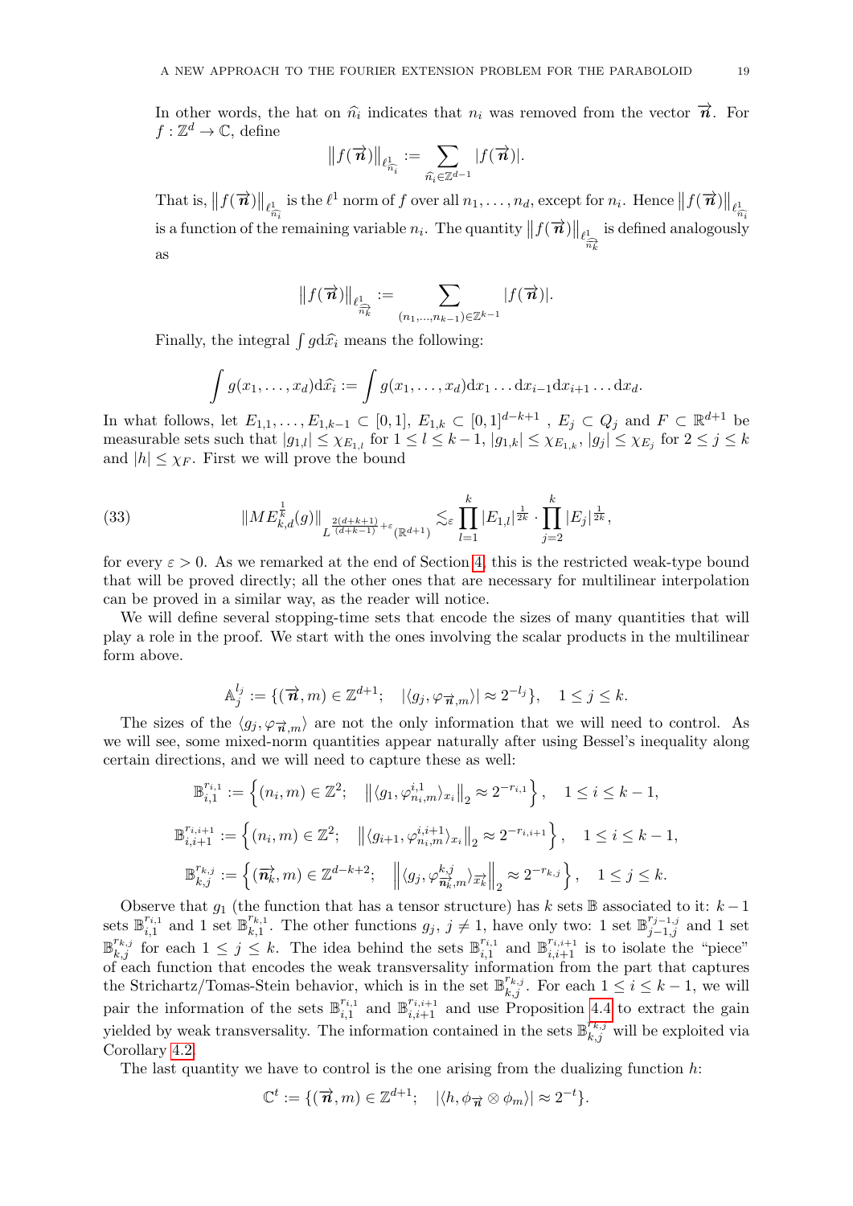In other words, the hat on $\widehat{n_i}$ indicates that $n_i$ was removed from the vector $\overrightarrow{\boldsymbol{n}}$. For $f : \mathbb{Z}^d \to \mathbb{C}$, define

$$\left\| f(\overrightarrow{\boldsymbol{n}}) \right\|_{\ell^1_{\widehat{n_i}}} := \sum_{\widehat{n_i} \in \mathbb{Z}^{d-1}} |f(\overrightarrow{\boldsymbol{n}})|.$$

That is, $\left\| f(\overrightarrow{\boldsymbol{n}}) \right\|_{\ell^1_{\widehat{n_i}}}$ is the $\ell^1$ norm of $f$ over all $n_1, \ldots, n_d$, except for $n_i$. Hence $\left\| f(\overrightarrow{\boldsymbol{n}}) \right\|_{\ell^1_{\widehat{n_i}}}$ is a function of the remaining variable $n_i$. The quantity $\left\| f(\overrightarrow{\boldsymbol{n}}) \right\|_{\ell^1_{\widehat{\overrightarrow{n_k}}}}$ is defined analogously as

$$\left\| f(\overrightarrow{\boldsymbol{n}}) \right\|_{\ell^1_{\widehat{\overrightarrow{n_k}}}} := \sum_{(n_1, \ldots, n_{k-1}) \in \mathbb{Z}^{k-1}} |f(\overrightarrow{\boldsymbol{n}})|.$$

Finally, the integral $\int g \mathrm{d}\widehat{x}_i$ means the following:

$$\int g(x_1, \ldots, x_d) \mathrm{d}\widehat{x}_i := \int g(x_1, \ldots, x_d) \mathrm{d}x_1 \ldots \mathrm{d}x_{i-1} \mathrm{d}x_{i+1} \ldots \mathrm{d}x_d.$$

In what follows, let $E_{1,1}, \ldots, E_{1,k-1} \subset [0,1]$, $E_{1,k} \subset [0,1]^{d-k+1}$ , $E_j \subset Q_j$ and $F \subset \mathbb{R}^{d+1}$ be measurable sets such that $|g_{1,l}| \le \chi_{E_{1,l}}$ for $1 \le l \le k-1$, $|g_{1,k}| \le \chi_{E_{1,k}}$, $|g_j| \le \chi_{E_j}$ for $2 \le j \le k$ and $|h| \le \chi_F$. First we will prove the bound

$$\|ME^{\frac{1}{k}}_{k,d}(g)\|_{L^{\frac{2(d+k+1)}{(d+k-1)}+\varepsilon}(\mathbb{R}^{d+1})} \lesssim_\varepsilon \prod_{l=1}^{k} |E_{1,l}|^{\frac{1}{2k}} \cdot \prod_{j=2}^{k} |E_j|^{\frac{1}{2k}}, \tag{33}$$

for every $\varepsilon > 0$. As we remarked at the end of Section 4, this is the restricted weak-type bound that will be proved directly; all the other ones that are necessary for multilinear interpolation can be proved in a similar way, as the reader will notice.

We will define several stopping-time sets that encode the sizes of many quantities that will play a role in the proof. We start with the ones involving the scalar products in the multilinear form above.

$$\mathbb{A}^{l_j}_j := \{(\overrightarrow{\boldsymbol{n}}, m) \in \mathbb{Z}^{d+1}; \quad |\langle g_j, \varphi_{\overrightarrow{\boldsymbol{n}},m} \rangle| \approx 2^{-l_j}\}, \quad 1 \le j \le k.$$

The sizes of the $\langle g_j, \varphi_{\overrightarrow{\boldsymbol{n}},m} \rangle$ are not the only information that we will need to control. As we will see, some mixed-norm quantities appear naturally after using Bessel's inequality along certain directions, and we will need to capture these as well:

$$\mathbb{B}^{r_{i,1}}_{i,1} := \left\{(n_i, m) \in \mathbb{Z}^2; \quad \left\| \langle g_1, \varphi^{i,1}_{n_i,m} \rangle_{x_i} \right\|_2 \approx 2^{-r_{i,1}} \right\}, \quad 1 \le i \le k-1,$$

$$\mathbb{B}^{r_{i,i+1}}_{i,i+1} := \left\{(n_i, m) \in \mathbb{Z}^2; \quad \left\| \langle g_{i+1}, \varphi^{i,i+1}_{n_i,m} \rangle_{x_i} \right\|_2 \approx 2^{-r_{i,i+1}} \right\}, \quad 1 \le i \le k-1,$$

$$\mathbb{B}^{r_{k,j}}_{k,j} := \left\{(\overrightarrow{\boldsymbol{n}_k}, m) \in \mathbb{Z}^{d-k+2}; \quad \left\| \langle g_j, \varphi^{k,j}_{\overrightarrow{\boldsymbol{n}_k},m} \rangle_{\overrightarrow{x_k}} \right\|_2 \approx 2^{-r_{k,j}} \right\}, \quad 1 \le j \le k.$$

Observe that $g_1$ (the function that has a tensor structure) has $k$ sets $\mathbb{B}$ associated to it: $k-1$ sets $\mathbb{B}^{r_{i,1}}_{i,1}$ and 1 set $\mathbb{B}^{r_{k,1}}_{k,1}$. The other functions $g_j$, $j \ne 1$, have only two: 1 set $\mathbb{B}^{r_{j-1,j}}_{j-1,j}$ and 1 set $\mathbb{B}^{r_{k,j}}_{k,j}$ for each $1 \le j \le k$. The idea behind the sets $\mathbb{B}^{r_{i,1}}_{i,1}$ and $\mathbb{B}^{r_{i,i+1}}_{i,i+1}$ is to isolate the "piece" of each function that encodes the weak transversality information from the part that captures the Strichartz/Tomas-Stein behavior, which is in the set $\mathbb{B}^{r_{k,j}}_{k,j}$. For each $1 \le i \le k-1$, we will pair the information of the sets $\mathbb{B}^{r_{i,1}}_{i,1}$ and $\mathbb{B}^{r_{i,i+1}}_{i,i+1}$ and use Proposition 4.4 to extract the gain yielded by weak transversality. The information contained in the sets $\mathbb{B}^{r_{k,j}}_{k,j}$ will be exploited via Corollary 4.2.

The last quantity we have to control is the one arising from the dualizing function $h$:

$$\mathbb{C}^t := \{(\overrightarrow{\boldsymbol{n}}, m) \in \mathbb{Z}^{d+1}; \quad |\langle h, \phi_{\overrightarrow{\boldsymbol{n}}} \otimes \phi_m \rangle| \approx 2^{-t}\}.$$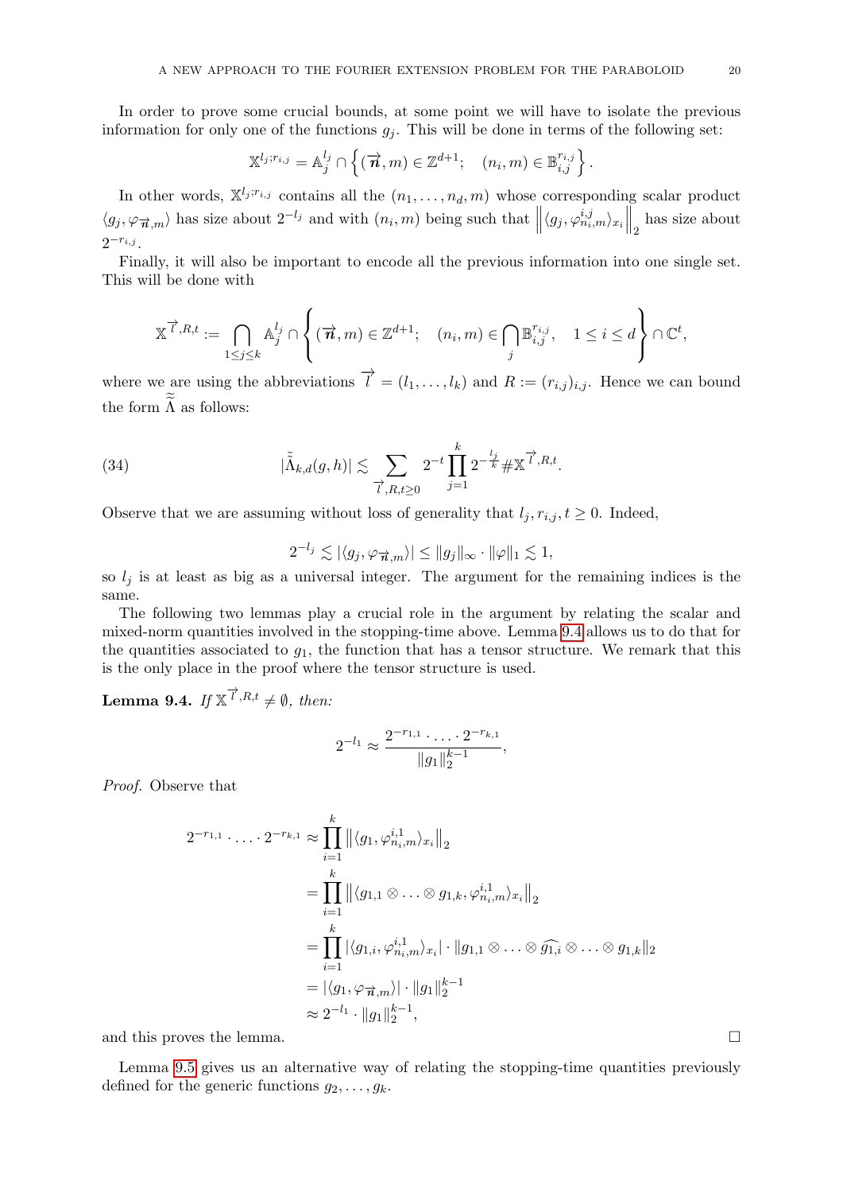In order to prove some crucial bounds, at some point we will have to isolate the previous information for only one of the functions $g_j$. This will be done in terms of the following set:

$$\mathbb{X}^{l_j;r_{i,j}} = \mathbb{A}_j^{l_j} \cap \left\{ (\overrightarrow{n}, m) \in \mathbb{Z}^{d+1}; \quad (n_i, m) \in \mathbb{B}_{i,j}^{r_{i,j}} \right\}.$$

In other words, $\mathbb{X}^{l_j;r_{i,j}}$ contains all the $(n_1, \ldots, n_d, m)$ whose corresponding scalar product $\langle g_j, \varphi_{\overrightarrow{n},m} \rangle$ has size about $2^{-l_j}$ and with $(n_i, m)$ being such that $\left\| \langle g_j, \varphi_{n_i,m}^{i,j} \rangle_{x_i} \right\|_2$ has size about $2^{-r_{i,j}}$.

Finally, it will also be important to encode all the previous information into one single set. This will be done with

$$\mathbb{X}^{\overrightarrow{l},R,t} := \bigcap_{1 \le j \le k} \mathbb{A}_j^{l_j} \cap \left\{ (\overrightarrow{n}, m) \in \mathbb{Z}^{d+1}; \quad (n_i, m) \in \bigcap_j \mathbb{B}_{i,j}^{r_{i,j}}, \quad 1 \le i \le d \right\} \cap \mathbb{C}^t,$$

where we are using the abbreviations $\overrightarrow{l} = (l_1, \ldots, l_k)$ and $R := (r_{i,j})_{i,j}$. Hence we can bound the form $\tilde{\tilde{\Lambda}}$ as follows:

$$|\tilde{\tilde{\Lambda}}_{k,d}(g, h)| \lesssim \sum_{\overrightarrow{l},R,t \ge 0} 2^{-t} \prod_{j=1}^{k} 2^{-\frac{l_j}{k}} \# \mathbb{X}^{\overrightarrow{l},R,t}. \tag{34}$$

Observe that we are assuming without loss of generality that $l_j, r_{i,j}, t \ge 0$. Indeed,

$$2^{-l_j} \lesssim |\langle g_j, \varphi_{\overrightarrow{n},m} \rangle| \le \|g_j\|_\infty \cdot \|\varphi\|_1 \lesssim 1,$$

so $l_j$ is at least as big as a universal integer. The argument for the remaining indices is the same.

The following two lemmas play a crucial role in the argument by relating the scalar and mixed-norm quantities involved in the stopping-time above. Lemma 9.4 allows us to do that for the quantities associated to $g_1$, the function that has a tensor structure. We remark that this is the only place in the proof where the tensor structure is used.

**Lemma 9.4.** *If $\mathbb{X}^{\overrightarrow{l},R,t} \neq \emptyset$, then:*

$$2^{-l_1} \approx \frac{2^{-r_{1,1}} \cdot \ldots \cdot 2^{-r_{k,1}}}{\|g_1\|_2^{k-1}},$$

*Proof.* Observe that

$$\begin{aligned}
2^{-r_{1,1}} \cdot \ldots \cdot 2^{-r_{k,1}} &\approx \prod_{i=1}^{k} \left\| \langle g_1, \varphi_{n_i,m}^{i,1} \rangle_{x_i} \right\|_2 \\
&= \prod_{i=1}^{k} \left\| \langle g_{1,1} \otimes \ldots \otimes g_{1,k}, \varphi_{n_i,m}^{i,1} \rangle_{x_i} \right\|_2 \\
&= \prod_{i=1}^{k} |\langle g_{1,i}, \varphi_{n_i,m}^{i,1} \rangle_{x_i}| \cdot \|g_{1,1} \otimes \ldots \otimes \widehat{g_{1,i}} \otimes \ldots \otimes g_{1,k}\|_2 \\
&= |\langle g_1, \varphi_{\overrightarrow{n},m} \rangle| \cdot \|g_1\|_2^{k-1} \\
&\approx 2^{-l_1} \cdot \|g_1\|_2^{k-1},
\end{aligned}$$

and this proves the lemma. $\square$

Lemma 9.5 gives us an alternative way of relating the stopping-time quantities previously defined for the generic functions $g_2, \ldots, g_k$.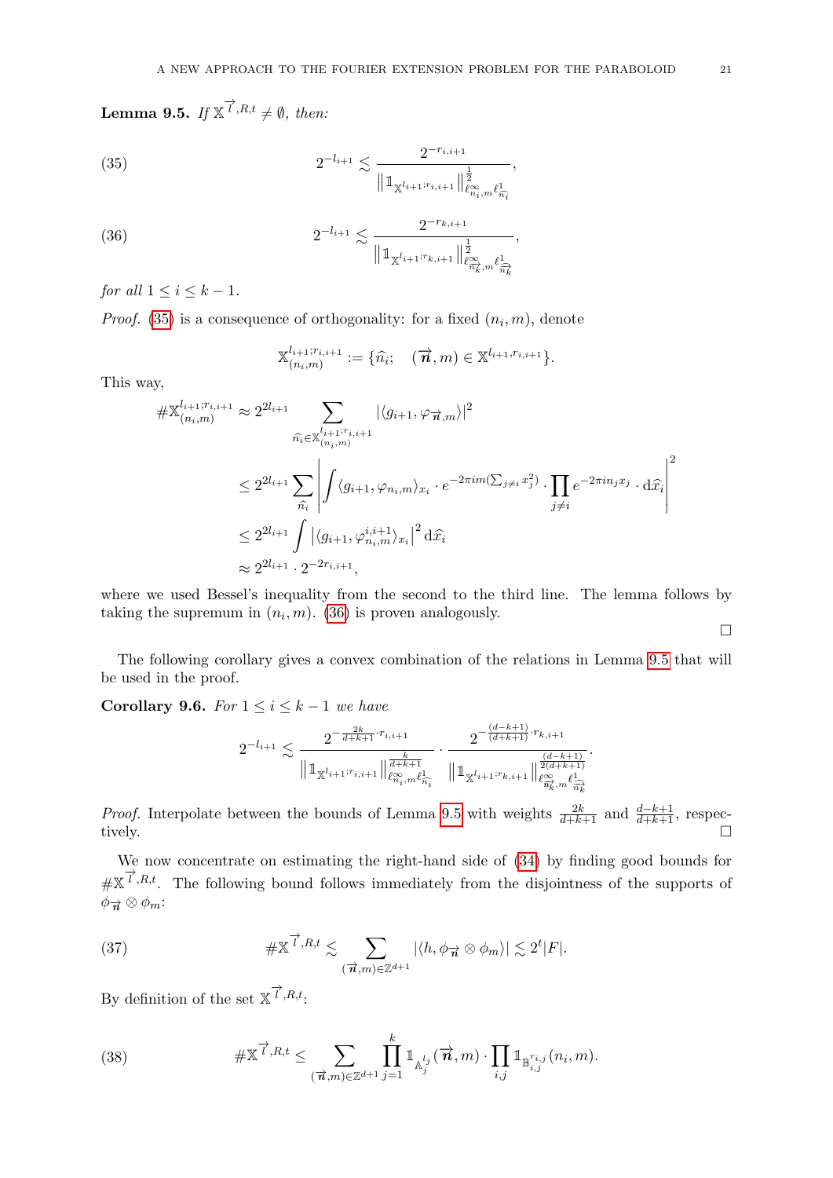**Lemma 9.5.** *If $\mathbb{X}^{\overrightarrow{l},R,t} \neq \emptyset$, then:*

$$2^{-l_{i+1}} \lesssim \frac{2^{-r_{i,i+1}}}{\left\| \mathbb{1}_{\mathbb{X}^{l_{i+1};r_{i,i+1}}} \right\|^{\frac{1}{2}}_{\ell^\infty_{n_i,m} \ell^1_{\widehat{n_i}}}}, \tag{35}$$

$$2^{-l_{i+1}} \lesssim \frac{2^{-r_{k,i+1}}}{\left\| \mathbb{1}_{\mathbb{X}^{l_{i+1};r_{k,i+1}}} \right\|^{\frac{1}{2}}_{\ell^\infty_{\overrightarrow{n_k},m} \ell^1_{\widehat{\overrightarrow{n_k}}}}}, \tag{36}$$

*for all $1 \leq i \leq k-1$.*

*Proof.* (35) is a consequence of orthogonality: for a fixed $(n_i, m)$, denote

$$\mathbb{X}^{l_{i+1};r_{i,i+1}}_{(n_i,m)} := \{\widehat{n_i}; \quad (\overrightarrow{n}, m) \in \mathbb{X}^{l_{i+1},r_{i,i+1}}\}.$$

This way,

$$\begin{aligned}
\#\mathbb{X}^{l_{i+1};r_{i,i+1}}_{(n_i,m)} &\approx 2^{2l_{i+1}} \sum_{\widehat{n_i} \in \mathbb{X}^{l_{i+1};r_{i,i+1}}_{(n_i,m)}} |\langle g_{i+1}, \varphi_{\overrightarrow{n},m} \rangle|^2 \\
&\leq 2^{2l_{i+1}} \sum_{\widehat{n_i}} \left| \int \langle g_{i+1}, \varphi_{n_i,m} \rangle_{x_i} \cdot e^{-2\pi i m (\sum_{j \neq i} x_j^2)} \cdot \prod_{j \neq i} e^{-2\pi i n_j x_j} \cdot \mathrm{d}\widehat{x_i} \right|^2 \\
&\leq 2^{2l_{i+1}} \int \left| \langle g_{i+1}, \varphi^{i,i+1}_{n_i,m} \rangle_{x_i} \right|^2 \mathrm{d}\widehat{x_i} \\
&\approx 2^{2l_{i+1}} \cdot 2^{-2r_{i,i+1}},
\end{aligned}$$

where we used Bessel's inequality from the second to the third line. The lemma follows by taking the supremum in $(n_i, m)$. (36) is proven analogously.

∎

The following corollary gives a convex combination of the relations in Lemma 9.5 that will be used in the proof.

**Corollary 9.6.** *For $1 \leq i \leq k-1$ we have*

$$2^{-l_{i+1}} \lesssim \frac{2^{-\frac{2k}{d+k+1} \cdot r_{i,i+1}}}{\left\| \mathbb{1}_{\mathbb{X}^{l_{i+1};r_{i,i+1}}} \right\|^{\frac{k}{d+k+1}}_{\ell^\infty_{n_i,m} \ell^1_{\widehat{n_i}}}} \cdot \frac{2^{-\frac{(d-k+1)}{(d+k+1)} \cdot r_{k,i+1}}}{\left\| \mathbb{1}_{\mathbb{X}^{l_{i+1};r_{k,i+1}}} \right\|^{\frac{(d-k+1)}{2(d+k+1)}}_{\ell^\infty_{\overrightarrow{n_k},m} \ell^1_{\widehat{\overrightarrow{n_k}}}}}.$$

*Proof.* Interpolate between the bounds of Lemma 9.5 with weights $\frac{2k}{d+k+1}$ and $\frac{d-k+1}{d+k+1}$, respectively. ∎

We now concentrate on estimating the right-hand side of (34) by finding good bounds for $\#\mathbb{X}^{\overrightarrow{l},R,t}$. The following bound follows immediately from the disjointness of the supports of $\phi_{\overrightarrow{n}} \otimes \phi_m$:

$$\#\mathbb{X}^{\overrightarrow{l},R,t} \lesssim \sum_{(\overrightarrow{n},m) \in \mathbb{Z}^{d+1}} |\langle h, \phi_{\overrightarrow{n}} \otimes \phi_m \rangle| \lesssim 2^t |F|. \tag{37}$$

By definition of the set $\mathbb{X}^{\overrightarrow{l},R,t}$:

$$\#\mathbb{X}^{\overrightarrow{l},R,t} \leq \sum_{(\overrightarrow{n},m) \in \mathbb{Z}^{d+1}} \prod_{j=1}^{k} \mathbb{1}_{\mathbb{A}^{l_j}_j}(\overrightarrow{n}, m) \cdot \prod_{i,j} \mathbb{1}_{\mathbb{B}^{r_{i,j}}_{i,j}}(n_i, m). \tag{38}$$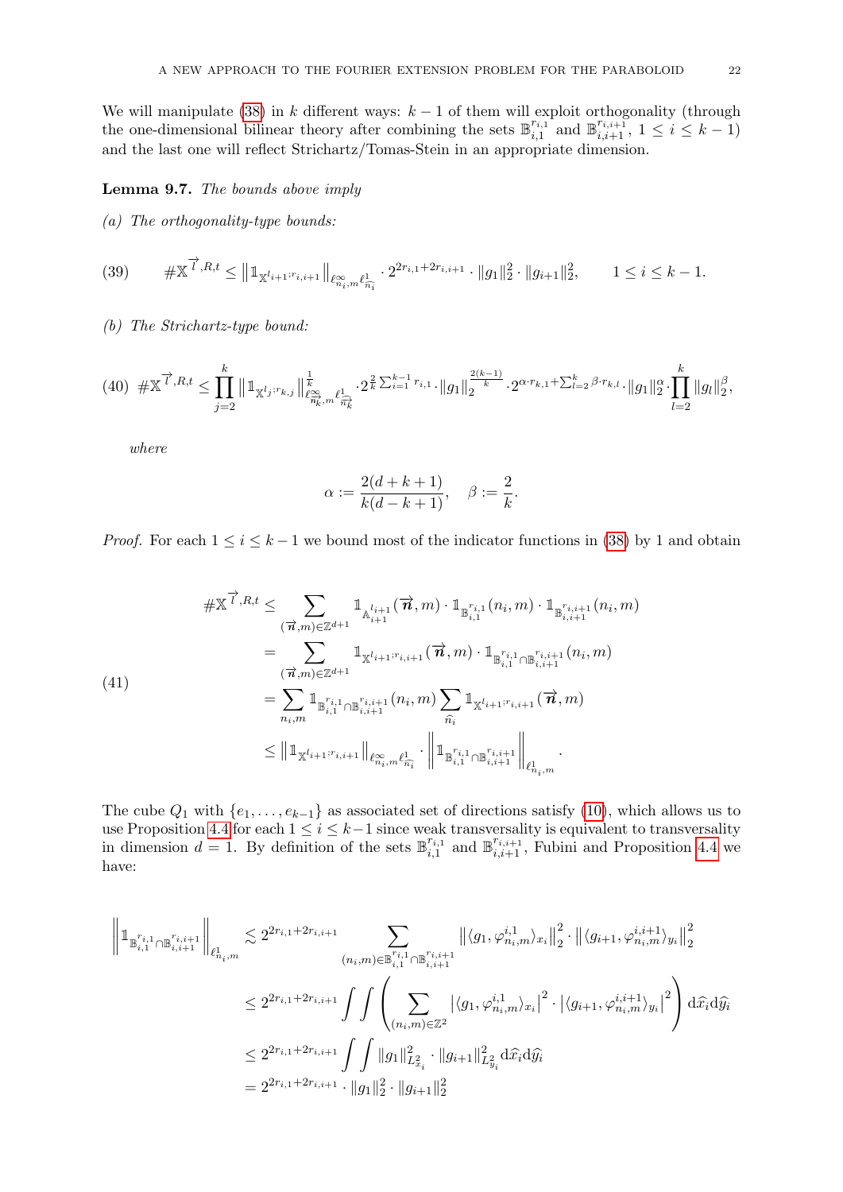We will manipulate (38) in $k$ different ways: $k-1$ of them will exploit orthogonality (through the one-dimensional bilinear theory after combining the sets $\mathbb{B}_{i,1}^{r_{i,1}}$ and $\mathbb{B}_{i,i+1}^{r_{i,i+1}}$, $1 \le i \le k-1$) and the last one will reflect Strichartz/Tomas-Stein in an appropriate dimension.

**Lemma 9.7.** *The bounds above imply*

*(a) The orthogonality-type bounds:*

$$\#\mathbb{X}^{\overrightarrow{l},R,t} \le \left\| \mathbb{1}_{\mathbb{X}^{l_{i+1}:r_{i,i+1}}} \right\|_{\ell^\infty_{n_i,m} \ell^1_{\widehat{n_i}}} \cdot 2^{2r_{i,1}+2r_{i,i+1}} \cdot \|g_1\|_2^2 \cdot \|g_{i+1}\|_2^2, \qquad 1 \le i \le k-1. \tag{39}$$

*(b) The Strichartz-type bound:*

$$\#\mathbb{X}^{\overrightarrow{l},R,t} \le \prod_{j=2}^{k} \left\| \mathbb{1}_{\mathbb{X}^{l_j:r_{k,j}}} \right\|^{\frac{1}{k}}_{\ell^\infty_{\widehat{n_k},m} \ell^1_{\widehat{\widehat{n_k}}}} \cdot 2^{\frac{2}{k}\sum_{i=1}^{k-1} r_{i,1}} \cdot \|g_1\|_2^{\frac{2(k-1)}{k}} \cdot 2^{\alpha \cdot r_{k,1} + \sum_{l=2}^{k} \beta \cdot r_{k,l}} \cdot \|g_1\|_2^{\alpha} \cdot \prod_{l=2}^{k} \|g_l\|_2^{\beta}, \tag{40}$$

*where*

$$\alpha := \frac{2(d+k+1)}{k(d-k+1)}, \quad \beta := \frac{2}{k}.$$

*Proof.* For each $1 \le i \le k-1$ we bound most of the indicator functions in (38) by 1 and obtain

$$\begin{aligned}
\#\mathbb{X}^{\overrightarrow{l},R,t} &\le \sum_{(\overrightarrow{n},m)\in\mathbb{Z}^{d+1}} \mathbb{1}_{\mathbb{A}^{l_{i+1}}_{i+1}}(\overrightarrow{n},m) \cdot \mathbb{1}_{\mathbb{B}_{i,1}^{r_{i,1}}}(n_i,m) \cdot \mathbb{1}_{\mathbb{B}_{i,i+1}^{r_{i,i+1}}}(n_i,m) \\
&= \sum_{(\overrightarrow{n},m)\in\mathbb{Z}^{d+1}} \mathbb{1}_{\mathbb{X}^{l_{i+1}:r_{i,i+1}}}(\overrightarrow{n},m) \cdot \mathbb{1}_{\mathbb{B}_{i,1}^{r_{i,1}} \cap \mathbb{B}_{i,i+1}^{r_{i,i+1}}}(n_i,m) \\
&= \sum_{n_i,m} \mathbb{1}_{\mathbb{B}_{i,1}^{r_{i,1}} \cap \mathbb{B}_{i,i+1}^{r_{i,i+1}}}(n_i,m) \sum_{\widehat{n_i}} \mathbb{1}_{\mathbb{X}^{l_{i+1}:r_{i,i+1}}}(\overrightarrow{n},m) \\
&\le \left\| \mathbb{1}_{\mathbb{X}^{l_{i+1}:r_{i,i+1}}} \right\|_{\ell^\infty_{n_i,m}\ell^1_{\widehat{n_i}}} \cdot \left\| \mathbb{1}_{\mathbb{B}_{i,1}^{r_{i,1}} \cap \mathbb{B}_{i,i+1}^{r_{i,i+1}}} \right\|_{\ell^1_{n_i,m}}.
\end{aligned} \tag{41}$$

The cube $Q_1$ with $\{e_1, \ldots, e_{k-1}\}$ as associated set of directions satisfy (10), which allows us to use Proposition 4.4 for each $1 \le i \le k-1$ since weak transversality is equivalent to transversality in dimension $d=1$. By definition of the sets $\mathbb{B}_{i,1}^{r_{i,1}}$ and $\mathbb{B}_{i,i+1}^{r_{i,i+1}}$, Fubini and Proposition 4.4 we have:

$$\begin{aligned}
\left\| \mathbb{1}_{\mathbb{B}_{i,1}^{r_{i,1}} \cap \mathbb{B}_{i,i+1}^{r_{i,i+1}}} \right\|_{\ell^1_{n_i,m}} &\lesssim 2^{2r_{i,1}+2r_{i,i+1}} \sum_{(n_i,m)\in\mathbb{B}_{i,1}^{r_{i,1}} \cap \mathbb{B}_{i,i+1}^{r_{i,i+1}}} \left\| \langle g_1, \varphi^{i,1}_{n_i,m} \rangle_{x_i} \right\|_2^2 \cdot \left\| \langle g_{i+1}, \varphi^{i,i+1}_{n_i,m} \rangle_{y_i} \right\|_2^2 \\
&\le 2^{2r_{i,1}+2r_{i,i+1}} \int\int \left( \sum_{(n_i,m)\in\mathbb{Z}^2} \left| \langle g_1, \varphi^{i,1}_{n_i,m} \rangle_{x_i} \right|^2 \cdot \left| \langle g_{i+1}, \varphi^{i,i+1}_{n_i,m} \rangle_{y_i} \right|^2 \right) \mathrm{d}\widehat{x_i}\mathrm{d}\widehat{y_i} \\
&\le 2^{2r_{i,1}+2r_{i,i+1}} \int\int \|g_1\|^2_{L^2_{x_i}} \cdot \|g_{i+1}\|^2_{L^2_{y_i}} \mathrm{d}\widehat{x_i}\mathrm{d}\widehat{y_i} \\
&= 2^{2r_{i,1}+2r_{i,i+1}} \cdot \|g_1\|_2^2 \cdot \|g_{i+1}\|_2^2
\end{aligned}$$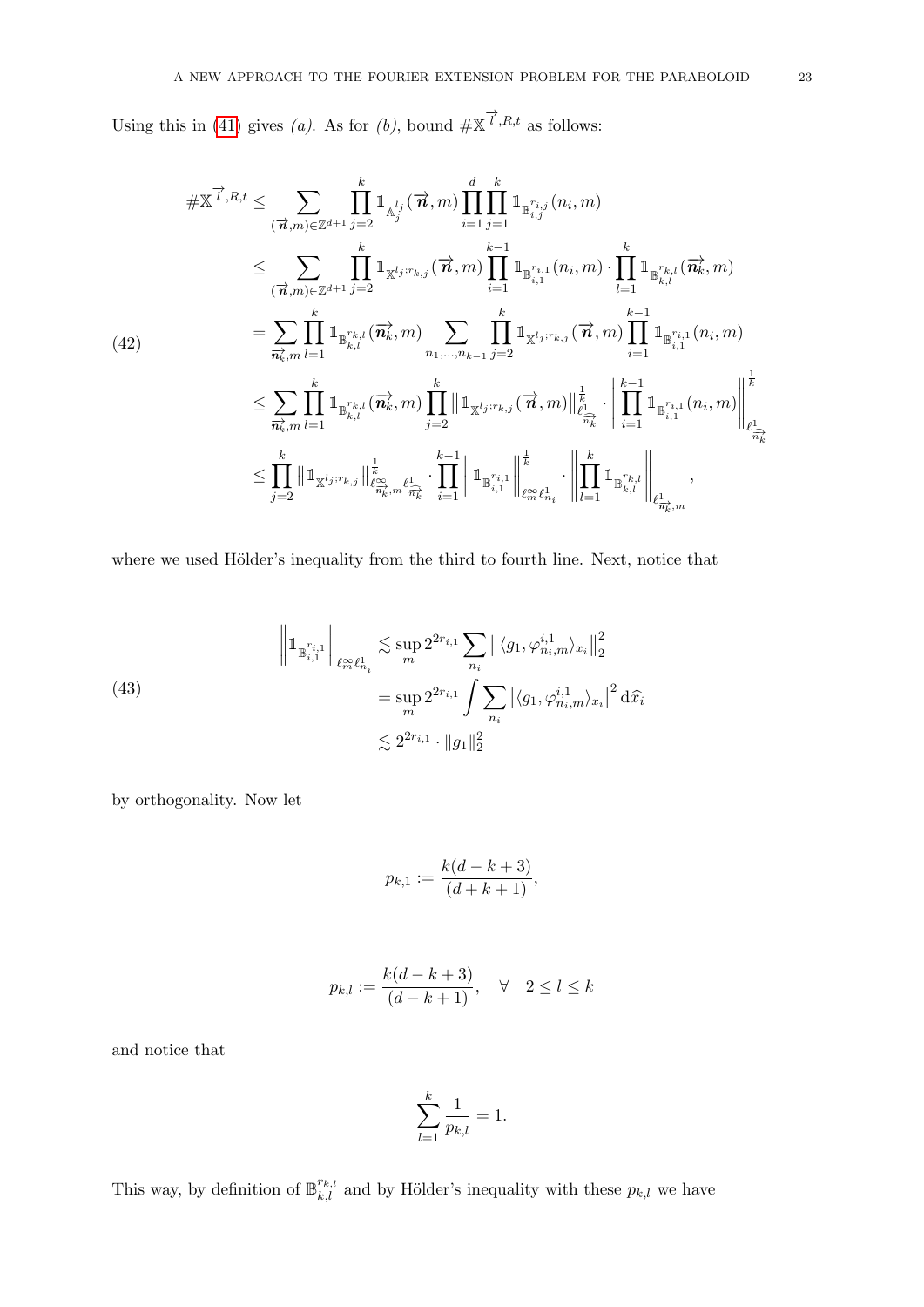Using this in (41) gives *(a)*. As for *(b)*, bound $\#\mathbb{X}^{\overrightarrow{l},R,t}$ as follows:

$$
\begin{aligned}
\#\mathbb{X}^{\overrightarrow{l},R,t} &\leq \sum_{(\overrightarrow{n},m)\in\mathbb{Z}^{d+1}} \prod_{j=2}^{k} \mathbb{1}_{\mathbb{A}_j^{l_j}}(\overrightarrow{n},m) \prod_{i=1}^{d}\prod_{j=1}^{k} \mathbb{1}_{\mathbb{B}_{i,j}^{r_{i,j}}}(n_i,m) \\
&\leq \sum_{(\overrightarrow{n},m)\in\mathbb{Z}^{d+1}} \prod_{j=2}^{k} \mathbb{1}_{\mathbb{X}^{l_j;r_{k,j}}}(\overrightarrow{n},m) \prod_{i=1}^{k-1} \mathbb{1}_{\mathbb{B}_{i,1}^{r_{i,1}}}(n_i,m) \cdot \prod_{l=1}^{k} \mathbb{1}_{\mathbb{B}_{k,l}^{r_{k,l}}}(\overrightarrow{n_k},m) \\
&= \sum_{\overrightarrow{n_k},m} \prod_{l=1}^{k} \mathbb{1}_{\mathbb{B}_{k,l}^{r_{k,l}}}(\overrightarrow{n_k},m) \sum_{n_1,\dots,n_{k-1}} \prod_{j=2}^{k} \mathbb{1}_{\mathbb{X}^{l_j;r_{k,j}}}(\overrightarrow{n},m) \prod_{i=1}^{k-1} \mathbb{1}_{\mathbb{B}_{i,1}^{r_{i,1}}}(n_i,m) \\
&\leq \sum_{\overrightarrow{n_k},m} \prod_{l=1}^{k} \mathbb{1}_{\mathbb{B}_{k,l}^{r_{k,l}}}(\overrightarrow{n_k},m) \prod_{j=2}^{k} \left\| \mathbb{1}_{\mathbb{X}^{l_j;r_{k,j}}}(\overrightarrow{n},m) \right\|_{\ell^1_{\widehat{\overrightarrow{n_k}}}}^{\frac{1}{k}} \cdot \left\| \prod_{i=1}^{k-1} \mathbb{1}_{\mathbb{B}_{i,1}^{r_{i,1}}}(n_i,m) \right\|_{\ell^1_{\widehat{\overrightarrow{n_k}}}}^{\frac{1}{k}} \\
&\leq \prod_{j=2}^{k} \left\| \mathbb{1}_{\mathbb{X}^{l_j;r_{k,j}}} \right\|_{\ell^\infty_{\overrightarrow{n_k},m}\ell^1_{\widehat{\overrightarrow{n_k}}}}^{\frac{1}{k}} \cdot \prod_{i=1}^{k-1} \left\| \mathbb{1}_{\mathbb{B}_{i,1}^{r_{i,1}}} \right\|_{\ell^\infty_m \ell^1_{n_i}}^{\frac{1}{k}} \cdot \left\| \prod_{l=1}^{k} \mathbb{1}_{\mathbb{B}_{k,l}^{r_{k,l}}} \right\|_{\ell^1_{\overrightarrow{n_k},m}},
\end{aligned} \tag{42}
$$

where we used Hölder's inequality from the third to fourth line. Next, notice that

$$
\begin{aligned}
\left\| \mathbb{1}_{\mathbb{B}_{i,1}^{r_{i,1}}} \right\|_{\ell^\infty_m \ell^1_{n_i}} &\lesssim \sup_m 2^{2r_{i,1}} \sum_{n_i} \left\| \langle g_1, \varphi_{n_i,m}^{i,1} \rangle_{x_i} \right\|_2^2 \\
&= \sup_m 2^{2r_{i,1}} \int \sum_{n_i} \left| \langle g_1, \varphi_{n_i,m}^{i,1} \rangle_{x_i} \right|^2 \mathrm{d}\widehat{x_i} \\
&\lesssim 2^{2r_{i,1}} \cdot \|g_1\|_2^2
\end{aligned} \tag{43}
$$

by orthogonality. Now let

$$
p_{k,1} := \frac{k(d-k+3)}{(d+k+1)},
$$

$$
p_{k,l} := \frac{k(d-k+3)}{(d-k+1)}, \quad \forall \quad 2 \leq l \leq k
$$

and notice that

$$
\sum_{l=1}^{k} \frac{1}{p_{k,l}} = 1.
$$

This way, by definition of $\mathbb{B}_{k,l}^{r_{k,l}}$ and by Hölder's inequality with these $p_{k,l}$ we have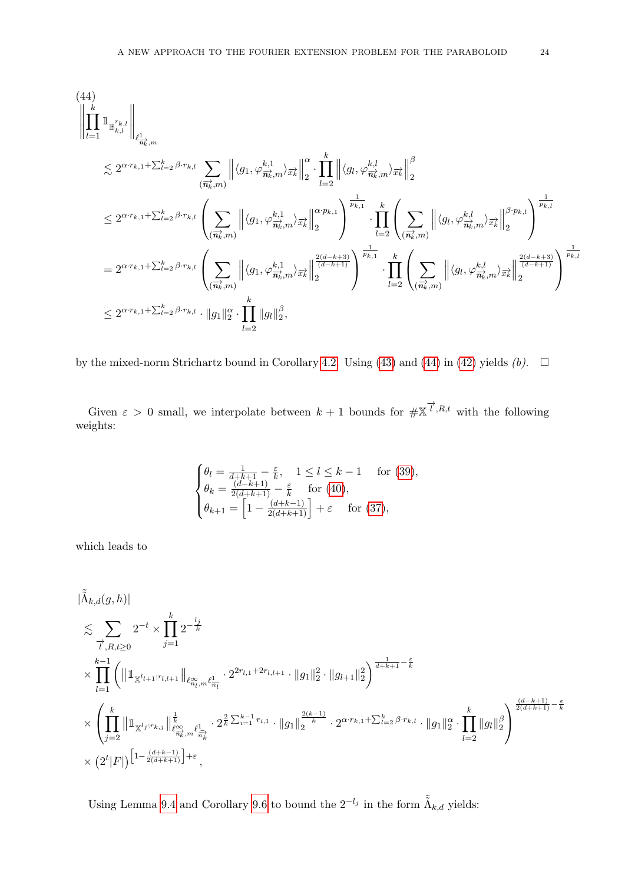$$
\begin{aligned}
&(44)\\
&\left\| \prod_{l=1}^{k} \mathbb{1}_{\mathbb{B}_{k,l}^{r_{k,l}}} \right\|_{\ell^1_{\overrightarrow{n_k},m}} \\
&\quad \lesssim 2^{\alpha \cdot r_{k,1} + \sum_{l=2}^{k} \beta \cdot r_{k,l}} \sum_{(\overrightarrow{n_k},m)} \left\| \langle g_1, \varphi^{k,1}_{\overrightarrow{n_k},m} \rangle_{\overrightarrow{x_k}} \right\|_2^{\alpha} \cdot \prod_{l=2}^{k} \left\| \langle g_l, \varphi^{k,l}_{\overrightarrow{n_k},m} \rangle_{\overrightarrow{x_k}} \right\|_2^{\beta} \\
&\quad \le 2^{\alpha \cdot r_{k,1} + \sum_{l=2}^{k} \beta \cdot r_{k,l}} \left( \sum_{(\overrightarrow{n_k},m)} \left\| \langle g_1, \varphi^{k,1}_{\overrightarrow{n_k},m} \rangle_{\overrightarrow{x_k}} \right\|_2^{\alpha \cdot p_{k,1}} \right)^{\frac{1}{p_{k,1}}} \cdot \prod_{l=2}^{k} \left( \sum_{(\overrightarrow{n_k},m)} \left\| \langle g_l, \varphi^{k,l}_{\overrightarrow{n_k},m} \rangle_{\overrightarrow{x_k}} \right\|_2^{\beta \cdot p_{k,l}} \right)^{\frac{1}{p_{k,l}}} \\
&\quad = 2^{\alpha \cdot r_{k,1} + \sum_{l=2}^{k} \beta \cdot r_{k,l}} \left( \sum_{(\overrightarrow{n_k},m)} \left\| \langle g_1, \varphi^{k,1}_{\overrightarrow{n_k},m} \rangle_{\overrightarrow{x_k}} \right\|_2^{\frac{2(d-k+3)}{(d-k+1)}} \right)^{\frac{1}{p_{k,1}}} \cdot \prod_{l=2}^{k} \left( \sum_{(\overrightarrow{n_k},m)} \left\| \langle g_l, \varphi^{k,l}_{\overrightarrow{n_k},m} \rangle_{\overrightarrow{x_k}} \right\|_2^{\frac{2(d-k+3)}{(d-k+1)}} \right)^{\frac{1}{p_{k,l}}} \\
&\quad \le 2^{\alpha \cdot r_{k,1} + \sum_{l=2}^{k} \beta \cdot r_{k,l}} \cdot \|g_1\|_2^{\alpha} \cdot \prod_{l=2}^{k} \|g_l\|_2^{\beta},
\end{aligned}
$$

by the mixed-norm Strichartz bound in Corollary 4.2. Using (43) and (44) in (42) yields *(b)*. $\square$

Given $\varepsilon > 0$ small, we interpolate between $k+1$ bounds for $\#\mathbb{X}^{\overrightarrow{l},R,t}$ with the following weights:

$$
\begin{cases}
\theta_l = \frac{1}{d+k+1} - \frac{\varepsilon}{k}, \quad 1 \le l \le k-1 \quad \text{for (39)}, \\
\theta_k = \frac{(d-k+1)}{2(d+k+1)} - \frac{\varepsilon}{k} \quad \text{for (40)}, \\
\theta_{k+1} = \left[ 1 - \frac{(d+k-1)}{2(d+k+1)} \right] + \varepsilon \quad \text{for (37)},
\end{cases}
$$

which leads to

$$
\begin{aligned}
&|\tilde{\tilde{\Lambda}}_{k,d}(g,h)| \\
&\lesssim \sum_{\overrightarrow{l},R,t \ge 0} 2^{-t} \times \prod_{j=1}^{k} 2^{-\frac{l_j}{k}} \\
&\times \prod_{l=1}^{k-1} \left( \left\| \mathbb{1}_{\mathbb{X}^{l_{l+1};r_{l,l+1}}} \right\|_{\ell^{\infty}_{n_l,m} \ell^1_{\widehat{n_l}}} \cdot 2^{2 r_{l,1} + 2 r_{l,l+1}} \cdot \|g_1\|_2^2 \cdot \|g_{l+1}\|_2^2 \right)^{\frac{1}{d+k+1} - \frac{\varepsilon}{k}} \\
&\times \left( \prod_{j=2}^{k} \left\| \mathbb{1}_{\mathbb{X}^{l_j;r_{k,j}}} \right\|^{\frac{1}{k}}_{\ell^{\infty}_{\overrightarrow{n_k},m} \ell^1_{\widehat{\overrightarrow{n_k}}}} \cdot 2^{\frac{2}{k} \sum_{i=1}^{k-1} r_{i,1}} \cdot \|g_1\|_2^{\frac{2(k-1)}{k}} \cdot 2^{\alpha \cdot r_{k,1} + \sum_{l=2}^{k} \beta \cdot r_{k,l}} \cdot \|g_1\|_2^{\alpha} \cdot \prod_{l=2}^{k} \|g_l\|_2^{\beta} \right)^{\frac{(d-k+1)}{2(d+k+1)} - \frac{\varepsilon}{k}} \\
&\times \left( 2^t |F| \right)^{\left[ 1 - \frac{(d+k-1)}{2(d+k+1)} \right] + \varepsilon},
\end{aligned}
$$

Using Lemma 9.4 and Corollary 9.6 to bound the $2^{-l_j}$ in the form $\tilde{\tilde{\Lambda}}_{k,d}$ yields: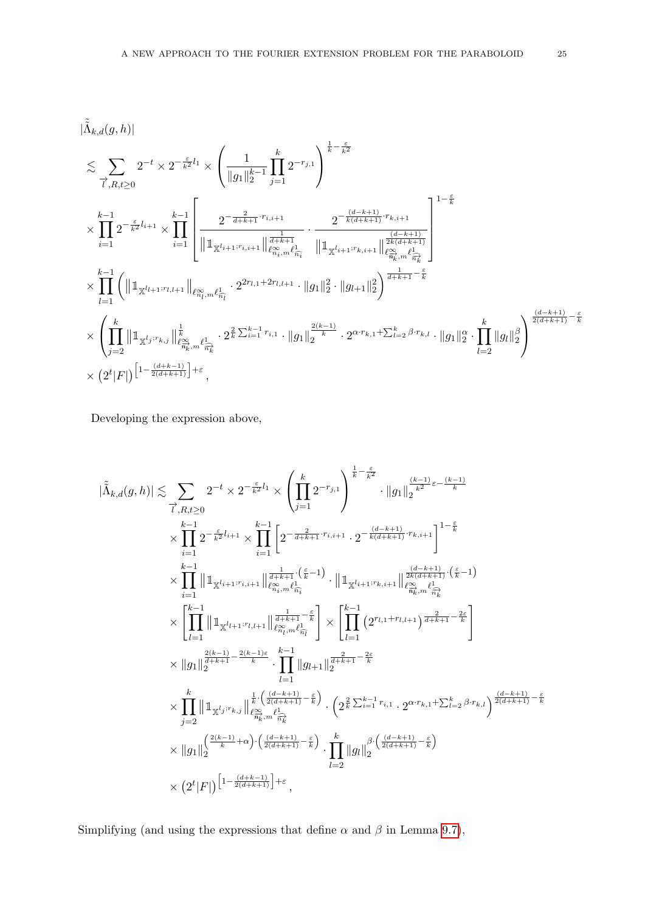$$
\begin{aligned}
&|\tilde{\tilde{\Lambda}}_{k,d}(g,h)| \\
&\lesssim \sum_{\vec{l},R,t\geq 0} 2^{-t} \times 2^{-\frac{\varepsilon}{k^2}l_1} \times \left( \frac{1}{\|g_1\|_2^{k-1}} \prod_{j=1}^{k} 2^{-r_{j,1}} \right)^{\frac{1}{k}-\frac{\varepsilon}{k^2}} \\
&\times \prod_{i=1}^{k-1} 2^{-\frac{\varepsilon}{k^2}l_{i+1}} \times \prod_{i=1}^{k-1} \left[ \frac{2^{-\frac{2}{d+k+1}\cdot r_{i,i+1}}}{\left\|\mathbb{1}_{\mathbb{X}^{l_{i+1};r_{i,i+1}}}\right\|_{\ell^{\infty}_{n_i,m}\ell^{1}_{\widehat{n_i}}}^{\frac{1}{d+k+1}}} \cdot \frac{2^{-\frac{(d-k+1)}{k(d+k+1)}\cdot r_{k,i+1}}}{\left\|\mathbb{1}_{\mathbb{X}^{l_{i+1};r_{k,i+1}}}\right\|_{\ell^{\infty}_{\vec{n_k},m}\ell^{1}_{\widehat{\vec{n_k}}}}^{\frac{(d-k+1)}{2k(d+k+1)}}} \right]^{1-\frac{\varepsilon}{k}} \\
&\times \prod_{l=1}^{k-1} \left( \left\|\mathbb{1}_{\mathbb{X}^{l_{l+1};r_{l,l+1}}}\right\|_{\ell^{\infty}_{\vec{n_l},m}\ell^{1}_{\widehat{n_l}}} \cdot 2^{2r_{l,1}+2r_{l,l+1}} \cdot \|g_1\|_2^2 \cdot \|g_{l+1}\|_2^2 \right)^{\frac{1}{d+k+1}-\frac{\varepsilon}{k}} \\
&\times \left( \prod_{j=2}^{k} \left\|\mathbb{1}_{\mathbb{X}^{l_j;r_{k,j}}}\right\|_{\ell^{\infty}_{\vec{n_k},m}\ell^{1}_{\widehat{\vec{n_k}}}}^{\frac{1}{k}} \cdot 2^{\frac{2}{k}\sum_{i=1}^{k-1} r_{i,1}} \cdot \|g_1\|_2^{\frac{2(k-1)}{k}} \cdot 2^{\alpha\cdot r_{k,1}+\sum_{l=2}^{k}\beta\cdot r_{k,l}} \cdot \|g_1\|_2^{\alpha} \cdot \prod_{l=2}^{k} \|g_l\|_2^{\beta} \right)^{\frac{(d-k+1)}{2(d+k+1)}-\frac{\varepsilon}{k}} \\
&\times \left(2^t|F|\right)^{\left[1-\frac{(d+k-1)}{2(d+k+1)}\right]+\varepsilon},
\end{aligned}
$$

Developing the expression above,

$$
\begin{aligned}
|\tilde{\tilde{\Lambda}}_{k,d}(g,h)| \lesssim &\sum_{\vec{l},R,t\geq 0} 2^{-t} \times 2^{-\frac{\varepsilon}{k^2}l_1} \times \left( \prod_{j=1}^{k} 2^{-r_{j,1}} \right)^{\frac{1}{k}-\frac{\varepsilon}{k^2}} \cdot \|g_1\|_2^{\frac{(k-1)}{k^2}\varepsilon-\frac{(k-1)}{k}} \\
&\times \prod_{i=1}^{k-1} 2^{-\frac{\varepsilon}{k^2}l_{i+1}} \times \prod_{i=1}^{k-1} \left[ 2^{-\frac{2}{d+k+1}\cdot r_{i,i+1}} \cdot 2^{-\frac{(d-k+1)}{k(d+k+1)}\cdot r_{k,i+1}} \right]^{1-\frac{\varepsilon}{k}} \\
&\times \prod_{i=1}^{k-1} \left\|\mathbb{1}_{\mathbb{X}^{l_{i+1};r_{i,i+1}}}\right\|_{\ell^{\infty}_{n_i,m}\ell^{1}_{\widehat{n_i}}}^{\frac{1}{d+k+1}\cdot\left(\frac{\varepsilon}{k}-1\right)} \cdot \left\|\mathbb{1}_{\mathbb{X}^{l_{i+1};r_{k,i+1}}}\right\|_{\ell^{\infty}_{\vec{n_k},m}\ell^{1}_{\widehat{\vec{n_k}}}}^{\frac{(d-k+1)}{2k(d+k+1)}\cdot\left(\frac{\varepsilon}{k}-1\right)} \\
&\times \left[ \prod_{l=1}^{k-1} \left\|\mathbb{1}_{\mathbb{X}^{l_{l+1};r_{l,l+1}}}\right\|_{\ell^{\infty}_{\vec{n_l},m}\ell^{1}_{\widehat{n_l}}}^{\frac{1}{d+k+1}-\frac{\varepsilon}{k}} \right] \times \left[ \prod_{l=1}^{k-1} \left(2^{r_{l,1}+r_{l,l+1}}\right)^{\frac{2}{d+k+1}-\frac{2\varepsilon}{k}} \right] \\
&\times \|g_1\|_2^{\frac{2(k-1)}{d+k+1}-\frac{2(k-1)\varepsilon}{k}} \cdot \prod_{l=1}^{k-1} \|g_{l+1}\|_2^{\frac{2}{d+k+1}-\frac{2\varepsilon}{k}} \\
&\times \prod_{j=2}^{k} \left\|\mathbb{1}_{\mathbb{X}^{l_j;r_{k,j}}}\right\|_{\ell^{\infty}_{\vec{n_k},m}\ell^{1}_{\widehat{\vec{n_k}}}}^{\frac{1}{k}\cdot\left(\frac{(d-k+1)}{2(d+k+1)}-\frac{\varepsilon}{k}\right)} \cdot \left( 2^{\frac{2}{k}\sum_{i=1}^{k-1} r_{i,1}} \cdot 2^{\alpha\cdot r_{k,1}+\sum_{l=2}^{k}\beta\cdot r_{k,l}} \right)^{\frac{(d-k+1)}{2(d+k+1)}-\frac{\varepsilon}{k}} \\
&\times \|g_1\|_2^{\left(\frac{2(k-1)}{k}+\alpha\right)\cdot\left(\frac{(d-k+1)}{2(d+k+1)}-\frac{\varepsilon}{k}\right)} \cdot \prod_{l=2}^{k} \|g_l\|_2^{\beta\cdot\left(\frac{(d-k+1)}{2(d+k+1)}-\frac{\varepsilon}{k}\right)} \\
&\times \left(2^t|F|\right)^{\left[1-\frac{(d+k-1)}{2(d+k+1)}\right]+\varepsilon},
\end{aligned}
$$

Simplifying (and using the expressions that define $\alpha$ and $\beta$ in Lemma 9.7),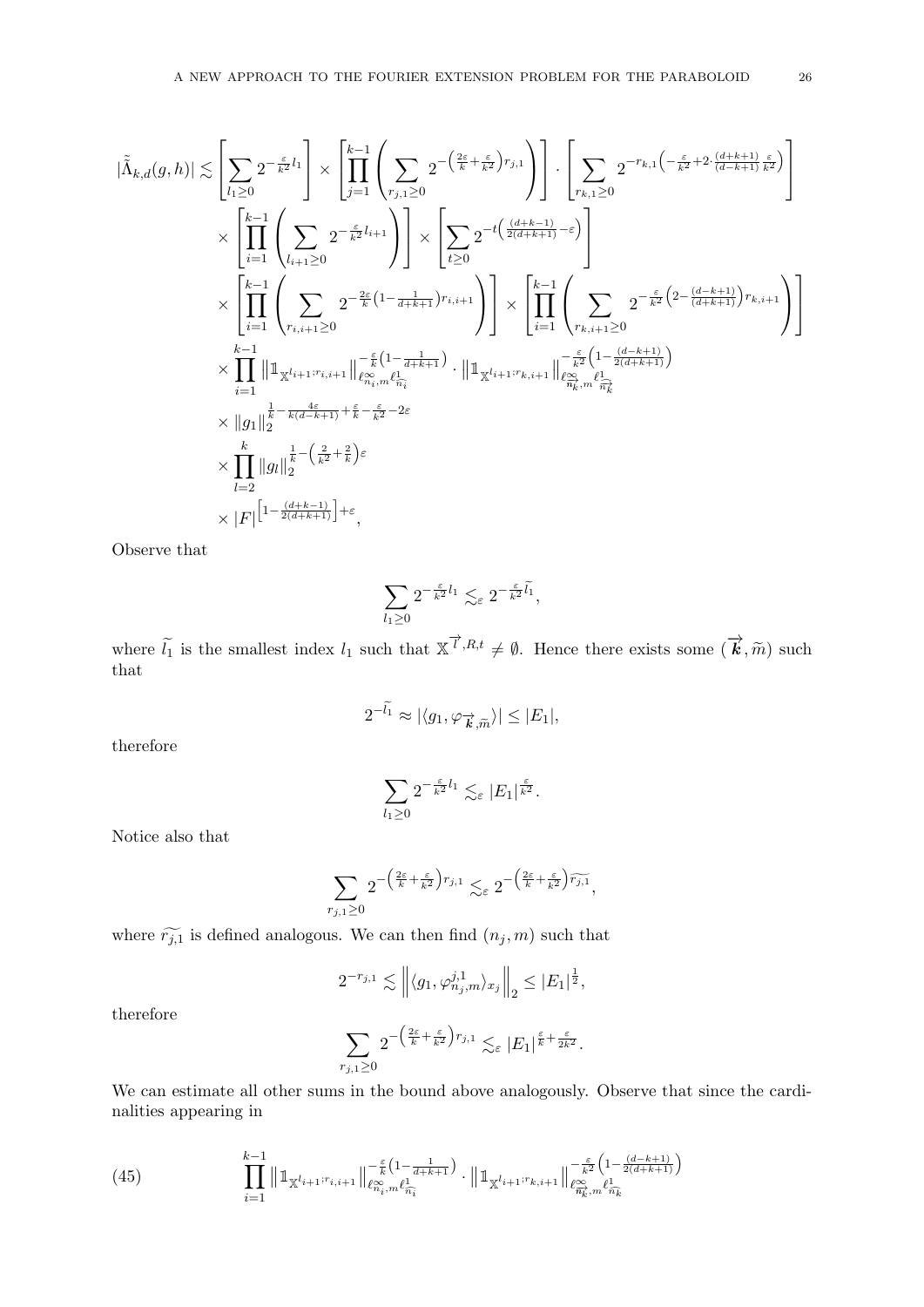$$
\begin{aligned}
|\tilde{\tilde{\Lambda}}_{k,d}(g,h)| \lesssim & \left[\sum_{l_1\geq 0} 2^{-\frac{\varepsilon}{k^2}l_1}\right] \times \left[\prod_{j=1}^{k-1}\left(\sum_{r_{j,1}\geq 0} 2^{-\left(\frac{2\varepsilon}{k}+\frac{\varepsilon}{k^2}\right)r_{j,1}}\right)\right] \cdot \left[\sum_{r_{k,1}\geq 0} 2^{-r_{k,1}\left(-\frac{\varepsilon}{k^2}+2\cdot\frac{(d+k+1)}{(d-k+1)}\frac{\varepsilon}{k^2}\right)}\right] \\
& \times \left[\prod_{i=1}^{k-1}\left(\sum_{l_{i+1}\geq 0} 2^{-\frac{\varepsilon}{k^2}l_{i+1}}\right)\right] \times \left[\sum_{t\geq 0} 2^{-t\left(\frac{(d+k-1)}{2(d+k+1)}-\varepsilon\right)}\right] \\
& \times \left[\prod_{i=1}^{k-1}\left(\sum_{r_{i,i+1}\geq 0} 2^{-\frac{2\varepsilon}{k}\left(1-\frac{1}{d+k+1}\right)r_{i,i+1}}\right)\right] \times \left[\prod_{i=1}^{k-1}\left(\sum_{r_{k,i+1}\geq 0} 2^{-\frac{\varepsilon}{k^2}\left(2-\frac{(d-k+1)}{(d+k+1)}\right)r_{k,i+1}}\right)\right] \\
& \times \prod_{i=1}^{k-1} \left\|\mathbb{1}_{\mathbb{X}^{l_{i+1};r_{i,i+1}}}\right\|_{\ell^\infty_{n_i,m}\ell^1_{\widehat{n_i}}}^{-\frac{\varepsilon}{k}\left(1-\frac{1}{d+k+1}\right)} \cdot \left\|\mathbb{1}_{\mathbb{X}^{l_{i+1};r_{k,i+1}}}\right\|_{\ell^\infty_{\overrightarrow{n_k},m}\ell^1_{\widehat{\overrightarrow{n_k}}}}^{-\frac{\varepsilon}{k^2}\left(1-\frac{(d-k+1)}{2(d+k+1)}\right)} \\
& \times \|g_1\|_2^{\frac{1}{k}-\frac{4\varepsilon}{k(d-k+1)}+\frac{\varepsilon}{k}-\frac{\varepsilon}{k^2}-2\varepsilon} \\
& \times \prod_{l=2}^{k}\|g_l\|_2^{\frac{1}{k}-\left(\frac{2}{k^2}+\frac{2}{k}\right)\varepsilon} \\
& \times |F|^{\left[1-\frac{(d+k-1)}{2(d+k+1)}\right]+\varepsilon},
\end{aligned}
$$

Observe that

$$
\sum_{l_1\geq 0} 2^{-\frac{\varepsilon}{k^2}l_1} \lesssim_\varepsilon 2^{-\frac{\varepsilon}{k^2}\widetilde{l_1}},
$$

where $\widetilde{l_1}$ is the smallest index $l_1$ such that $\mathbb{X}^{\overrightarrow{l},R,t}\neq\emptyset$. Hence there exists some $(\overrightarrow{\boldsymbol{k}},\widetilde{m})$ such that

$$
2^{-\widetilde{l_1}} \approx |\langle g_1, \varphi_{\overrightarrow{\boldsymbol{k}},\widetilde{m}}\rangle| \leq |E_1|,
$$

therefore

$$
\sum_{l_1\geq 0} 2^{-\frac{\varepsilon}{k^2}l_1} \lesssim_\varepsilon |E_1|^{\frac{\varepsilon}{k^2}}.
$$

Notice also that

$$
\sum_{r_{j,1}\geq 0} 2^{-\left(\frac{2\varepsilon}{k}+\frac{\varepsilon}{k^2}\right)r_{j,1}} \lesssim_\varepsilon 2^{-\left(\frac{2\varepsilon}{k}+\frac{\varepsilon}{k^2}\right)\widetilde{r_{j,1}}},
$$

where $\widetilde{r_{j,1}}$ is defined analogous. We can then find $(n_j,m)$ such that

$$
2^{-r_{j,1}} \lesssim \left\|\langle g_1, \varphi^{j,1}_{n_j,m}\rangle_{x_j}\right\|_2 \leq |E_1|^{\frac{1}{2}},
$$

therefore

$$
\sum_{r_{j,1}\geq 0} 2^{-\left(\frac{2\varepsilon}{k}+\frac{\varepsilon}{k^2}\right)r_{j,1}} \lesssim_\varepsilon |E_1|^{\frac{\varepsilon}{k}+\frac{\varepsilon}{2k^2}}.
$$

We can estimate all other sums in the bound above analogously. Observe that since the cardinalities appearing in

$$
\prod_{i=1}^{k-1} \left\|\mathbb{1}_{\mathbb{X}^{l_{i+1};r_{i,i+1}}}\right\|_{\ell^\infty_{\widehat{n_i},m}\ell^1_{\widehat{n_i}}}^{-\frac{\varepsilon}{k}\left(1-\frac{1}{d+k+1}\right)} \cdot \left\|\mathbb{1}_{\mathbb{X}^{l_{i+1};r_{k,i+1}}}\right\|_{\ell^\infty_{\overrightarrow{n_k},m}\ell^1_{\widehat{n_k}}}^{-\frac{\varepsilon}{k^2}\left(1-\frac{(d-k+1)}{2(d+k+1)}\right)} \tag{45}
$$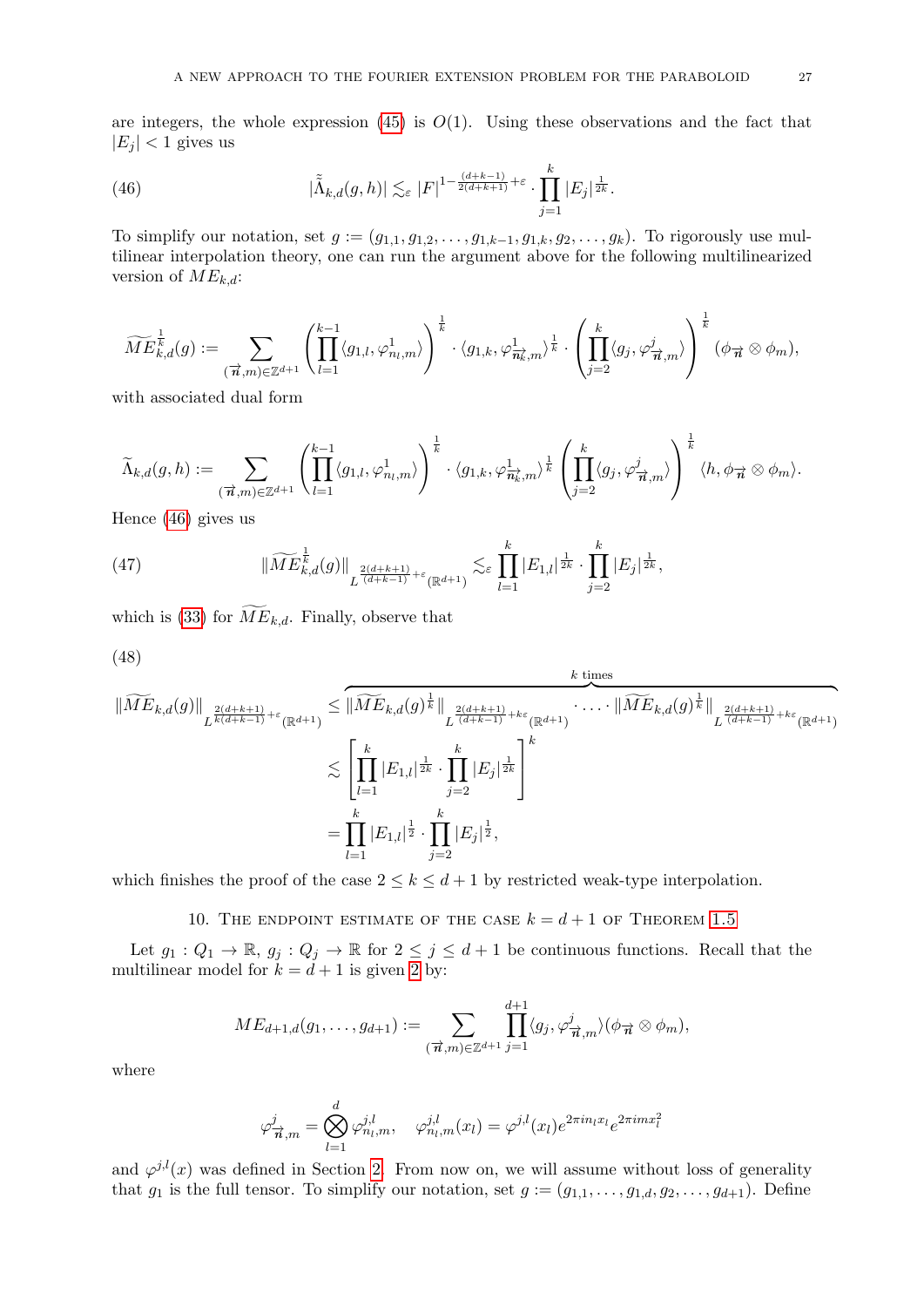are integers, the whole expression (45) is $O(1)$. Using these observations and the fact that $|E_j| < 1$ gives us

$$|\tilde{\tilde{\Lambda}}_{k,d}(g,h)| \lesssim_\varepsilon |F|^{1-\frac{(d+k-1)}{2(d+k+1)}+\varepsilon} \cdot \prod_{j=1}^{k} |E_j|^{\frac{1}{2k}}. \tag{46}$$

To simplify our notation, set $g := (g_{1,1}, g_{1,2}, \ldots, g_{1,k-1}, g_{1,k}, g_2, \ldots, g_k)$. To rigorously use multilinear interpolation theory, one can run the argument above for the following multilinearized version of $ME_{k,d}$:

$$\widetilde{ME}^{\frac{1}{k}}_{k,d}(g) := \sum_{(\vec{n},m)\in\mathbb{Z}^{d+1}} \left(\prod_{l=1}^{k-1} \langle g_{1,l}, \varphi^1_{n_l,m}\rangle\right)^{\frac{1}{k}} \cdot \langle g_{1,k}, \varphi^1_{\vec{n}_k,m}\rangle^{\frac{1}{k}} \cdot \left(\prod_{j=2}^{k} \langle g_j, \varphi^j_{\vec{n},m}\rangle\right)^{\frac{1}{k}} (\phi_{\vec{n}} \otimes \phi_m),$$

with associated dual form

$$\widetilde{\Lambda}_{k,d}(g,h) := \sum_{(\vec{n},m)\in\mathbb{Z}^{d+1}} \left(\prod_{l=1}^{k-1} \langle g_{1,l}, \varphi^1_{n_l,m}\rangle\right)^{\frac{1}{k}} \cdot \langle g_{1,k}, \varphi^1_{\vec{n}_k,m}\rangle^{\frac{1}{k}} \left(\prod_{j=2}^{k} \langle g_j, \varphi^j_{\vec{n},m}\rangle\right)^{\frac{1}{k}} \langle h, \phi_{\vec{n}} \otimes \phi_m\rangle.$$

Hence (46) gives us

$$\|\widetilde{ME}^{\frac{1}{k}}_{k,d}(g)\|_{L^{\frac{2(d+k+1)}{(d+k-1)}+\varepsilon}(\mathbb{R}^{d+1})} \lesssim_\varepsilon \prod_{l=1}^{k} |E_{1,l}|^{\frac{1}{2k}} \cdot \prod_{j=2}^{k} |E_j|^{\frac{1}{2k}}, \tag{47}$$

which is (33) for $\widetilde{ME}_{k,d}$. Finally, observe that

$$\begin{aligned}
\|\widetilde{ME}_{k,d}(g)\|_{L^{\frac{2(d+k+1)}{k(d+k-1)}+\varepsilon}(\mathbb{R}^{d+1})} &\le \overbrace{\|\widetilde{ME}_{k,d}(g)^{\frac{1}{k}}\|_{L^{\frac{2(d+k+1)}{(d+k-1)}+k\varepsilon}(\mathbb{R}^{d+1})} \cdot \ldots \cdot \|\widetilde{ME}_{k,d}(g)^{\frac{1}{k}}\|_{L^{\frac{2(d+k+1)}{(d+k-1)}+k\varepsilon}(\mathbb{R}^{d+1})}}^{k \text{ times}} \\
&\lesssim \left[\prod_{l=1}^{k} |E_{1,l}|^{\frac{1}{2k}} \cdot \prod_{j=2}^{k} |E_j|^{\frac{1}{2k}}\right]^k \\
&= \prod_{l=1}^{k} |E_{1,l}|^{\frac{1}{2}} \cdot \prod_{j=2}^{k} |E_j|^{\frac{1}{2}},
\end{aligned} \tag{48}$$

which finishes the proof of the case $2 \le k \le d+1$ by restricted weak-type interpolation.

## 10. The endpoint estimate of the case $k = d+1$ of Theorem 1.5

Let $g_1 : Q_1 \to \mathbb{R}$, $g_j : Q_j \to \mathbb{R}$ for $2 \le j \le d+1$ be continuous functions. Recall that the multilinear model for $k = d+1$ is given 2 by:

$$ME_{d+1,d}(g_1, \ldots, g_{d+1}) := \sum_{(\vec{n},m)\in\mathbb{Z}^{d+1}} \prod_{j=1}^{d+1} \langle g_j, \varphi^j_{\vec{n},m}\rangle (\phi_{\vec{n}} \otimes \phi_m),$$

where

$$\varphi^j_{\vec{n},m} = \bigotimes_{l=1}^{d} \varphi^{j,l}_{n_l,m}, \quad \varphi^{j,l}_{n_l,m}(x_l) = \varphi^{j,l}(x_l) e^{2\pi i n_l x_l} e^{2\pi i m x_l^2}$$

and $\varphi^{j,l}(x)$ was defined in Section 2. From now on, we will assume without loss of generality that $g_1$ is the full tensor. To simplify our notation, set $g := (g_{1,1}, \ldots, g_{1,d}, g_2, \ldots, g_{d+1})$. Define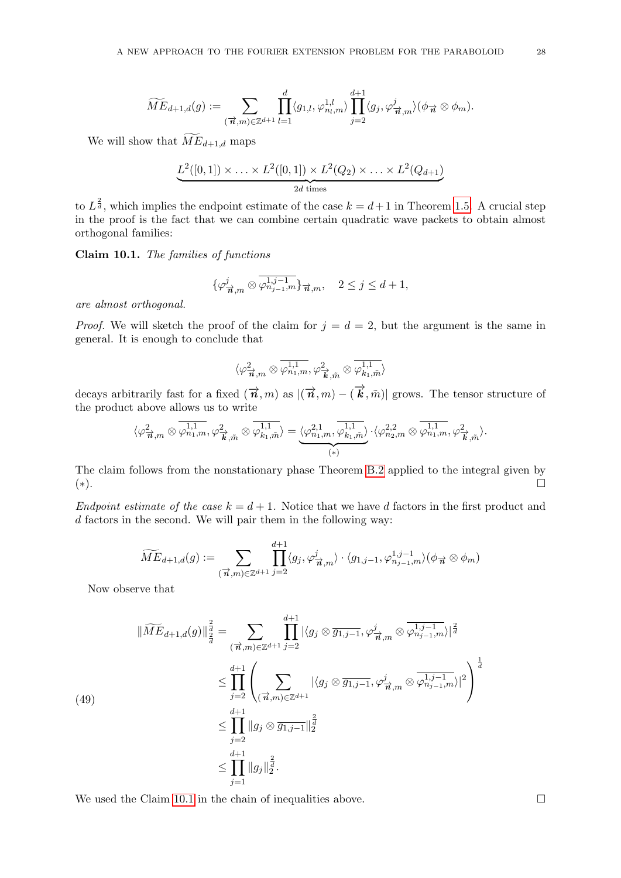$$\widetilde{ME}_{d+1,d}(g) := \sum_{(\vec{n},m)\in\mathbb{Z}^{d+1}} \prod_{l=1}^{d} \langle g_{1,l}, \varphi^{1,l}_{n_l,m}\rangle \prod_{j=2}^{d+1} \langle g_j, \varphi^{j}_{\vec{n},m}\rangle (\phi_{\vec{n}} \otimes \phi_m).$$

We will show that $\widetilde{ME}_{d+1,d}$ maps

$$\underbrace{L^2([0,1]) \times \ldots \times L^2([0,1]) \times L^2(Q_2) \times \ldots \times L^2(Q_{d+1})}_{2d \text{ times}}$$

to $L^{\frac{2}{d}}$, which implies the endpoint estimate of the case $k = d+1$ in Theorem 1.5. A crucial step in the proof is the fact that we can combine certain quadratic wave packets to obtain almost orthogonal families:

**Claim 10.1.** *The families of functions*

$$\{\varphi^{j}_{\vec{n},m} \otimes \overline{\varphi^{1,j-1}_{n_{j-1},m}}\}_{\vec{n},m}, \quad 2 \le j \le d+1,$$

*are almost orthogonal.*

*Proof.* We will sketch the proof of the claim for $j = d = 2$, but the argument is the same in general. It is enough to conclude that

$$\langle \varphi^{2}_{\vec{n},m} \otimes \overline{\varphi^{1,1}_{n_1,m}}, \varphi^{2}_{\vec{k},\tilde{m}} \otimes \overline{\varphi^{1,1}_{k_1,\tilde{m}}}\rangle$$

decays arbitrarily fast for a fixed $(\vec{n},m)$ as $|(\vec{n},m) - (\vec{k},\tilde{m})|$ grows. The tensor structure of the product above allows us to write

$$\langle \varphi^{2}_{\vec{n},m} \otimes \overline{\varphi^{1,1}_{n_1,m}}, \varphi^{2}_{\vec{k},\tilde{m}} \otimes \overline{\varphi^{1,1}_{k_1,\tilde{m}}}\rangle = \underbrace{\langle \varphi^{2,1}_{n_1,m}, \overline{\varphi^{1,1}_{k_1,\tilde{m}}}\rangle}_{(*)} \cdot \langle \varphi^{2,2}_{n_2,m} \otimes \overline{\varphi^{1,1}_{n_1,m}}, \varphi^{2}_{\vec{k},\tilde{m}}\rangle.$$

The claim follows from the nonstationary phase Theorem B.2 applied to the integral given by $(*)$. $\square$

*Endpoint estimate of the case $k = d+1$.* Notice that we have $d$ factors in the first product and $d$ factors in the second. We will pair them in the following way:

$$\widetilde{ME}_{d+1,d}(g) := \sum_{(\vec{n},m)\in\mathbb{Z}^{d+1}} \prod_{j=2}^{d+1} \langle g_j, \varphi^{j}_{\vec{n},m}\rangle \cdot \langle g_{1,j-1}, \varphi^{1,j-1}_{n_{j-1},m}\rangle (\phi_{\vec{n}} \otimes \phi_m)$$

Now observe that

$$\begin{aligned}
\|\widetilde{ME}_{d+1,d}(g)\|^{\frac{2}{d}}_{\frac{2}{d}} &= \sum_{(\vec{n},m)\in\mathbb{Z}^{d+1}} \prod_{j=2}^{d+1} |\langle g_j \otimes \overline{g_{1,j-1}}, \varphi^{j}_{\vec{n},m} \otimes \overline{\varphi^{1,j-1}_{n_{j-1},m}}\rangle|^{\frac{2}{d}} \\
&\le \prod_{j=2}^{d+1} \left( \sum_{(\vec{n},m)\in\mathbb{Z}^{d+1}} |\langle g_j \otimes \overline{g_{1,j-1}}, \varphi^{j}_{\vec{n},m} \otimes \overline{\varphi^{1,j-1}_{n_{j-1},m}}\rangle|^2 \right)^{\frac{1}{d}} \\
&\le \prod_{j=2}^{d+1} \|g_j \otimes \overline{g_{1,j-1}}\|^{\frac{2}{d}}_2 \\
&\le \prod_{j=1}^{d+1} \|g_j\|^{\frac{2}{d}}_2 .
\end{aligned} \tag{49}$$

We used the Claim 10.1 in the chain of inequalities above. $\square$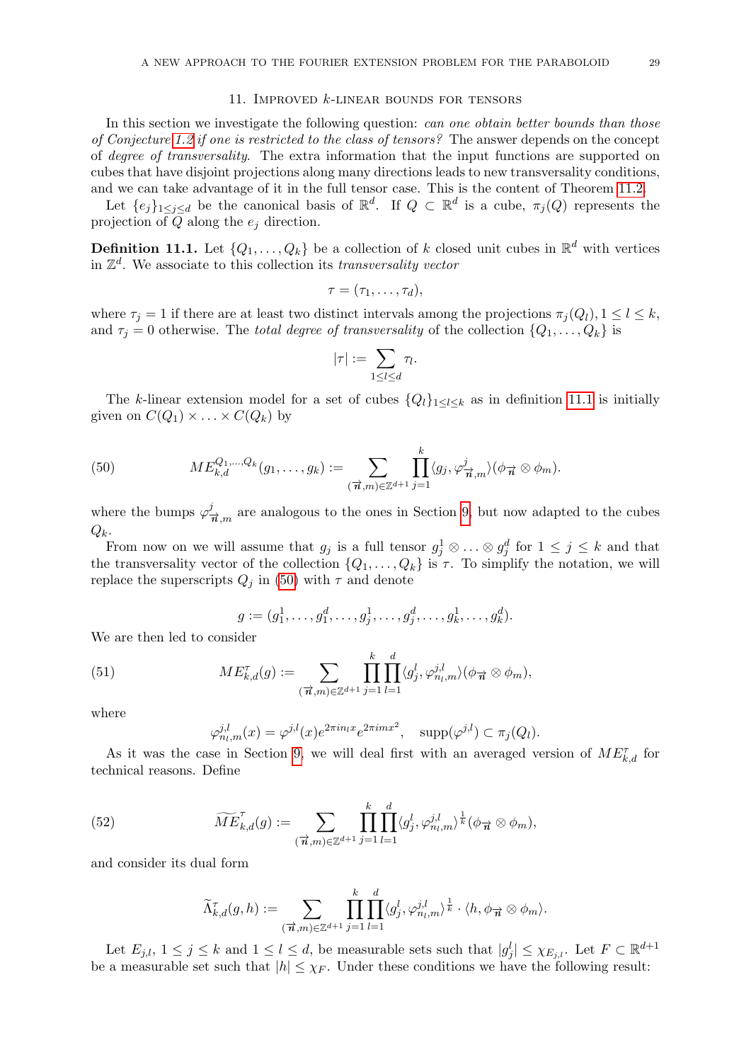## 11. Improved $k$-linear bounds for tensors

In this section we investigate the following question: *can one obtain better bounds than those of Conjecture 1.2 if one is restricted to the class of tensors?* The answer depends on the concept of *degree of transversality*. The extra information that the input functions are supported on cubes that have disjoint projections along many directions leads to new transversality conditions, and we can take advantage of it in the full tensor case. This is the content of Theorem 11.2.

Let $\{e_j\}_{1\le j\le d}$ be the canonical basis of $\mathbb{R}^d$. If $Q\subset\mathbb{R}^d$ is a cube, $\pi_j(Q)$ represents the projection of $Q$ along the $e_j$ direction.

**Definition 11.1.** Let $\{Q_1,\dots,Q_k\}$ be a collection of $k$ closed unit cubes in $\mathbb{R}^d$ with vertices in $\mathbb{Z}^d$. We associate to this collection its *transversality vector*

$$\tau=(\tau_1,\dots,\tau_d),$$

where $\tau_j=1$ if there are at least two distinct intervals among the projections $\pi_j(Q_l), 1\le l\le k$, and $\tau_j=0$ otherwise. The *total degree of transversality* of the collection $\{Q_1,\dots,Q_k\}$ is

$$|\tau|:=\sum_{1\le l\le d}\tau_l.$$

The $k$-linear extension model for a set of cubes $\{Q_l\}_{1\le l\le k}$ as in definition 11.1 is initially given on $C(Q_1)\times\ldots\times C(Q_k)$ by

$$ME_{k,d}^{Q_1,\dots,Q_k}(g_1,\dots,g_k):=\sum_{(\vec{n},m)\in\mathbb{Z}^{d+1}}\prod_{j=1}^{k}\langle g_j,\varphi^j_{\vec{n},m}\rangle(\phi_{\vec{n}}\otimes\phi_m). \tag{50}$$

where the bumps $\varphi^j_{\vec{n},m}$ are analogous to the ones in Section 9, but now adapted to the cubes $Q_k$.

From now on we will assume that $g_j$ is a full tensor $g_j^1\otimes\ldots\otimes g_j^d$ for $1\le j\le k$ and that the transversality vector of the collection $\{Q_1,\dots,Q_k\}$ is $\tau$. To simplify the notation, we will replace the superscripts $Q_j$ in (50) with $\tau$ and denote

$$g:=(g_1^1,\dots,g_1^d,\dots,g_j^1,\dots,g_j^d,\dots,g_k^1,\dots,g_k^d).$$

We are then led to consider

$$ME_{k,d}^{\tau}(g):=\sum_{(\vec{n},m)\in\mathbb{Z}^{d+1}}\prod_{j=1}^{k}\prod_{l=1}^{d}\langle g_j^l,\varphi^{j,l}_{n_l,m}\rangle(\phi_{\vec{n}}\otimes\phi_m), \tag{51}$$

where

$$\varphi^{j,l}_{n_l,m}(x)=\varphi^{j,l}(x)e^{2\pi i n_l x}e^{2\pi i m x^2},\quad \operatorname{supp}(\varphi^{j,l})\subset\pi_j(Q_l).$$

As it was the case in Section 9, we will deal first with an averaged version of $ME^{\tau}_{k,d}$ for technical reasons. Define

$$\widetilde{ME}_{k,d}^{\tau}(g):=\sum_{(\vec{n},m)\in\mathbb{Z}^{d+1}}\prod_{j=1}^{k}\prod_{l=1}^{d}\langle g_j^l,\varphi^{j,l}_{n_l,m}\rangle^{\frac{1}{k}}(\phi_{\vec{n}}\otimes\phi_m), \tag{52}$$

and consider its dual form

$$\widetilde{\Lambda}_{k,d}^{\tau}(g,h):=\sum_{(\vec{n},m)\in\mathbb{Z}^{d+1}}\prod_{j=1}^{k}\prod_{l=1}^{d}\langle g_j^l,\varphi^{j,l}_{n_l,m}\rangle^{\frac{1}{k}}\cdot\langle h,\phi_{\vec{n}}\otimes\phi_m\rangle.$$

Let $E_{j,l}$, $1\le j\le k$ and $1\le l\le d$, be measurable sets such that $|g_j^l|\le\chi_{E_{j,l}}$. Let $F\subset\mathbb{R}^{d+1}$ be a measurable set such that $|h|\le\chi_F$. Under these conditions we have the following result: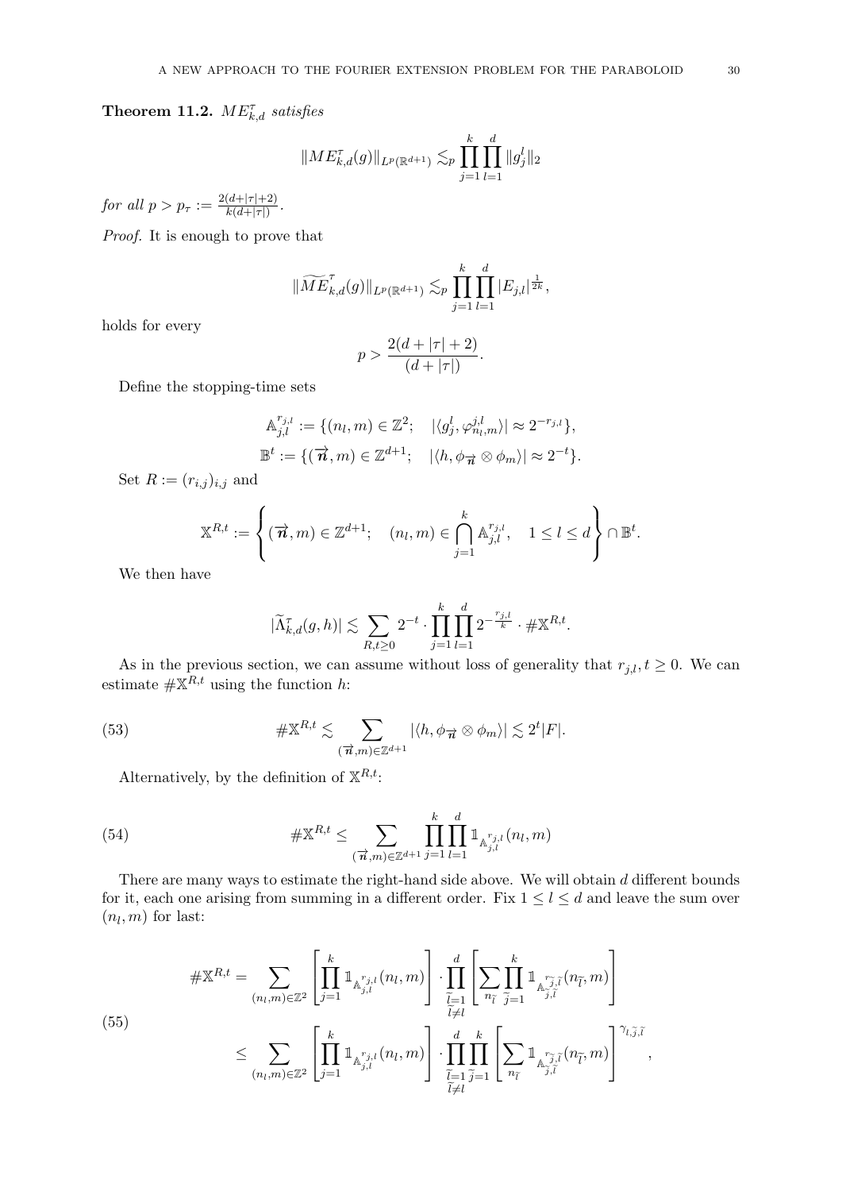**Theorem 11.2.** *$ME^{\tau}_{k,d}$ satisfies*

$$\|ME^{\tau}_{k,d}(g)\|_{L^p(\mathbb{R}^{d+1})} \lesssim_p \prod_{j=1}^{k}\prod_{l=1}^{d} \|g^l_j\|_2$$

*for all $p > p_\tau := \frac{2(d+|\tau|+2)}{k(d+|\tau|)}$.*

*Proof.* It is enough to prove that

$$\|\widetilde{ME}^{\tau}_{k,d}(g)\|_{L^p(\mathbb{R}^{d+1})} \lesssim_p \prod_{j=1}^{k}\prod_{l=1}^{d} |E_{j,l}|^{\frac{1}{2k}},$$

holds for every

$$p > \frac{2(d+|\tau|+2)}{(d+|\tau|)}.$$

Define the stopping-time sets

$$\mathbb{A}^{r_{j,l}}_{j,l} := \{(n_l,m) \in \mathbb{Z}^2; \quad |\langle g^l_j, \varphi^{j,l}_{n_l,m}\rangle| \approx 2^{-r_{j,l}}\},$$
$$\mathbb{B}^t := \{(\overrightarrow{\boldsymbol{n}},m) \in \mathbb{Z}^{d+1}; \quad |\langle h, \phi_{\overrightarrow{\boldsymbol{n}}} \otimes \phi_m\rangle| \approx 2^{-t}\}.$$

Set $R := (r_{i,j})_{i,j}$ and

$$\mathbb{X}^{R,t} := \left\{ (\overrightarrow{\boldsymbol{n}},m) \in \mathbb{Z}^{d+1}; \quad (n_l,m) \in \bigcap_{j=1}^{k} \mathbb{A}^{r_{j,l}}_{j,l}, \quad 1 \le l \le d \right\} \cap \mathbb{B}^t.$$

We then have

$$|\widetilde{\Lambda}^{\tau}_{k,d}(g,h)| \lesssim \sum_{R,t\ge 0} 2^{-t} \cdot \prod_{j=1}^{k}\prod_{l=1}^{d} 2^{-\frac{r_{j,l}}{k}} \cdot \#\mathbb{X}^{R,t}.$$

As in the previous section, we can assume without loss of generality that $r_{j,l}, t \ge 0$. We can estimate $\#\mathbb{X}^{R,t}$ using the function $h$:

$$\#\mathbb{X}^{R,t} \lesssim \sum_{(\overrightarrow{\boldsymbol{n}},m)\in\mathbb{Z}^{d+1}} |\langle h, \phi_{\overrightarrow{\boldsymbol{n}}} \otimes \phi_m\rangle| \lesssim 2^t |F|. \tag{53}$$

Alternatively, by the definition of $\mathbb{X}^{R,t}$:

$$\#\mathbb{X}^{R,t} \le \sum_{(\overrightarrow{\boldsymbol{n}},m)\in\mathbb{Z}^{d+1}} \prod_{j=1}^{k}\prod_{l=1}^{d} \mathbb{1}_{\mathbb{A}^{r_{j,l}}_{j,l}}(n_l,m) \tag{54}$$

There are many ways to estimate the right-hand side above. We will obtain $d$ different bounds for it, each one arising from summing in a different order. Fix $1 \le l \le d$ and leave the sum over $(n_l,m)$ for last:

$$\begin{aligned}
\#\mathbb{X}^{R,t} &= \sum_{(n_l,m)\in\mathbb{Z}^2} \left[\prod_{j=1}^{k} \mathbb{1}_{\mathbb{A}^{r_{j,l}}_{j,l}}(n_l,m)\right] \cdot \prod_{\substack{\widetilde{l}=1 \\ \widetilde{l}\neq l}}^{d} \left[\sum_{n_{\widetilde{l}}} \prod_{\widetilde{j}=1}^{k} \mathbb{1}_{\mathbb{A}^{r_{\widetilde{j},\widetilde{l}}}_{\widetilde{j},\widetilde{l}}}(n_{\widetilde{l}},m)\right] \\
&\le \sum_{(n_l,m)\in\mathbb{Z}^2} \left[\prod_{j=1}^{k} \mathbb{1}_{\mathbb{A}^{r_{j,l}}_{j,l}}(n_l,m)\right] \cdot \prod_{\substack{\widetilde{l}=1 \\ \widetilde{l}\neq l}}^{d} \prod_{\widetilde{j}=1}^{k} \left[\sum_{n_{\widetilde{l}}} \mathbb{1}_{\mathbb{A}^{r_{\widetilde{j},\widetilde{l}}}_{\widetilde{j},\widetilde{l}}}(n_{\widetilde{l}},m)\right]^{\gamma_{l,\widetilde{j},\widetilde{l}}},
\end{aligned} \tag{55}$$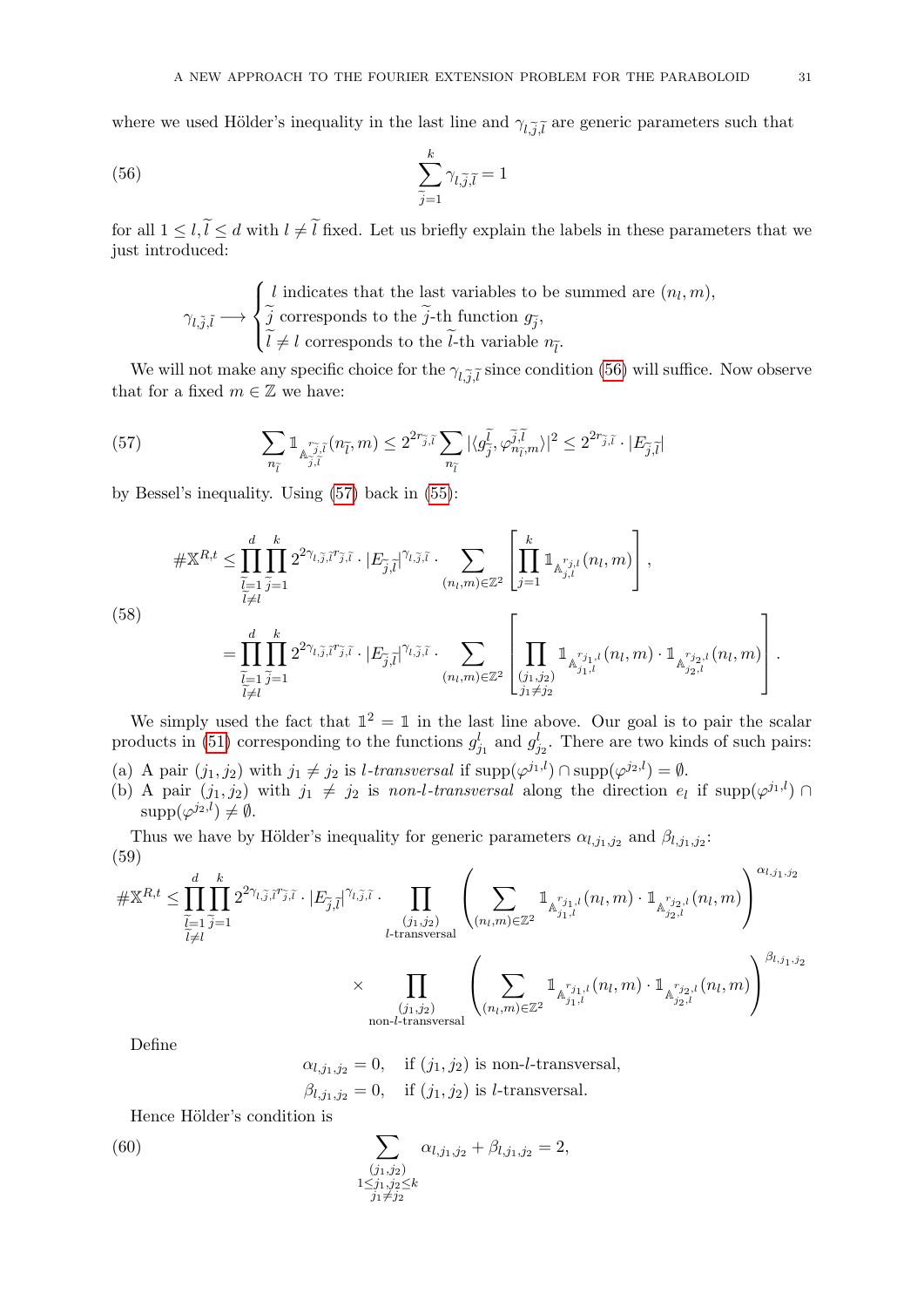where we used Hölder's inequality in the last line and $\gamma_{l,\widetilde{j},\widetilde{l}}$ are generic parameters such that

$$\sum_{\widetilde{j}=1}^{k} \gamma_{l,\widetilde{j},\widetilde{l}} = 1 \tag{56}$$

for all $1 \leq l, \widetilde{l} \leq d$ with $l \neq \widetilde{l}$ fixed. Let us briefly explain the labels in these parameters that we just introduced:

$$\gamma_{l,\tilde{j},\tilde{l}} \longrightarrow \begin{cases} l \text{ indicates that the last variables to be summed are } (n_l, m), \\ \widetilde{j} \text{ corresponds to the } \widetilde{j}\text{-th function } g_{\widetilde{j}}, \\ \widetilde{l} \neq l \text{ corresponds to the } \widetilde{l}\text{-th variable } n_{\widetilde{l}}. \end{cases}$$

We will not make any specific choice for the $\gamma_{l,\widetilde{j},\widetilde{l}}$ since condition (56) will suffice. Now observe that for a fixed $m \in \mathbb{Z}$ we have:

$$\sum_{n_{\widetilde{l}}} \mathbb{1}_{\mathbb{A}^{r_{\widetilde{j},\widetilde{l}}}_{\widetilde{j},\widetilde{l}}}(n_{\widetilde{l}}, m) \leq 2^{2r_{\widetilde{j},\widetilde{l}}} \sum_{n_{\widetilde{l}}} |\langle g^{\widetilde{l}}_{\widetilde{j}}, \varphi^{\widetilde{j},\widetilde{l}}_{n_{\widetilde{l}},m}\rangle|^2 \leq 2^{2r_{\widetilde{j},\widetilde{l}}} \cdot |E_{\widetilde{j},\widetilde{l}}| \tag{57}$$

by Bessel's inequality. Using (57) back in (55):

$$\begin{aligned}
\#\mathbb{X}^{R,t} &\leq \prod_{\substack{\widetilde{l}=1 \\ \widetilde{l}\neq l}}^{d} \prod_{\widetilde{j}=1}^{k} 2^{2\gamma_{l,\widetilde{j},\widetilde{l}} r_{\widetilde{j},\widetilde{l}}} \cdot |E_{\widetilde{j},\widetilde{l}}|^{\gamma_{l,\widetilde{j},\widetilde{l}}} \cdot \sum_{(n_l,m)\in\mathbb{Z}^2} \left[ \prod_{j=1}^{k} \mathbb{1}_{\mathbb{A}^{r_{j,l}}_{j,l}}(n_l, m) \right], \\
&= \prod_{\substack{\widetilde{l}=1 \\ \widetilde{l}\neq l}}^{d} \prod_{\widetilde{j}=1}^{k} 2^{2\gamma_{l,\widetilde{j},\widetilde{l}} r_{\widetilde{j},\widetilde{l}}} \cdot |E_{\widetilde{j},\widetilde{l}}|^{\gamma_{l,\widetilde{j},\widetilde{l}}} \cdot \sum_{(n_l,m)\in\mathbb{Z}^2} \left[ \prod_{\substack{(j_1,j_2) \\ j_1\neq j_2}} \mathbb{1}_{\mathbb{A}^{r_{j_1,l}}_{j_1,l}}(n_l, m) \cdot \mathbb{1}_{\mathbb{A}^{r_{j_2,l}}_{j_2,l}}(n_l, m) \right].
\end{aligned} \tag{58}$$

We simply used the fact that $\mathbb{1}^2 = \mathbb{1}$ in the last line above. Our goal is to pair the scalar products in (51) corresponding to the functions $g^l_{j_1}$ and $g^l_{j_2}$. There are two kinds of such pairs:

(a) A pair $(j_1, j_2)$ with $j_1 \neq j_2$ is *$l$-transversal* if $\text{supp}(\varphi^{j_1,l}) \cap \text{supp}(\varphi^{j_2,l}) = \emptyset$.

(b) A pair $(j_1, j_2)$ with $j_1 \neq j_2$ is *non-$l$-transversal* along the direction $e_l$ if $\text{supp}(\varphi^{j_1,l}) \cap \text{supp}(\varphi^{j_2,l}) \neq \emptyset$.

Thus we have by Hölder's inequality for generic parameters $\alpha_{l,j_1,j_2}$ and $\beta_{l,j_1,j_2}$:

$$\begin{aligned}
\#\mathbb{X}^{R,t} \leq \prod_{\substack{\widetilde{l}=1 \\ \widetilde{l}\neq l}}^{d} \prod_{\widetilde{j}=1}^{k} 2^{2\gamma_{l,\widetilde{j},\widetilde{l}} r_{\widetilde{j},\widetilde{l}}} \cdot |E_{\widetilde{j},\widetilde{l}}|^{\gamma_{l,\widetilde{j},\widetilde{l}}} \cdot &\prod_{\substack{(j_1,j_2) \\ l\text{-transversal}}} \left( \sum_{(n_l,m)\in\mathbb{Z}^2} \mathbb{1}_{\mathbb{A}^{r_{j_1,l}}_{j_1,l}}(n_l, m) \cdot \mathbb{1}_{\mathbb{A}^{r_{j_2,l}}_{j_2,l}}(n_l, m) \right)^{\alpha_{l,j_1,j_2}} \\
\times &\prod_{\substack{(j_1,j_2) \\ \text{non-}l\text{-transversal}}} \left( \sum_{(n_l,m)\in\mathbb{Z}^2} \mathbb{1}_{\mathbb{A}^{r_{j_1,l}}_{j_1,l}}(n_l, m) \cdot \mathbb{1}_{\mathbb{A}^{r_{j_2,l}}_{j_2,l}}(n_l, m) \right)^{\beta_{l,j_1,j_2}}
\end{aligned} \tag{59}$$

Define

$$\alpha_{l,j_1,j_2} = 0, \quad \text{if } (j_1, j_2) \text{ is non-}l\text{-transversal},$$
$$\beta_{l,j_1,j_2} = 0, \quad \text{if } (j_1, j_2) \text{ is } l\text{-transversal}.$$

Hence Hölder's condition is

$$\sum_{\substack{(j_1,j_2) \\ 1\leq j_1,j_2\leq k \\ j_1\neq j_2}} \alpha_{l,j_1,j_2} + \beta_{l,j_1,j_2} = 2, \tag{60}$$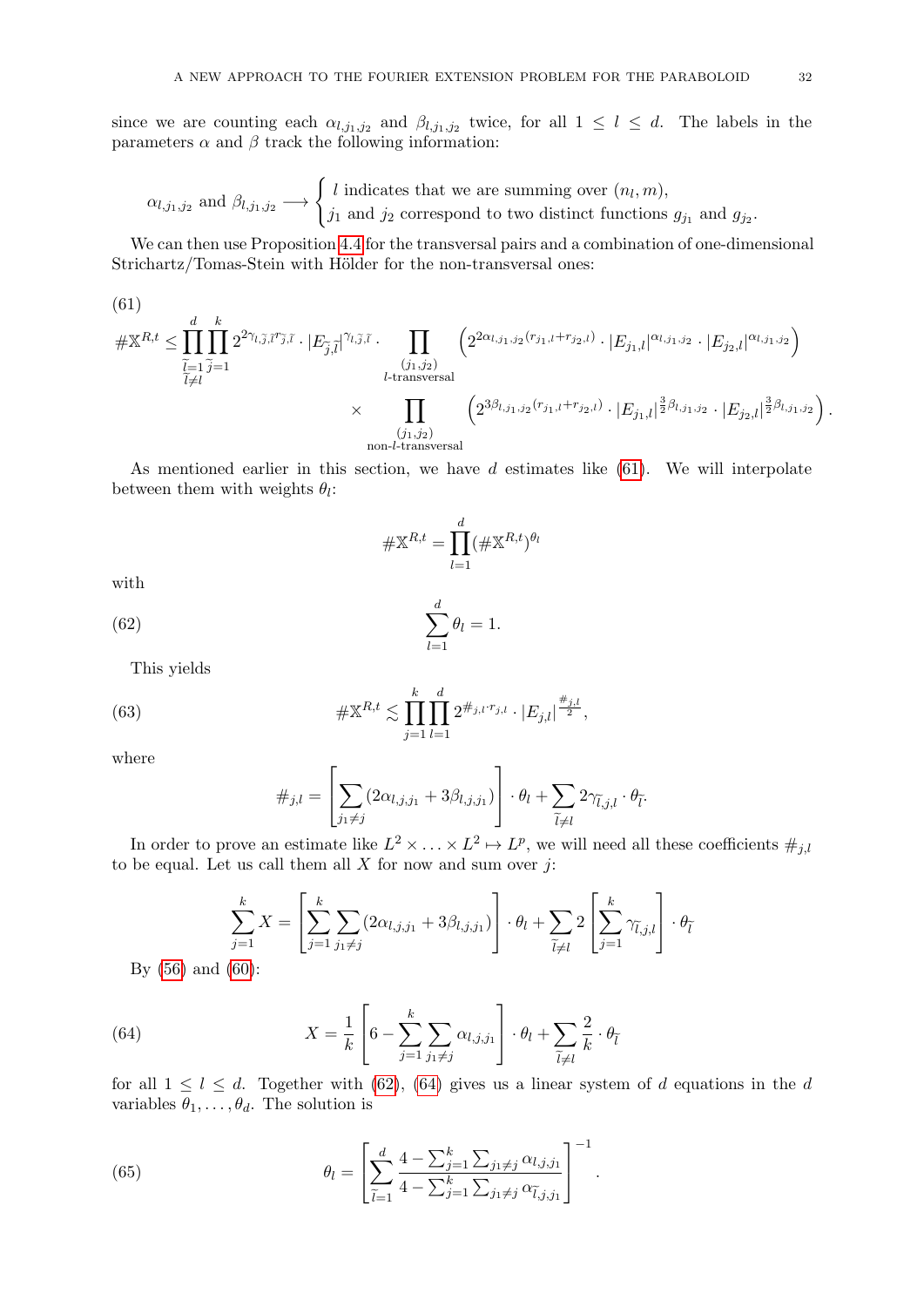since we are counting each $\alpha_{l,j_1,j_2}$ and $\beta_{l,j_1,j_2}$ twice, for all $1 \leq l \leq d$. The labels in the parameters $\alpha$ and $\beta$ track the following information:

$$\alpha_{l,j_1,j_2} \text{ and } \beta_{l,j_1,j_2} \longrightarrow \begin{cases} l \text{ indicates that we are summing over } (n_l, m), \\ j_1 \text{ and } j_2 \text{ correspond to two distinct functions } g_{j_1} \text{ and } g_{j_2}. \end{cases}$$

We can then use Proposition 4.4 for the transversal pairs and a combination of one-dimensional Strichartz/Tomas-Stein with Hölder for the non-transversal ones:

$$\begin{aligned}
\#\mathbb{X}^{R,t} \leq \prod_{\substack{\tilde{l}=1 \\ \tilde{l}\neq l}}^{d} \prod_{\tilde{j}=1}^{k} 2^{2\gamma_{l,\tilde{j},\tilde{l}} r_{\tilde{j},\tilde{l}}} \cdot |E_{\tilde{j},\tilde{l}}|^{\gamma_{l,\tilde{j},\tilde{l}}} \cdot \prod_{\substack{(j_1,j_2) \\ l\text{-transversal}}} \left( 2^{2\alpha_{l,j_1,j_2}(r_{j_1,l}+r_{j_2,l})} \cdot |E_{j_1,l}|^{\alpha_{l,j_1,j_2}} \cdot |E_{j_2,l}|^{\alpha_{l,j_1,j_2}} \right) \\
\times \prod_{\substack{(j_1,j_2) \\ \text{non-}l\text{-transversal}}} \left( 2^{3\beta_{l,j_1,j_2}(r_{j_1,l}+r_{j_2,l})} \cdot |E_{j_1,l}|^{\frac{3}{2}\beta_{l,j_1,j_2}} \cdot |E_{j_2,l}|^{\frac{3}{2}\beta_{l,j_1,j_2}} \right).
\end{aligned} \tag{61}$$

As mentioned earlier in this section, we have $d$ estimates like (61). We will interpolate between them with weights $\theta_l$:

$$\#\mathbb{X}^{R,t} = \prod_{l=1}^{d} (\#\mathbb{X}^{R,t})^{\theta_l}$$

with

$$\sum_{l=1}^{d} \theta_l = 1. \tag{62}$$

This yields

$$\#\mathbb{X}^{R,t} \lesssim \prod_{j=1}^{k} \prod_{l=1}^{d} 2^{\#_{j,l} \cdot r_{j,l}} \cdot |E_{j,l}|^{\frac{\#_{j,l}}{2}}, \tag{63}$$

where

$$\#_{j,l} = \left[ \sum_{j_1 \neq j} (2\alpha_{l,j,j_1} + 3\beta_{l,j,j_1}) \right] \cdot \theta_l + \sum_{\tilde{l}\neq l} 2\gamma_{\tilde{l},j,l} \cdot \theta_{\tilde{l}}.$$

In order to prove an estimate like $L^2 \times \ldots \times L^2 \mapsto L^p$, we will need all these coefficients $\#_{j,l}$ to be equal. Let us call them all $X$ for now and sum over $j$:

$$\sum_{j=1}^{k} X = \left[ \sum_{j=1}^{k} \sum_{j_1 \neq j} (2\alpha_{l,j,j_1} + 3\beta_{l,j,j_1}) \right] \cdot \theta_l + \sum_{\tilde{l}\neq l} 2 \left[ \sum_{j=1}^{k} \gamma_{\tilde{l},j,l} \right] \cdot \theta_{\tilde{l}}$$

By (56) and (60):

$$X = \frac{1}{k} \left[ 6 - \sum_{j=1}^{k} \sum_{j_1 \neq j} \alpha_{l,j,j_1} \right] \cdot \theta_l + \sum_{\tilde{l}\neq l} \frac{2}{k} \cdot \theta_{\tilde{l}} \tag{64}$$

for all $1 \leq l \leq d$. Together with (62), (64) gives us a linear system of $d$ equations in the $d$ variables $\theta_1, \ldots, \theta_d$. The solution is

$$\theta_l = \left[ \sum_{\tilde{l}=1}^{d} \frac{4 - \sum_{j=1}^{k} \sum_{j_1 \neq j} \alpha_{l,j,j_1}}{4 - \sum_{j=1}^{k} \sum_{j_1 \neq j} \alpha_{\tilde{l},j,j_1}} \right]^{-1}. \tag{65}$$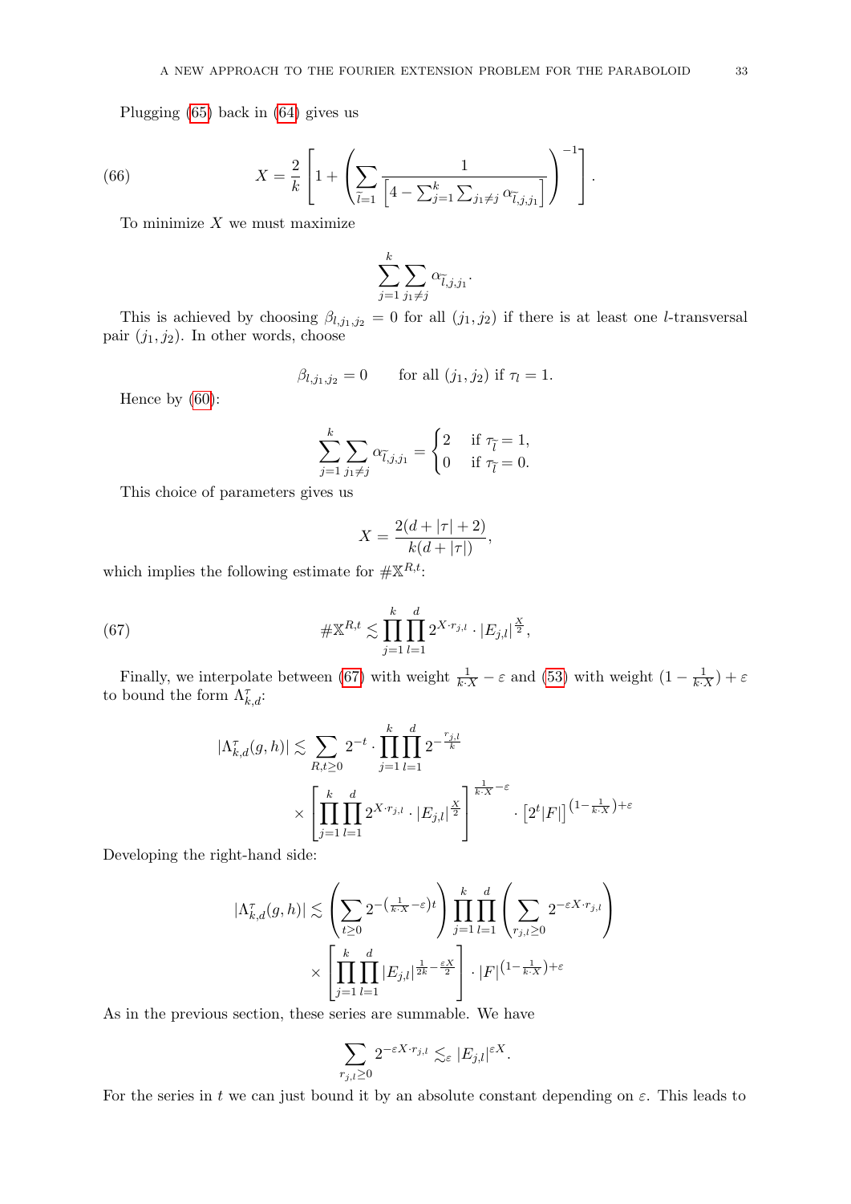Plugging (65) back in (64) gives us

$$X = \frac{2}{k}\left[1 + \left(\sum_{\tilde{l}=1} \frac{1}{\left[4 - \sum_{j=1}^{k}\sum_{j_1\neq j} \alpha_{\tilde{l},j,j_1}\right]}\right)^{-1}\right]. \tag{66}$$

To minimize $X$ we must maximize

$$\sum_{j=1}^{k}\sum_{j_1\neq j} \alpha_{\tilde{l},j,j_1}.$$

This is achieved by choosing $\beta_{l,j_1,j_2} = 0$ for all $(j_1, j_2)$ if there is at least one $l$-transversal pair $(j_1, j_2)$. In other words, choose

$$\beta_{l,j_1,j_2} = 0 \qquad \text{for all } (j_1, j_2) \text{ if } \tau_l = 1.$$

Hence by (60):

$$\sum_{j=1}^{k}\sum_{j_1\neq j} \alpha_{\tilde{l},j,j_1} = \begin{cases} 2 & \text{if } \tau_{\tilde{l}} = 1, \\ 0 & \text{if } \tau_{\tilde{l}} = 0. \end{cases}$$

This choice of parameters gives us

$$X = \frac{2(d + |\tau| + 2)}{k(d + |\tau|)},$$

which implies the following estimate for $\#\mathbb{X}^{R,t}$:

$$\#\mathbb{X}^{R,t} \lesssim \prod_{j=1}^{k}\prod_{l=1}^{d} 2^{X\cdot r_{j,l}} \cdot |E_{j,l}|^{\frac{X}{2}}, \tag{67}$$

Finally, we interpolate between (67) with weight $\frac{1}{k\cdot X} - \varepsilon$ and (53) with weight $(1 - \frac{1}{k\cdot X}) + \varepsilon$ to bound the form $\Lambda_{k,d}^{\tau}$:

$$|\Lambda_{k,d}^{\tau}(g,h)| \lesssim \sum_{R,t\geq 0} 2^{-t} \cdot \prod_{j=1}^{k}\prod_{l=1}^{d} 2^{-\frac{r_{j,l}}{k}} \times \left[\prod_{j=1}^{k}\prod_{l=1}^{d} 2^{X\cdot r_{j,l}} \cdot |E_{j,l}|^{\frac{X}{2}}\right]^{\frac{1}{k\cdot X}-\varepsilon} \cdot \left[2^t|F|\right]^{(1-\frac{1}{k\cdot X})+\varepsilon}$$

Developing the right-hand side:

$$|\Lambda_{k,d}^{\tau}(g,h)| \lesssim \left(\sum_{t\geq 0} 2^{-\left(\frac{1}{k\cdot X}-\varepsilon\right)t}\right) \prod_{j=1}^{k}\prod_{l=1}^{d}\left(\sum_{r_{j,l}\geq 0} 2^{-\varepsilon X\cdot r_{j,l}}\right) \times \left[\prod_{j=1}^{k}\prod_{l=1}^{d} |E_{j,l}|^{\frac{1}{2k}-\frac{\varepsilon X}{2}}\right] \cdot |F|^{(1-\frac{1}{k\cdot X})+\varepsilon}$$

As in the previous section, these series are summable. We have

$$\sum_{r_{j,l}\geq 0} 2^{-\varepsilon X\cdot r_{j,l}} \lesssim_{\varepsilon} |E_{j,l}|^{\varepsilon X}.$$

For the series in $t$ we can just bound it by an absolute constant depending on $\varepsilon$. This leads to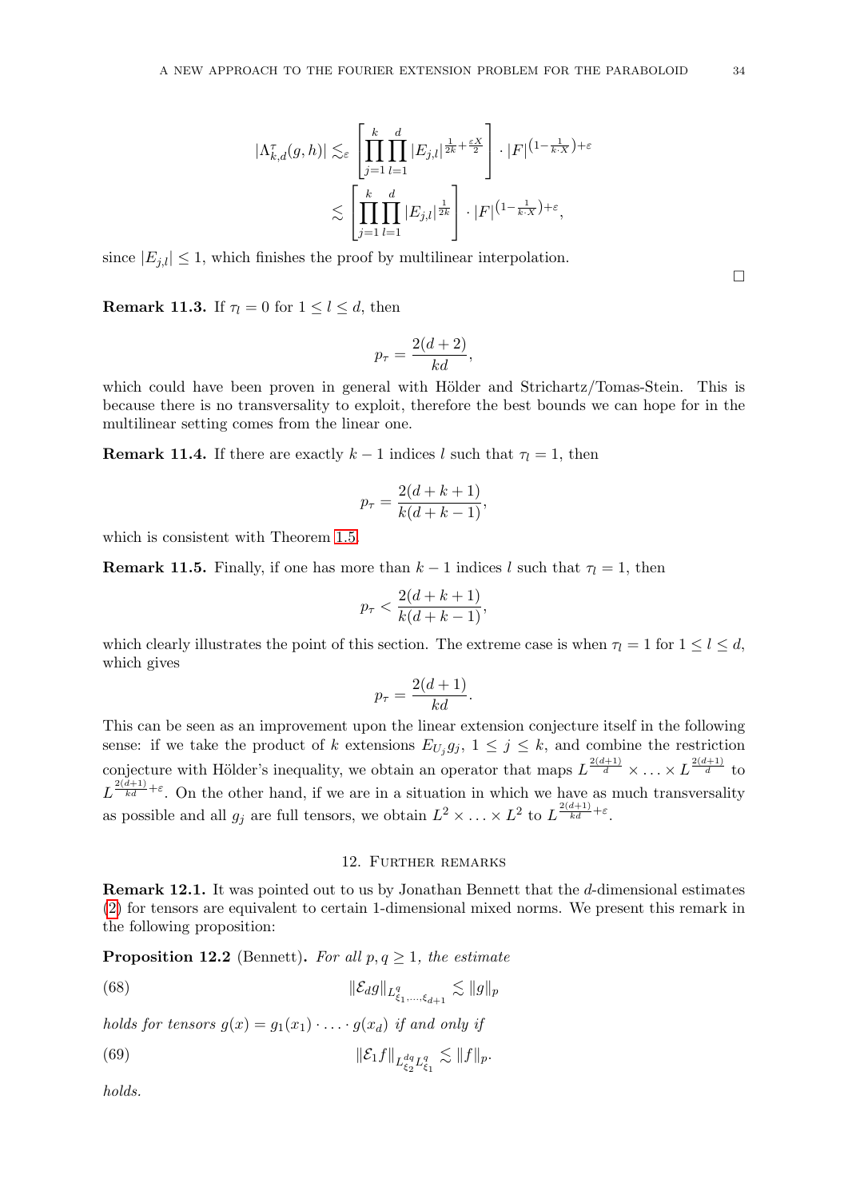$$|\Lambda^{\tau}_{k,d}(g,h)| \lesssim_{\varepsilon} \left[\prod_{j=1}^{k}\prod_{l=1}^{d}|E_{j,l}|^{\frac{1}{2k}+\frac{\varepsilon X}{2}}\right] \cdot |F|^{\left(1-\frac{1}{k\cdot X}\right)+\varepsilon}$$

$$\lesssim \left[\prod_{j=1}^{k}\prod_{l=1}^{d}|E_{j,l}|^{\frac{1}{2k}}\right] \cdot |F|^{\left(1-\frac{1}{k\cdot X}\right)+\varepsilon},$$

since $|E_{j,l}| \leq 1$, which finishes the proof by multilinear interpolation. □

**Remark 11.3.** If $\tau_l = 0$ for $1 \leq l \leq d$, then

$$p_{\tau} = \frac{2(d+2)}{kd},$$

which could have been proven in general with Hölder and Strichartz/Tomas-Stein. This is because there is no transversality to exploit, therefore the best bounds we can hope for in the multilinear setting comes from the linear one.

**Remark 11.4.** If there are exactly $k-1$ indices $l$ such that $\tau_l = 1$, then

$$p_{\tau} = \frac{2(d+k+1)}{k(d+k-1)},$$

which is consistent with Theorem 1.5.

**Remark 11.5.** Finally, if one has more than $k-1$ indices $l$ such that $\tau_l = 1$, then

$$p_{\tau} < \frac{2(d+k+1)}{k(d+k-1)},$$

which clearly illustrates the point of this section. The extreme case is when $\tau_l = 1$ for $1 \leq l \leq d$, which gives

$$p_{\tau} = \frac{2(d+1)}{kd}.$$

This can be seen as an improvement upon the linear extension conjecture itself in the following sense: if we take the product of $k$ extensions $E_{U_j} g_j$, $1 \leq j \leq k$, and combine the restriction conjecture with Hölder's inequality, we obtain an operator that maps $L^{\frac{2(d+1)}{d}} \times \ldots \times L^{\frac{2(d+1)}{d}}$ to $L^{\frac{2(d+1)}{kd}+\varepsilon}$. On the other hand, if we are in a situation in which we have as much transversality as possible and all $g_j$ are full tensors, we obtain $L^2 \times \ldots \times L^2$ to $L^{\frac{2(d+1)}{kd}+\varepsilon}$.

## 12. Further remarks

**Remark 12.1.** It was pointed out to us by Jonathan Bennett that the $d$-dimensional estimates (2) for tensors are equivalent to certain 1-dimensional mixed norms. We present this remark in the following proposition:

**Proposition 12.2** (Bennett). *For all $p, q \geq 1$, the estimate*

$$\|\mathcal{E}_d g\|_{L^q_{\xi_1,\ldots,\xi_{d+1}}} \lesssim \|g\|_p \tag{68}$$

*holds for tensors $g(x) = g_1(x_1) \cdot \ldots \cdot g(x_d)$ if and only if*

$$\|\mathcal{E}_1 f\|_{L^{dq}_{\xi_2} L^q_{\xi_1}} \lesssim \|f\|_p. \tag{69}$$

*holds.*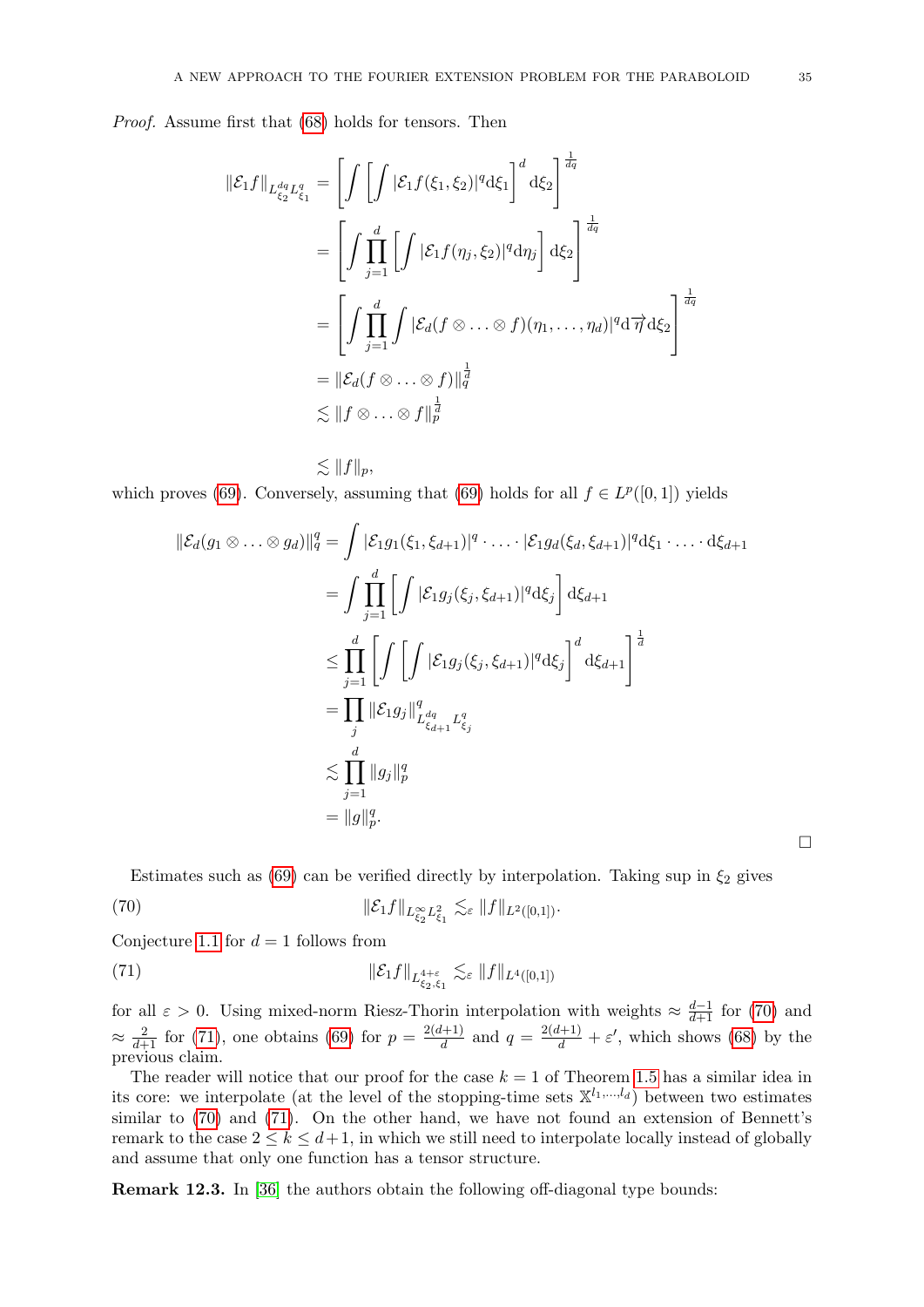*Proof.* Assume first that (68) holds for tensors. Then

$$
\begin{aligned}
\|\mathcal{E}_1 f\|_{L^{dq}_{\xi_2} L^q_{\xi_1}} &= \left[\int \left[\int |\mathcal{E}_1 f(\xi_1,\xi_2)|^q \mathrm{d}\xi_1\right]^d \mathrm{d}\xi_2\right]^{\frac{1}{dq}} \\
&= \left[\int \prod_{j=1}^d \left[\int |\mathcal{E}_1 f(\eta_j,\xi_2)|^q \mathrm{d}\eta_j\right] \mathrm{d}\xi_2\right]^{\frac{1}{dq}} \\
&= \left[\int \prod_{j=1}^d \int |\mathcal{E}_d(f\otimes\ldots\otimes f)(\eta_1,\ldots,\eta_d)|^q \mathrm{d}\vec{\eta}\,\mathrm{d}\xi_2\right]^{\frac{1}{dq}} \\
&= \|\mathcal{E}_d(f\otimes\ldots\otimes f)\|_q^{\frac{1}{d}} \\
&\lesssim \|f\otimes\ldots\otimes f\|_p^{\frac{1}{d}} \\
&\lesssim \|f\|_p,
\end{aligned}
$$

which proves (69). Conversely, assuming that (69) holds for all $f\in L^p([0,1])$ yields

$$
\begin{aligned}
\|\mathcal{E}_d(g_1\otimes\ldots\otimes g_d)\|_q^q &= \int |\mathcal{E}_1 g_1(\xi_1,\xi_{d+1})|^q\cdot\ldots\cdot|\mathcal{E}_1 g_d(\xi_d,\xi_{d+1})|^q \mathrm{d}\xi_1\cdot\ldots\cdot\mathrm{d}\xi_{d+1} \\
&= \int \prod_{j=1}^d \left[\int |\mathcal{E}_1 g_j(\xi_j,\xi_{d+1})|^q \mathrm{d}\xi_j\right] \mathrm{d}\xi_{d+1} \\
&\le \prod_{j=1}^d \left[\int \left[\int |\mathcal{E}_1 g_j(\xi_j,\xi_{d+1})|^q \mathrm{d}\xi_j\right]^d \mathrm{d}\xi_{d+1}\right]^{\frac{1}{d}} \\
&= \prod_j \|\mathcal{E}_1 g_j\|^q_{L^{dq}_{\xi_{d+1}} L^q_{\xi_j}} \\
&\lesssim \prod_{j=1}^d \|g_j\|_p^q \\
&= \|g\|_p^q.
\end{aligned}
$$

□

Estimates such as (69) can be verified directly by interpolation. Taking sup in $\xi_2$ gives

$$
\|\mathcal{E}_1 f\|_{L^\infty_{\xi_2} L^2_{\xi_1}} \lesssim_\varepsilon \|f\|_{L^2([0,1])}. \tag{70}
$$

Conjecture 1.1 for $d=1$ follows from

$$
\|\mathcal{E}_1 f\|_{L^{4+\varepsilon}_{\xi_2,\xi_1}} \lesssim_\varepsilon \|f\|_{L^4([0,1])} \tag{71}
$$

for all $\varepsilon>0$. Using mixed-norm Riesz-Thorin interpolation with weights $\approx \frac{d-1}{d+1}$ for (70) and $\approx \frac{2}{d+1}$ for (71), one obtains (69) for $p=\frac{2(d+1)}{d}$ and $q=\frac{2(d+1)}{d}+\varepsilon'$, which shows (68) by the previous claim.

The reader will notice that our proof for the case $k=1$ of Theorem 1.5 has a similar idea in its core: we interpolate (at the level of the stopping-time sets $\mathbb{X}^{l_1,\ldots,l_d}$) between two estimates similar to (70) and (71). On the other hand, we have not found an extension of Bennett's remark to the case $2\le k\le d+1$, in which we still need to interpolate locally instead of globally and assume that only one function has a tensor structure.

**Remark 12.3.** In [36] the authors obtain the following off-diagonal type bounds: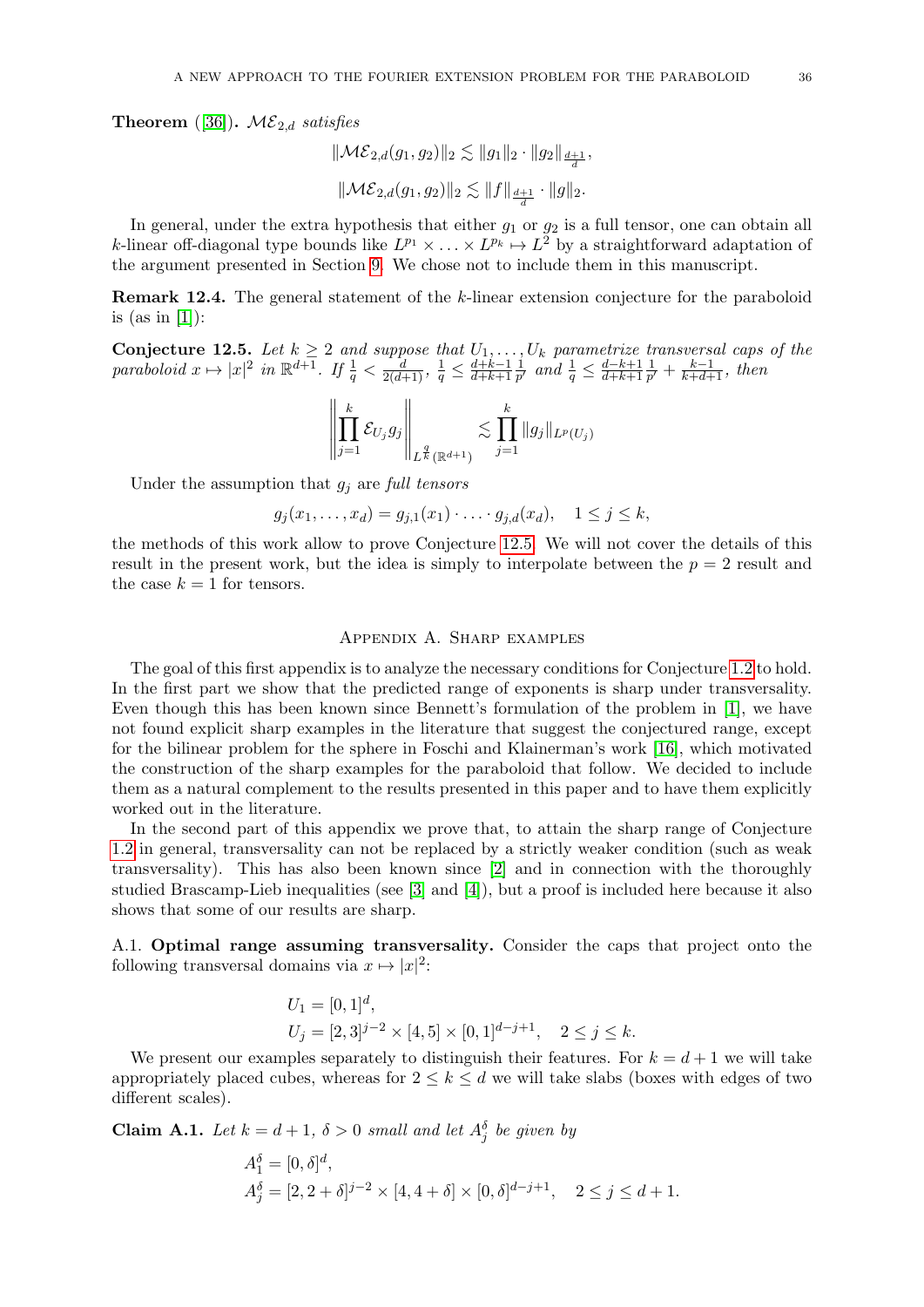**Theorem** ([36]). $\mathcal{ME}_{2,d}$ *satisfies*

$$\|\mathcal{ME}_{2,d}(g_1, g_2)\|_2 \lesssim \|g_1\|_2 \cdot \|g_2\|_{\frac{d+1}{d}},$$

$$\|\mathcal{ME}_{2,d}(g_1, g_2)\|_2 \lesssim \|f\|_{\frac{d+1}{d}} \cdot \|g\|_2.$$

In general, under the extra hypothesis that either $g_1$ or $g_2$ is a full tensor, one can obtain all $k$-linear off-diagonal type bounds like $L^{p_1} \times \ldots \times L^{p_k} \mapsto L^2$ by a straightforward adaptation of the argument presented in Section 9. We chose not to include them in this manuscript.

**Remark 12.4.** The general statement of the $k$-linear extension conjecture for the paraboloid is (as in [1]):

**Conjecture 12.5.** *Let $k \geq 2$ and suppose that $U_1, \ldots, U_k$ parametrize transversal caps of the paraboloid $x \mapsto |x|^2$ in $\mathbb{R}^{d+1}$. If $\frac{1}{q} < \frac{d}{2(d+1)}$, $\frac{1}{q} \leq \frac{d+k-1}{d+k+1}\frac{1}{p'}$ and $\frac{1}{q} \leq \frac{d-k+1}{d+k+1}\frac{1}{p'} + \frac{k-1}{k+d+1}$, then*

$$\left\| \prod_{j=1}^{k} \mathcal{E}_{U_j} g_j \right\|_{L^{\frac{q}{k}}(\mathbb{R}^{d+1})} \lesssim \prod_{j=1}^{k} \|g_j\|_{L^p(U_j)}$$

Under the assumption that $g_j$ are *full tensors*

$$g_j(x_1, \ldots, x_d) = g_{j,1}(x_1) \cdot \ldots \cdot g_{j,d}(x_d), \quad 1 \leq j \leq k,$$

the methods of this work allow to prove Conjecture 12.5. We will not cover the details of this result in the present work, but the idea is simply to interpolate between the $p = 2$ result and the case $k = 1$ for tensors.

## Appendix A. Sharp examples

The goal of this first appendix is to analyze the necessary conditions for Conjecture 1.2 to hold. In the first part we show that the predicted range of exponents is sharp under transversality. Even though this has been known since Bennett's formulation of the problem in [1], we have not found explicit sharp examples in the literature that suggest the conjectured range, except for the bilinear problem for the sphere in Foschi and Klainerman's work [16], which motivated the construction of the sharp examples for the paraboloid that follow. We decided to include them as a natural complement to the results presented in this paper and to have them explicitly worked out in the literature.

In the second part of this appendix we prove that, to attain the sharp range of Conjecture 1.2 in general, transversality can not be replaced by a strictly weaker condition (such as weak transversality). This has also been known since [2] and in connection with the thoroughly studied Brascamp-Lieb inequalities (see [3] and [4]), but a proof is included here because it also shows that some of our results are sharp.

A.1. **Optimal range assuming transversality.** Consider the caps that project onto the following transversal domains via $x \mapsto |x|^2$:

$$U_1 = [0, 1]^d,$$
$$U_j = [2, 3]^{j-2} \times [4, 5] \times [0, 1]^{d-j+1}, \quad 2 \leq j \leq k.$$

We present our examples separately to distinguish their features. For $k = d + 1$ we will take appropriately placed cubes, whereas for $2 \leq k \leq d$ we will take slabs (boxes with edges of two different scales).

**Claim A.1.** *Let $k = d + 1$, $\delta > 0$ small and let $A_j^\delta$ be given by*

$$A_1^\delta = [0, \delta]^d,$$
$$A_j^\delta = [2, 2 + \delta]^{j-2} \times [4, 4 + \delta] \times [0, \delta]^{d-j+1}, \quad 2 \leq j \leq d + 1.$$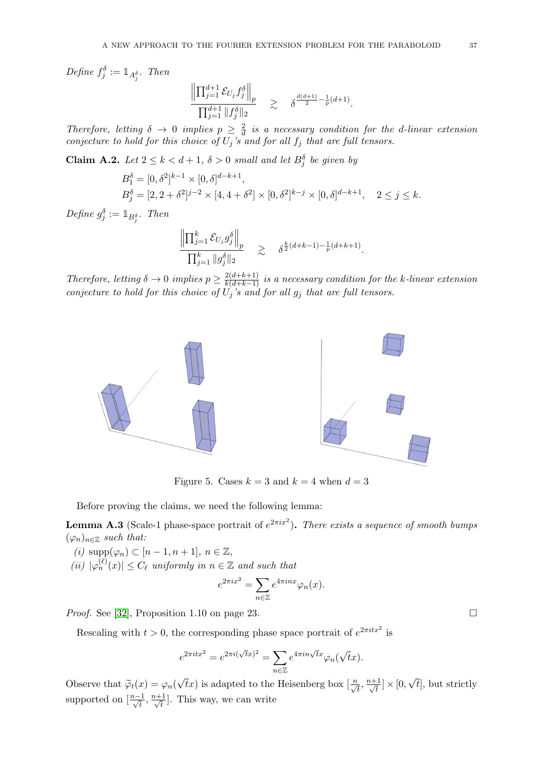*Define* $f_j^\delta := \mathbb{1}_{A_j^\delta}$. *Then*

$$\frac{\left\|\prod_{j=1}^{d+1} \mathcal{E}_{U_j} f_j^\delta\right\|_p}{\prod_{j=1}^{d+1} \|f_j^\delta\|_2} \quad \gtrsim \quad \delta^{\frac{d(d+1)}{2} - \frac{1}{p}(d+1)}.$$

*Therefore, letting* $\delta \to 0$ *implies* $p \geq \frac{2}{d}$ *is a necessary condition for the* $d$*-linear extension conjecture to hold for this choice of* $U_j$*'s and for all* $f_j$ *that are full tensors.*

**Claim A.2.** *Let* $2 \leq k < d+1$, $\delta > 0$ *small and let* $B_j^\delta$ *be given by*

$$B_1^\delta = [0,\delta^2]^{k-1} \times [0,\delta]^{d-k+1},$$
$$B_j^\delta = [2, 2+\delta^2]^{j-2} \times [4, 4+\delta^2] \times [0,\delta^2]^{k-j} \times [0,\delta]^{d-k+1}, \quad 2 \leq j \leq k.$$

*Define* $g_j^\delta := \mathbb{1}_{B_j^\delta}$. *Then*

$$\frac{\left\|\prod_{j=1}^{k} \mathcal{E}_{U_j} g_j^\delta\right\|_p}{\prod_{j=1}^{k} \|g_j^\delta\|_2} \quad \gtrsim \quad \delta^{\frac{k}{2}(d+k-1) - \frac{1}{p}(d+k+1)}.$$

*Therefore, letting* $\delta \to 0$ *implies* $p \geq \frac{2(d+k+1)}{k(d+k-1)}$ *is a necessary condition for the* $k$*-linear extension conjecture to hold for this choice of* $U_j$*'s and for all* $g_j$ *that are full tensors.*

Figure 5. Cases $k = 3$ and $k = 4$ when $d = 3$

Before proving the claims, we need the following lemma:

**Lemma A.3** (Scale-1 phase-space portrait of $e^{2\pi i x^2}$)**.** *There exists a sequence of smooth bumps* $(\varphi_n)_{n \in \mathbb{Z}}$ *such that:*

*(i)* $\text{supp}(\varphi_n) \subset [n-1, n+1]$, $n \in \mathbb{Z}$,

*(ii)* $|\varphi_n^{(\ell)}(x)| \leq C_\ell$ *uniformly in* $n \in \mathbb{Z}$ *and such that*

$$e^{2\pi i x^2} = \sum_{n \in \mathbb{Z}} e^{4\pi i n x} \varphi_n(x).$$

*Proof.* See [32], Proposition 1.10 on page 23. $\square$

Rescaling with $t > 0$, the corresponding phase space portrait of $e^{2\pi i t x^2}$ is

$$e^{2\pi i t x^2} = e^{2\pi i (\sqrt{t} x)^2} = \sum_{n \in \mathbb{Z}} e^{4\pi i n \sqrt{t} x} \varphi_n(\sqrt{t} x).$$

Observe that $\widetilde{\varphi}_t(x) = \varphi_n(\sqrt{t}x)$ is adapted to the Heisenberg box $[\frac{n}{\sqrt{t}}, \frac{n+1}{\sqrt{t}}] \times [0, \sqrt{t}]$, but strictly supported on $[\frac{n-1}{\sqrt{t}}, \frac{n+1}{\sqrt{t}}]$. This way, we can write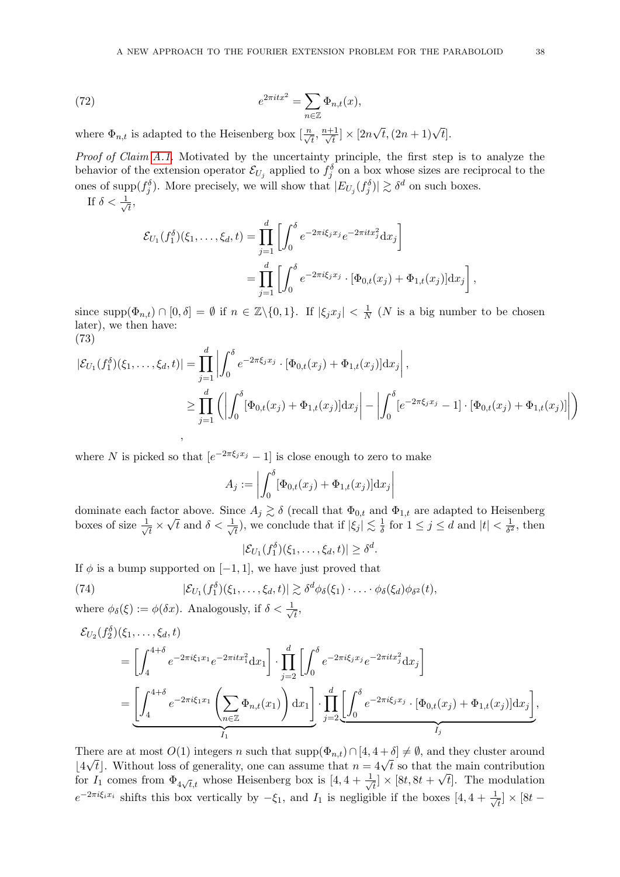$$e^{2\pi i t x^2} = \sum_{n\in\mathbb{Z}} \Phi_{n,t}(x), \tag{72}$$

where $\Phi_{n,t}$ is adapted to the Heisenberg box $[\frac{n}{\sqrt{t}}, \frac{n+1}{\sqrt{t}}] \times [2n\sqrt{t}, (2n+1)\sqrt{t}]$.

*Proof of Claim A.1.* Motivated by the uncertainty principle, the first step is to analyze the behavior of the extension operator $\mathcal{E}_{U_j}$ applied to $f_j^\delta$ on a box whose sizes are reciprocal to the ones of $\operatorname{supp}(f_j^\delta)$. More precisely, we will show that $|E_{U_j}(f_j^\delta)| \gtrsim \delta^d$ on such boxes.

If $\delta < \frac{1}{\sqrt{t}}$,

$$\begin{aligned}
\mathcal{E}_{U_1}(f_1^\delta)(\xi_1,\dots,\xi_d,t) &= \prod_{j=1}^d \left[\int_0^\delta e^{-2\pi i \xi_j x_j} e^{-2\pi i t x_j^2} \mathrm{d}x_j\right] \\
&= \prod_{j=1}^d \left[\int_0^\delta e^{-2\pi i \xi_j x_j} \cdot [\Phi_{0,t}(x_j) + \Phi_{1,t}(x_j)]\mathrm{d}x_j\right],
\end{aligned}$$

since $\operatorname{supp}(\Phi_{n,t}) \cap [0,\delta] = \emptyset$ if $n \in \mathbb{Z}\backslash\{0,1\}$. If $|\xi_j x_j| < \frac{1}{N}$ ($N$ is a big number to be chosen later), we then have:

$$\begin{aligned}
|\mathcal{E}_{U_1}(f_1^\delta)(\xi_1,\dots,\xi_d,t)| &= \prod_{j=1}^d \left|\int_0^\delta e^{-2\pi \xi_j x_j} \cdot [\Phi_{0,t}(x_j) + \Phi_{1,t}(x_j)]\mathrm{d}x_j\right|, \\
&\geq \prod_{j=1}^d \left(\left|\int_0^\delta [\Phi_{0,t}(x_j) + \Phi_{1,t}(x_j)]\mathrm{d}x_j\right| - \left|\int_0^\delta [e^{-2\pi \xi_j x_j} - 1] \cdot [\Phi_{0,t}(x_j) + \Phi_{1,t}(x_j)]\right|\right)
\end{aligned} \tag{73}$$

,

where $N$ is picked so that $[e^{-2\pi \xi_j x_j} - 1]$ is close enough to zero to make

$$A_j := \left|\int_0^\delta [\Phi_{0,t}(x_j) + \Phi_{1,t}(x_j)]\mathrm{d}x_j\right|$$

dominate each factor above. Since $A_j \gtrsim \delta$ (recall that $\Phi_{0,t}$ and $\Phi_{1,t}$ are adapted to Heisenberg boxes of size $\frac{1}{\sqrt{t}} \times \sqrt{t}$ and $\delta < \frac{1}{\sqrt{t}}$), we conclude that if $|\xi_j| \lesssim \frac{1}{\delta}$ for $1 \leq j \leq d$ and $|t| < \frac{1}{\delta^2}$, then

$$|\mathcal{E}_{U_1}(f_1^\delta)(\xi_1,\dots,\xi_d,t)| \geq \delta^d.$$

If $\phi$ is a bump supported on $[-1,1]$, we have just proved that

$$|\mathcal{E}_{U_1}(f_1^\delta)(\xi_1,\dots,\xi_d,t)| \gtrsim \delta^d \phi_\delta(\xi_1) \cdot \ldots \cdot \phi_\delta(\xi_d)\phi_{\delta^2}(t), \tag{74}$$

where $\phi_\delta(\xi) := \phi(\delta x)$. Analogously, if $\delta < \frac{1}{\sqrt{t}}$,

$$\begin{aligned}
&\mathcal{E}_{U_2}(f_2^\delta)(\xi_1,\dots,\xi_d,t) \\
&= \left[\int_4^{4+\delta} e^{-2\pi i \xi_1 x_1} e^{-2\pi i t x_1^2} \mathrm{d}x_1\right] \cdot \prod_{j=2}^d \left[\int_0^\delta e^{-2\pi i \xi_j x_j} e^{-2\pi i t x_j^2} \mathrm{d}x_j\right] \\
&= \underbrace{\left[\int_4^{4+\delta} e^{-2\pi i \xi_1 x_1} \left(\sum_{n\in\mathbb{Z}} \Phi_{n,t}(x_1)\right) \mathrm{d}x_1\right]}_{I_1} \cdot \prod_{j=2}^d \underbrace{\left[\int_0^\delta e^{-2\pi i \xi_j x_j} \cdot [\Phi_{0,t}(x_j) + \Phi_{1,t}(x_j)]\mathrm{d}x_j\right]}_{I_j},
\end{aligned}$$

There are at most $O(1)$ integers $n$ such that $\operatorname{supp}(\Phi_{n,t}) \cap [4, 4+\delta] \neq \emptyset$, and they cluster around $\lfloor 4\sqrt{t} \rfloor$. Without loss of generality, one can assume that $n = 4\sqrt{t}$ so that the main contribution for $I_1$ comes from $\Phi_{4\sqrt{t},t}$ whose Heisenberg box is $[4, 4+\frac{1}{\sqrt{t}}] \times [8t, 8t+\sqrt{t}]$. The modulation $e^{-2\pi i \xi_i x_i}$ shifts this box vertically by $-\xi_1$, and $I_1$ is negligible if the boxes $[4, 4+\frac{1}{\sqrt{t}}] \times [8t -$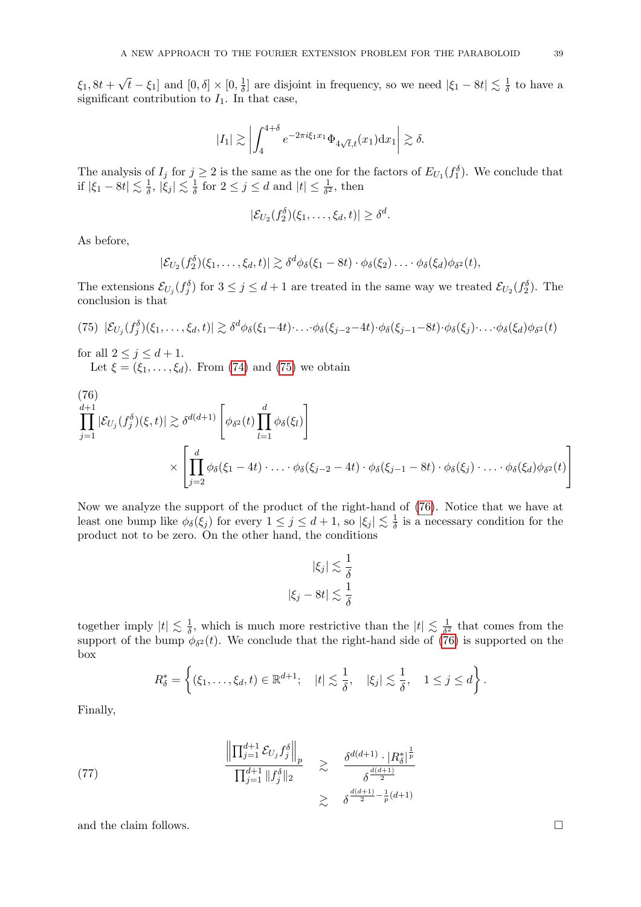$\xi_1, 8t + \sqrt{t} - \xi_1]$ and $[0, \delta] \times [0, \frac{1}{\delta}]$ are disjoint in frequency, so we need $|\xi_1 - 8t| \lesssim \frac{1}{\delta}$ to have a significant contribution to $I_1$. In that case,

$$|I_1| \gtrsim \left| \int_4^{4+\delta} e^{-2\pi i \xi_1 x_1} \Phi_{4\sqrt{t},t}(x_1) \mathrm{d}x_1 \right| \gtrsim \delta.$$

The analysis of $I_j$ for $j \geq 2$ is the same as the one for the factors of $E_{U_1}(f_1^\delta)$. We conclude that if $|\xi_1 - 8t| \lesssim \frac{1}{\delta}$, $|\xi_j| \lesssim \frac{1}{\delta}$ for $2 \leq j \leq d$ and $|t| \leq \frac{1}{\delta^2}$, then

$$|\mathcal{E}_{U_2}(f_2^\delta)(\xi_1, \ldots, \xi_d, t)| \geq \delta^d.$$

As before,

$$|\mathcal{E}_{U_2}(f_2^\delta)(\xi_1, \ldots, \xi_d, t)| \gtrsim \delta^d \phi_\delta(\xi_1 - 8t) \cdot \phi_\delta(\xi_2) \ldots \cdot \phi_\delta(\xi_d) \phi_{\delta^2}(t),$$

The extensions $\mathcal{E}_{U_j}(f_j^\delta)$ for $3 \leq j \leq d+1$ are treated in the same way we treated $\mathcal{E}_{U_2}(f_2^\delta)$. The conclusion is that

$$|\mathcal{E}_{U_j}(f_j^\delta)(\xi_1, \ldots, \xi_d, t)| \gtrsim \delta^d \phi_\delta(\xi_1 - 4t) \cdot \ldots \cdot \phi_\delta(\xi_{j-2} - 4t) \cdot \phi_\delta(\xi_{j-1} - 8t) \cdot \phi_\delta(\xi_j) \cdot \ldots \cdot \phi_\delta(\xi_d) \phi_{\delta^2}(t) \tag{75}$$

for all $2 \leq j \leq d+1$.

Let $\xi = (\xi_1, \ldots, \xi_d)$. From (74) and (75) we obtain

$$\prod_{j=1}^{d+1} |\mathcal{E}_{U_j}(f_j^\delta)(\xi, t)| \gtrsim \delta^{d(d+1)} \left[ \phi_{\delta^2}(t) \prod_{l=1}^{d} \phi_\delta(\xi_l) \right] \times \left[ \prod_{j=2}^{d} \phi_\delta(\xi_1 - 4t) \cdot \ldots \cdot \phi_\delta(\xi_{j-2} - 4t) \cdot \phi_\delta(\xi_{j-1} - 8t) \cdot \phi_\delta(\xi_j) \cdot \ldots \cdot \phi_\delta(\xi_d) \phi_{\delta^2}(t) \right] \tag{76}$$

Now we analyze the support of the product of the right-hand of (76). Notice that we have at least one bump like $\phi_\delta(\xi_j)$ for every $1 \leq j \leq d+1$, so $|\xi_j| \lesssim \frac{1}{\delta}$ is a necessary condition for the product not to be zero. On the other hand, the conditions

$$|\xi_j| \lesssim \frac{1}{\delta}$$
$$|\xi_j - 8t| \lesssim \frac{1}{\delta}$$

together imply $|t| \lesssim \frac{1}{\delta}$, which is much more restrictive than the $|t| \lesssim \frac{1}{\delta^2}$ that comes from the support of the bump $\phi_{\delta^2}(t)$. We conclude that the right-hand side of (76) is supported on the box

$$R_\delta^* = \left\{ (\xi_1, \ldots, \xi_d, t) \in \mathbb{R}^{d+1}; \quad |t| \lesssim \frac{1}{\delta}, \quad |\xi_j| \lesssim \frac{1}{\delta}, \quad 1 \leq j \leq d \right\}.$$

Finally,

$$\frac{\left\| \prod_{j=1}^{d+1} \mathcal{E}_{U_j} f_j^\delta \right\|_p}{\prod_{j=1}^{d+1} \|f_j^\delta\|_2} \gtrsim \frac{\delta^{d(d+1)} \cdot |R_\delta^*|^{\frac{1}{p}}}{\delta^{\frac{d(d+1)}{2}}} \gtrsim \delta^{\frac{d(d+1)}{2} - \frac{1}{p}(d+1)} \tag{77}$$

and the claim follows. $\square$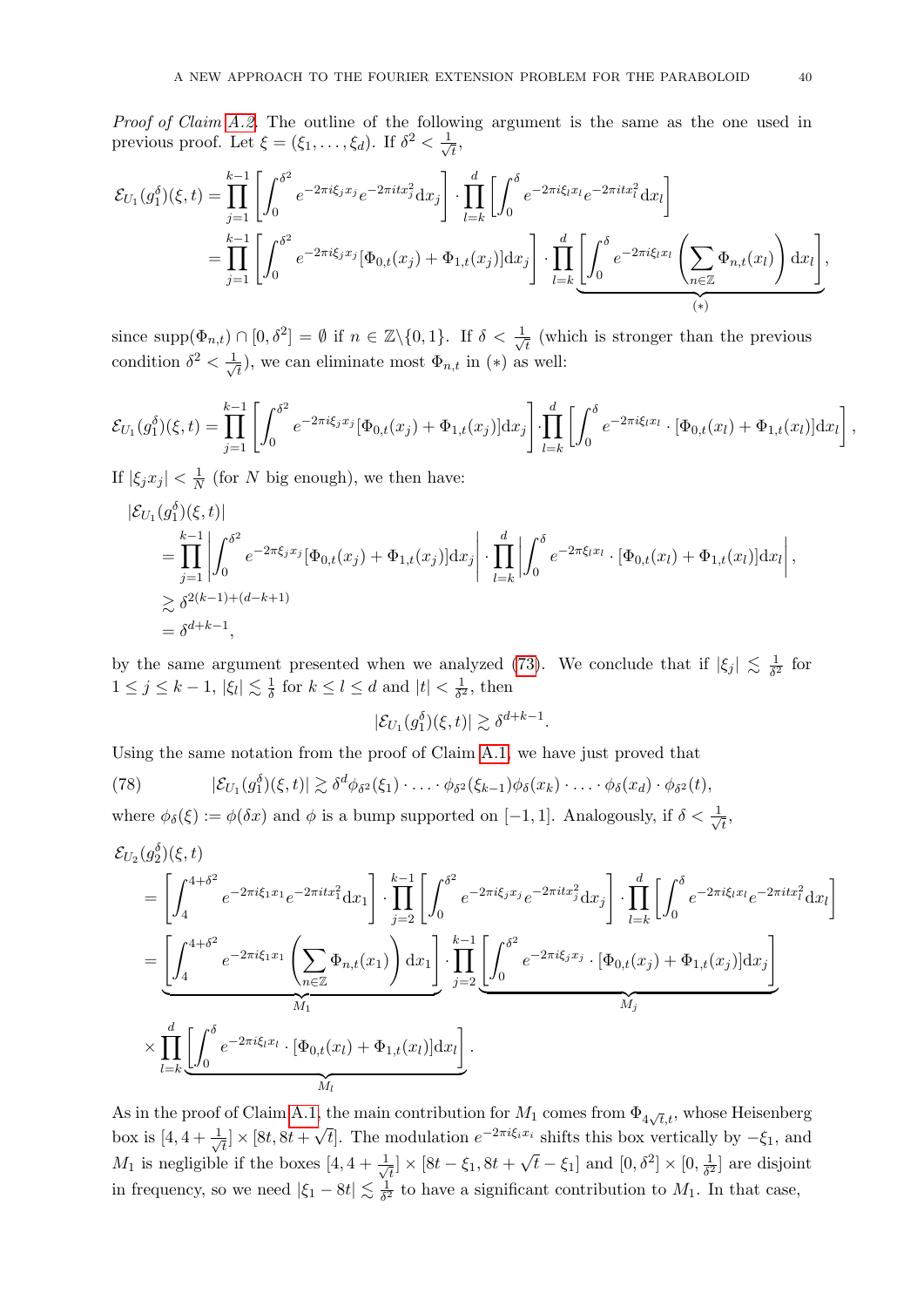*Proof of Claim A.2.* The outline of the following argument is the same as the one used in previous proof. Let $\xi = (\xi_1, \dots, \xi_d)$. If $\delta^2 < \frac{1}{\sqrt{t}}$,

$$
\begin{aligned}
\mathcal{E}_{U_1}(g_1^\delta)(\xi, t) &= \prod_{j=1}^{k-1} \left[ \int_0^{\delta^2} e^{-2\pi i \xi_j x_j} e^{-2\pi i t x_j^2} \mathrm{d}x_j \right] \cdot \prod_{l=k}^{d} \left[ \int_0^{\delta} e^{-2\pi i \xi_l x_l} e^{-2\pi i t x_l^2} \mathrm{d}x_l \right] \\
&= \prod_{j=1}^{k-1} \left[ \int_0^{\delta^2} e^{-2\pi i \xi_j x_j} [\Phi_{0,t}(x_j) + \Phi_{1,t}(x_j)] \mathrm{d}x_j \right] \cdot \underbrace{\prod_{l=k}^{d} \left[ \int_0^{\delta} e^{-2\pi i \xi_l x_l} \left( \sum_{n \in \mathbb{Z}} \Phi_{n,t}(x_l) \right) \mathrm{d}x_l \right]}_{(*)},
\end{aligned}
$$

since $\operatorname{supp}(\Phi_{n,t}) \cap [0, \delta^2] = \emptyset$ if $n \in \mathbb{Z} \backslash \{0, 1\}$. If $\delta < \frac{1}{\sqrt{t}}$ (which is stronger than the previous condition $\delta^2 < \frac{1}{\sqrt{t}}$), we can eliminate most $\Phi_{n,t}$ in $(*)$ as well:

$$
\mathcal{E}_{U_1}(g_1^\delta)(\xi, t) = \prod_{j=1}^{k-1} \left[ \int_0^{\delta^2} e^{-2\pi i \xi_j x_j} [\Phi_{0,t}(x_j) + \Phi_{1,t}(x_j)] \mathrm{d}x_j \right] \cdot \prod_{l=k}^{d} \left[ \int_0^{\delta} e^{-2\pi i \xi_l x_l} \cdot [\Phi_{0,t}(x_l) + \Phi_{1,t}(x_l)] \mathrm{d}x_l \right],
$$

If $|\xi_j x_j| < \frac{1}{N}$ (for $N$ big enough), we then have:

$$
\begin{aligned}
&|\mathcal{E}_{U_1}(g_1^\delta)(\xi, t)| \\
&\quad = \prod_{j=1}^{k-1} \left| \int_0^{\delta^2} e^{-2\pi \xi_j x_j} [\Phi_{0,t}(x_j) + \Phi_{1,t}(x_j)] \mathrm{d}x_j \right| \cdot \prod_{l=k}^{d} \left| \int_0^{\delta} e^{-2\pi \xi_l x_l} \cdot [\Phi_{0,t}(x_l) + \Phi_{1,t}(x_l)] \mathrm{d}x_l \right|, \\
&\quad \gtrsim \delta^{2(k-1)+(d-k+1)} \\
&\quad = \delta^{d+k-1},
\end{aligned}
$$

by the same argument presented when we analyzed (73). We conclude that if $|\xi_j| \lesssim \frac{1}{\delta^2}$ for $1 \leq j \leq k-1$, $|\xi_l| \lesssim \frac{1}{\delta}$ for $k \leq l \leq d$ and $|t| < \frac{1}{\delta^2}$, then

$$
|\mathcal{E}_{U_1}(g_1^\delta)(\xi, t)| \gtrsim \delta^{d+k-1}.
$$

Using the same notation from the proof of Claim A.1, we have just proved that

$$
|\mathcal{E}_{U_1}(g_1^\delta)(\xi, t)| \gtrsim \delta^d \phi_{\delta^2}(\xi_1) \cdot \dots \cdot \phi_{\delta^2}(\xi_{k-1}) \phi_\delta(x_k) \cdot \dots \cdot \phi_\delta(x_d) \cdot \phi_{\delta^2}(t), \tag{78}
$$

where $\phi_\delta(\xi) := \phi(\delta x)$ and $\phi$ is a bump supported on $[-1, 1]$. Analogously, if $\delta < \frac{1}{\sqrt{t}}$,

$$
\begin{aligned}
&\mathcal{E}_{U_2}(g_2^\delta)(\xi, t) \\
&= \left[ \int_4^{4+\delta^2} e^{-2\pi i \xi_1 x_1} e^{-2\pi i t x_1^2} \mathrm{d}x_1 \right] \cdot \prod_{j=2}^{k-1} \left[ \int_0^{\delta^2} e^{-2\pi i \xi_j x_j} e^{-2\pi i t x_j^2} \mathrm{d}x_j \right] \cdot \prod_{l=k}^{d} \left[ \int_0^{\delta} e^{-2\pi i \xi_l x_l} e^{-2\pi i t x_l^2} \mathrm{d}x_l \right] \\
&= \underbrace{\left[ \int_4^{4+\delta^2} e^{-2\pi i \xi_1 x_1} \left( \sum_{n \in \mathbb{Z}} \Phi_{n,t}(x_1) \right) \mathrm{d}x_1 \right]}_{M_1} \cdot \prod_{j=2}^{k-1} \underbrace{\left[ \int_0^{\delta^2} e^{-2\pi i \xi_j x_j} \cdot [\Phi_{0,t}(x_j) + \Phi_{1,t}(x_j)] \mathrm{d}x_j \right]}_{M_j} \\
&\quad \times \prod_{l=k}^{d} \underbrace{\left[ \int_0^{\delta} e^{-2\pi i \xi_l x_l} \cdot [\Phi_{0,t}(x_l) + \Phi_{1,t}(x_l)] \mathrm{d}x_l \right]}_{M_l}.
\end{aligned}
$$

As in the proof of Claim A.1, the main contribution for $M_1$ comes from $\Phi_{4\sqrt{t},t}$, whose Heisenberg box is $[4, 4 + \frac{1}{\sqrt{t}}] \times [8t, 8t + \sqrt{t}]$. The modulation $e^{-2\pi i \xi_i x_i}$ shifts this box vertically by $-\xi_1$, and $M_1$ is negligible if the boxes $[4, 4 + \frac{1}{\sqrt{t}}] \times [8t - \xi_1, 8t + \sqrt{t} - \xi_1]$ and $[0, \delta^2] \times [0, \frac{1}{\delta^2}]$ are disjoint in frequency, so we need $|\xi_1 - 8t| \lesssim \frac{1}{\delta^2}$ to have a significant contribution to $M_1$. In that case,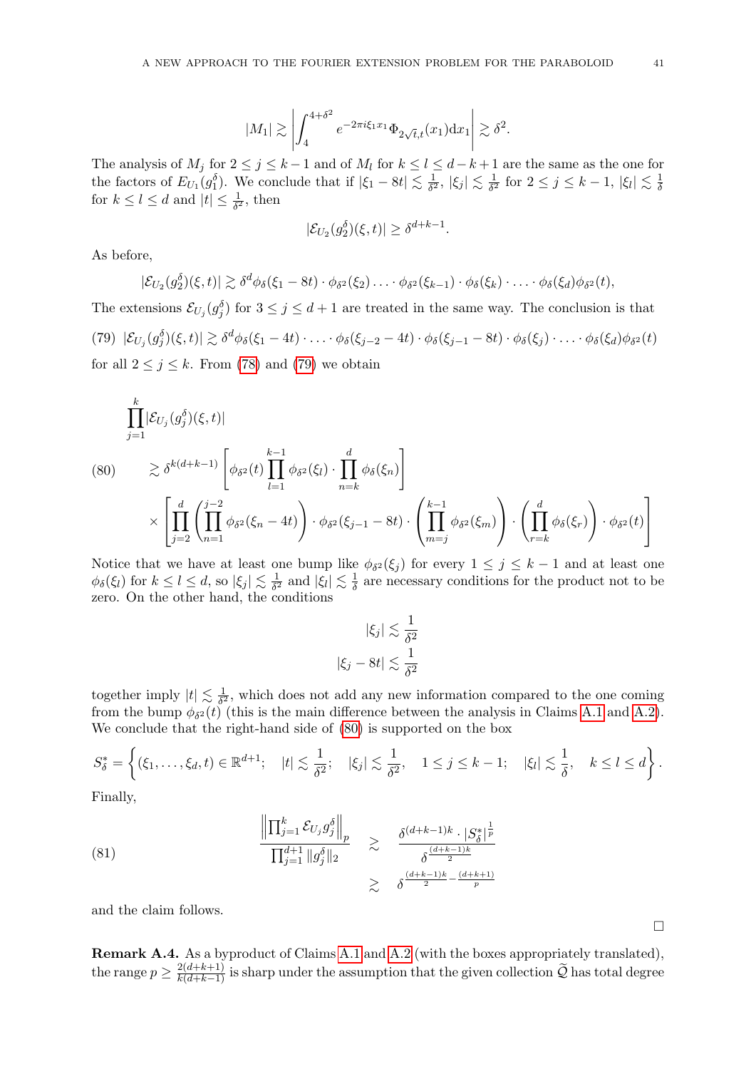$$|M_1| \gtrsim \left| \int_4^{4+\delta^2} e^{-2\pi i \xi_1 x_1} \Phi_{2\sqrt{t},t}(x_1) \mathrm{d}x_1 \right| \gtrsim \delta^2.$$

The analysis of $M_j$ for $2 \leq j \leq k-1$ and of $M_l$ for $k \leq l \leq d-k+1$ are the same as the one for the factors of $E_{U_1}(g_1^\delta)$. We conclude that if $|\xi_1 - 8t| \lesssim \frac{1}{\delta^2}$, $|\xi_j| \lesssim \frac{1}{\delta^2}$ for $2 \leq j \leq k-1$, $|\xi_l| \lesssim \frac{1}{\delta}$ for $k \leq l \leq d$ and $|t| \leq \frac{1}{\delta^2}$, then

$$|\mathcal{E}_{U_2}(g_2^\delta)(\xi,t)| \geq \delta^{d+k-1}.$$

As before,

$$|\mathcal{E}_{U_2}(g_2^\delta)(\xi,t)| \gtrsim \delta^d \phi_\delta(\xi_1 - 8t) \cdot \phi_{\delta^2}(\xi_2) \dots \cdot \phi_{\delta^2}(\xi_{k-1}) \cdot \phi_\delta(\xi_k) \cdot \dots \cdot \phi_\delta(\xi_d)\phi_{\delta^2}(t),$$

The extensions $\mathcal{E}_{U_j}(g_j^\delta)$ for $3 \leq j \leq d+1$ are treated in the same way. The conclusion is that

$$|\mathcal{E}_{U_j}(g_j^\delta)(\xi,t)| \gtrsim \delta^d \phi_\delta(\xi_1 - 4t) \cdot \dots \cdot \phi_\delta(\xi_{j-2} - 4t) \cdot \phi_\delta(\xi_{j-1} - 8t) \cdot \phi_\delta(\xi_j) \cdot \dots \cdot \phi_\delta(\xi_d)\phi_{\delta^2}(t) \tag{79}$$

for all $2 \leq j \leq k$. From (78) and (79) we obtain

$$\begin{aligned}
&\prod_{j=1}^{k} |\mathcal{E}_{U_j}(g_j^\delta)(\xi,t)| \\
&\gtrsim \delta^{k(d+k-1)} \left[ \phi_{\delta^2}(t) \prod_{l=1}^{k-1} \phi_{\delta^2}(\xi_l) \cdot \prod_{n=k}^{d} \phi_\delta(\xi_n) \right] \\
&\quad \times \left[ \prod_{j=2}^{d} \left( \prod_{n=1}^{j-2} \phi_{\delta^2}(\xi_n - 4t) \right) \cdot \phi_{\delta^2}(\xi_{j-1} - 8t) \cdot \left( \prod_{m=j}^{k-1} \phi_{\delta^2}(\xi_m) \right) \cdot \left( \prod_{r=k}^{d} \phi_\delta(\xi_r) \right) \cdot \phi_{\delta^2}(t) \right]
\end{aligned} \tag{80}$$

Notice that we have at least one bump like $\phi_{\delta^2}(\xi_j)$ for every $1 \leq j \leq k-1$ and at least one $\phi_\delta(\xi_l)$ for $k \leq l \leq d$, so $|\xi_j| \lesssim \frac{1}{\delta^2}$ and $|\xi_l| \lesssim \frac{1}{\delta}$ are necessary conditions for the product not to be zero. On the other hand, the conditions

$$|\xi_j| \lesssim \frac{1}{\delta^2}$$
$$|\xi_j - 8t| \lesssim \frac{1}{\delta^2}$$

together imply $|t| \lesssim \frac{1}{\delta^2}$, which does not add any new information compared to the one coming from the bump $\phi_{\delta^2}(t)$ (this is the main difference between the analysis in Claims A.1 and A.2). We conclude that the right-hand side of (80) is supported on the box

$$S_\delta^* = \left\{ (\xi_1, \dots, \xi_d, t) \in \mathbb{R}^{d+1}; \quad |t| \lesssim \frac{1}{\delta^2}; \quad |\xi_j| \lesssim \frac{1}{\delta^2}, \quad 1 \leq j \leq k-1; \quad |\xi_l| \lesssim \frac{1}{\delta}, \quad k \leq l \leq d \right\}.$$

Finally,

$$\frac{\left\| \prod_{j=1}^{k} \mathcal{E}_{U_j} g_j^\delta \right\|_p}{\prod_{j=1}^{d+1} \|g_j^\delta\|_2} \gtrsim \frac{\delta^{(d+k-1)k} \cdot |S_\delta^*|^{\frac{1}{p}}}{\delta^{\frac{(d+k-1)k}{2}}} \gtrsim \delta^{\frac{(d+k-1)k}{2} - \frac{(d+k+1)}{p}} \tag{81}$$

and the claim follows. $\square$

**Remark A.4.** As a byproduct of Claims A.1 and A.2 (with the boxes appropriately translated), the range $p \geq \frac{2(d+k+1)}{k(d+k-1)}$ is sharp under the assumption that the given collection $\widetilde{\mathcal{Q}}$ has total degree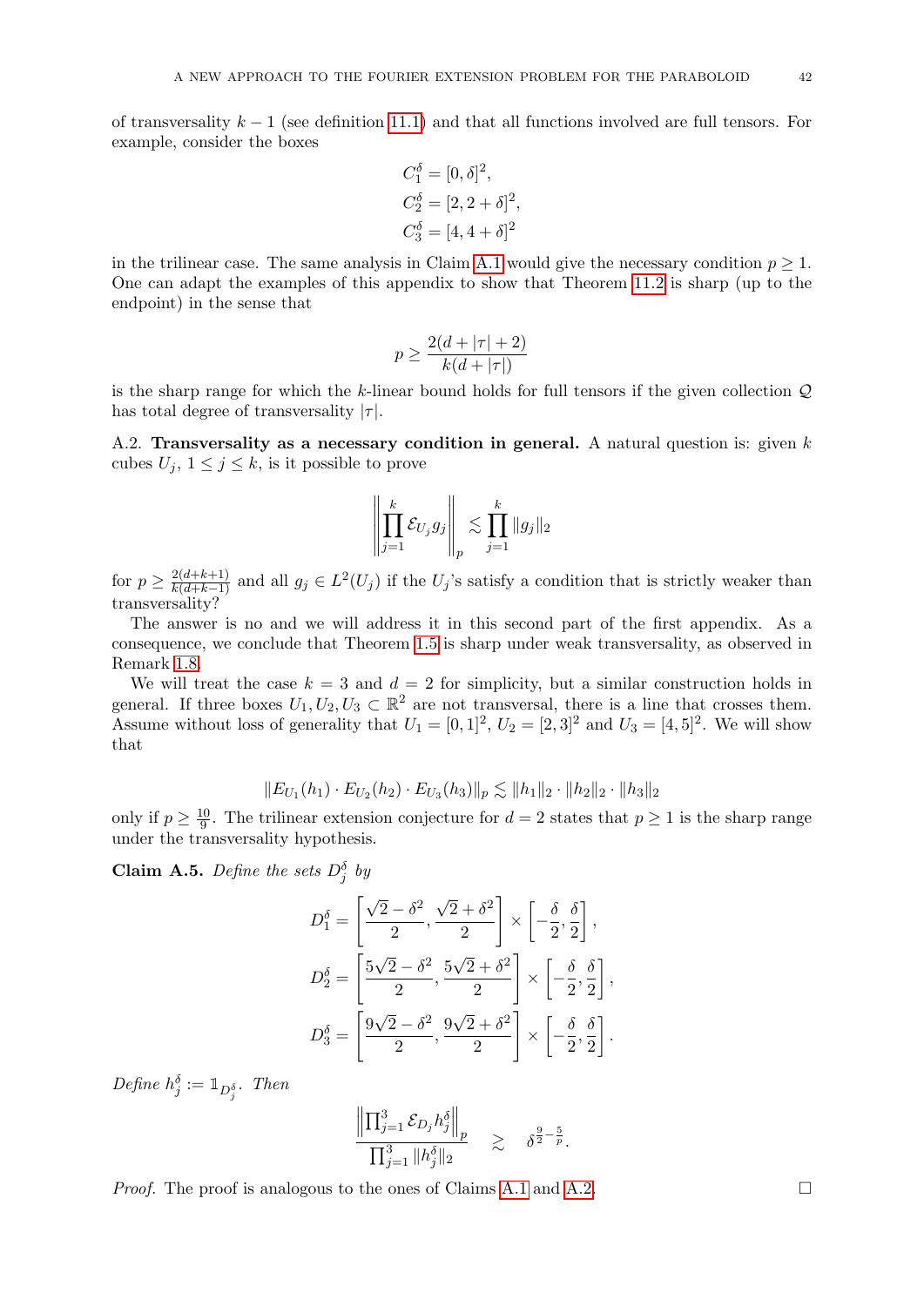of transversality $k-1$ (see definition 11.1) and that all functions involved are full tensors. For example, consider the boxes

$$
\begin{aligned}
C_1^\delta &= [0,\delta]^2,\\
C_2^\delta &= [2,2+\delta]^2,\\
C_3^\delta &= [4,4+\delta]^2
\end{aligned}
$$

in the trilinear case. The same analysis in Claim A.1 would give the necessary condition $p \geq 1$. One can adapt the examples of this appendix to show that Theorem 11.2 is sharp (up to the endpoint) in the sense that

$$
p \geq \frac{2(d+|\tau|+2)}{k(d+|\tau|)}
$$

is the sharp range for which the $k$-linear bound holds for full tensors if the given collection $\mathcal{Q}$ has total degree of transversality $|\tau|$.

A.2. **Transversality as a necessary condition in general.** A natural question is: given $k$ cubes $U_j$, $1 \leq j \leq k$, is it possible to prove

$$
\left\| \prod_{j=1}^{k} \mathcal{E}_{U_j} g_j \right\|_p \lesssim \prod_{j=1}^{k} \|g_j\|_2
$$

for $p \geq \frac{2(d+k+1)}{k(d+k-1)}$ and all $g_j \in L^2(U_j)$ if the $U_j$'s satisfy a condition that is strictly weaker than transversality?

The answer is no and we will address it in this second part of the first appendix. As a consequence, we conclude that Theorem 1.5 is sharp under weak transversality, as observed in Remark 1.8.

We will treat the case $k=3$ and $d=2$ for simplicity, but a similar construction holds in general. If three boxes $U_1, U_2, U_3 \subset \mathbb{R}^2$ are not transversal, there is a line that crosses them. Assume without loss of generality that $U_1 = [0,1]^2$, $U_2 = [2,3]^2$ and $U_3 = [4,5]^2$. We will show that

$$
\|E_{U_1}(h_1) \cdot E_{U_2}(h_2) \cdot E_{U_3}(h_3)\|_p \lesssim \|h_1\|_2 \cdot \|h_2\|_2 \cdot \|h_3\|_2
$$

only if $p \geq \frac{10}{9}$. The trilinear extension conjecture for $d=2$ states that $p \geq 1$ is the sharp range under the transversality hypothesis.

**Claim A.5.** *Define the sets $D_j^\delta$ by*

$$
\begin{aligned}
D_1^\delta &= \left[\frac{\sqrt{2}-\delta^2}{2}, \frac{\sqrt{2}+\delta^2}{2}\right] \times \left[-\frac{\delta}{2}, \frac{\delta}{2}\right],\\
D_2^\delta &= \left[\frac{5\sqrt{2}-\delta^2}{2}, \frac{5\sqrt{2}+\delta^2}{2}\right] \times \left[-\frac{\delta}{2}, \frac{\delta}{2}\right],\\
D_3^\delta &= \left[\frac{9\sqrt{2}-\delta^2}{2}, \frac{9\sqrt{2}+\delta^2}{2}\right] \times \left[-\frac{\delta}{2}, \frac{\delta}{2}\right].
\end{aligned}
$$

*Define $h_j^\delta := \mathbb{1}_{D_j^\delta}$. Then*

$$
\frac{\left\| \prod_{j=1}^{3} \mathcal{E}_{D_j} h_j^\delta \right\|_p}{\prod_{j=1}^{3} \|h_j^\delta\|_2} \quad \gtrsim \quad \delta^{\frac{9}{2}-\frac{5}{p}}.
$$

*Proof.* The proof is analogous to the ones of Claims A.1 and A.2. $\square$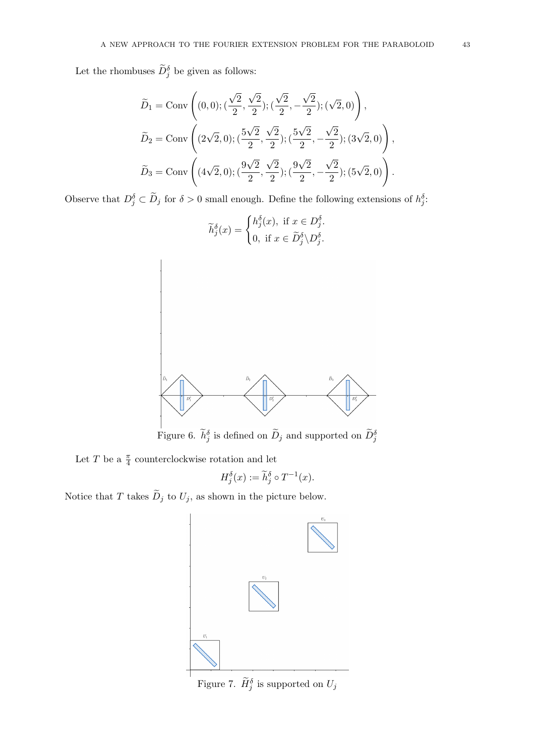Let the rhombuses $\widetilde{D}_j^\delta$ be given as follows:

$$\widetilde{D}_1 = \text{Conv}\left((0,0); (\frac{\sqrt{2}}{2}, \frac{\sqrt{2}}{2}); (\frac{\sqrt{2}}{2}, -\frac{\sqrt{2}}{2}); (\sqrt{2}, 0)\right),$$

$$\widetilde{D}_2 = \text{Conv}\left((2\sqrt{2}, 0); (\frac{5\sqrt{2}}{2}, \frac{\sqrt{2}}{2}); (\frac{5\sqrt{2}}{2}, -\frac{\sqrt{2}}{2}); (3\sqrt{2}, 0)\right),$$

$$\widetilde{D}_3 = \text{Conv}\left((4\sqrt{2}, 0); (\frac{9\sqrt{2}}{2}, \frac{\sqrt{2}}{2}); (\frac{9\sqrt{2}}{2}, -\frac{\sqrt{2}}{2}); (5\sqrt{2}, 0)\right).$$

Observe that $D_j^\delta \subset \widetilde{D}_j$ for $\delta > 0$ small enough. Define the following extensions of $h_j^\delta$:

$$\widetilde{h}_j^\delta(x) = \begin{cases} h_j^\delta(x), \text{ if } x \in D_j^\delta. \\ 0, \text{ if } x \in \widetilde{D}_j^\delta \backslash D_j^\delta. \end{cases}$$

Figure 6. $\widetilde{h}_j^\delta$ is defined on $\widetilde{D}_j$ and supported on $\widetilde{D}_j^\delta$

Let $T$ be a $\frac{\pi}{4}$ counterclockwise rotation and let

$$H_j^\delta(x) := \widetilde{h}_j^\delta \circ T^{-1}(x).$$

Notice that $T$ takes $\widetilde{D}_j$ to $U_j$, as shown in the picture below.

Figure 7. $\widetilde{H}_j^\delta$ is supported on $U_j$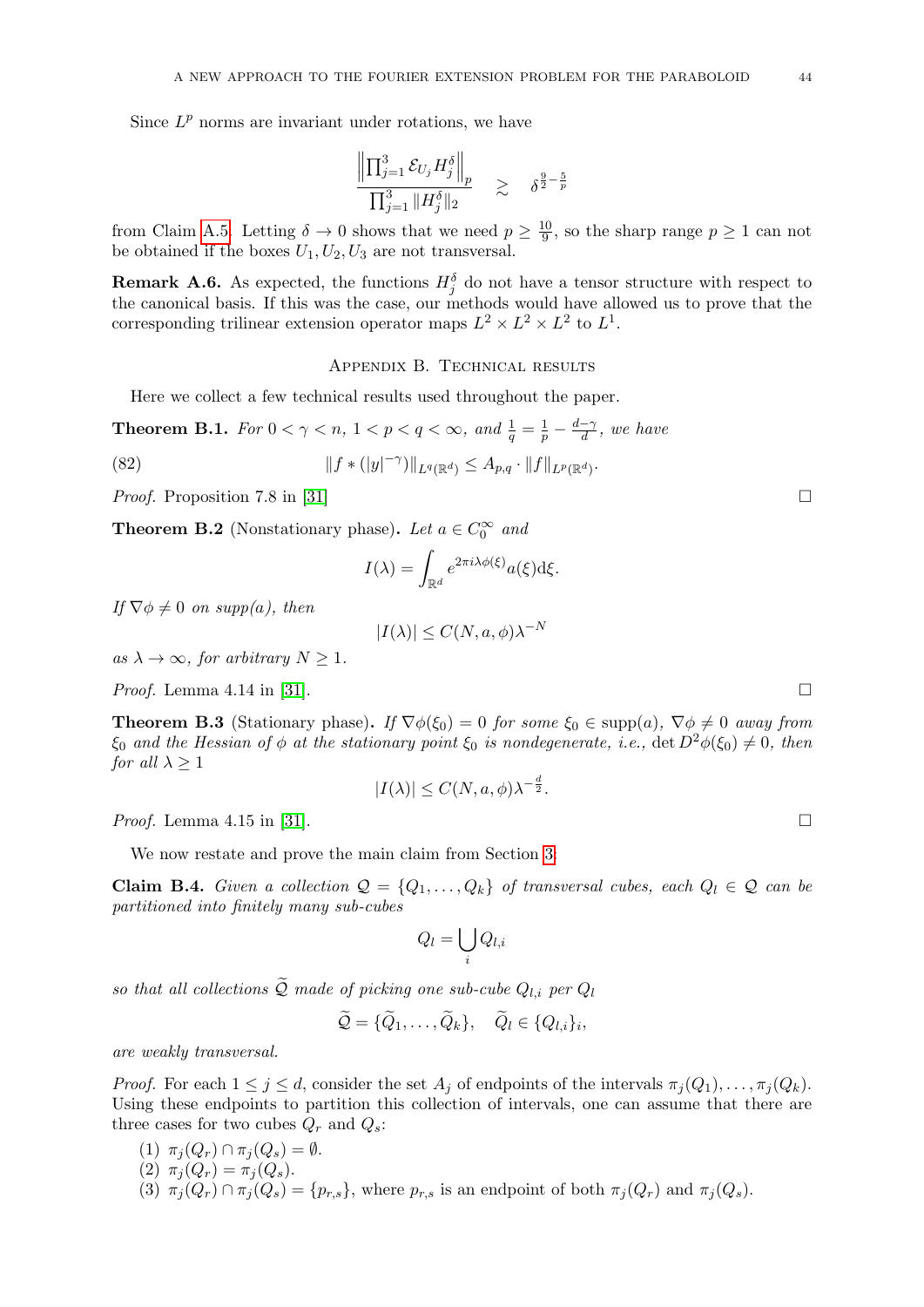Since $L^p$ norms are invariant under rotations, we have

$$\frac{\left\|\prod_{j=1}^{3} \mathcal{E}_{U_j} H_j^{\delta}\right\|_p}{\prod_{j=1}^{3} \|H_j^{\delta}\|_2} \quad \gtrsim \quad \delta^{\frac{9}{2}-\frac{5}{p}}$$

from Claim A.5. Letting $\delta \to 0$ shows that we need $p \geq \frac{10}{9}$, so the sharp range $p \geq 1$ can not be obtained if the boxes $U_1, U_2, U_3$ are not transversal.

**Remark A.6.** As expected, the functions $H_j^{\delta}$ do not have a tensor structure with respect to the canonical basis. If this was the case, our methods would have allowed us to prove that the corresponding trilinear extension operator maps $L^2 \times L^2 \times L^2$ to $L^1$.

## Appendix B. Technical results

Here we collect a few technical results used throughout the paper.

**Theorem B.1.** *For $0 < \gamma < n$, $1 < p < q < \infty$, and $\frac{1}{q} = \frac{1}{p} - \frac{d-\gamma}{d}$, we have*

$$\|f * (|y|^{-\gamma})\|_{L^q(\mathbb{R}^d)} \leq A_{p,q} \cdot \|f\|_{L^p(\mathbb{R}^d)}. \tag{82}$$

*Proof.* Proposition 7.8 in [31] □

**Theorem B.2** (Nonstationary phase)**.** *Let $a \in C_0^{\infty}$ and*

$$I(\lambda) = \int_{\mathbb{R}^d} e^{2\pi i \lambda \phi(\xi)} a(\xi) \mathrm{d}\xi.$$

*If $\nabla \phi \neq 0$ on supp$(a)$, then*

$$|I(\lambda)| \leq C(N, a, \phi)\lambda^{-N}$$

*as $\lambda \to \infty$, for arbitrary $N \geq 1$.*

*Proof.* Lemma 4.14 in [31]. □

**Theorem B.3** (Stationary phase)**.** *If $\nabla \phi(\xi_0) = 0$ for some $\xi_0 \in \mathrm{supp}(a)$, $\nabla \phi \neq 0$ away from $\xi_0$ and the Hessian of $\phi$ at the stationary point $\xi_0$ is nondegenerate, i.e.,* $\det D^2\phi(\xi_0) \neq 0$*, then for all $\lambda \geq 1$*

$$|I(\lambda)| \leq C(N, a, \phi)\lambda^{-\frac{d}{2}}.$$

*Proof.* Lemma 4.15 in [31]. □

We now restate and prove the main claim from Section 3.

**Claim B.4.** *Given a collection $\mathcal{Q} = \{Q_1, \ldots, Q_k\}$ of transversal cubes, each $Q_l \in \mathcal{Q}$ can be partitioned into finitely many sub-cubes*

$$Q_l = \bigcup_i Q_{l,i}$$

*so that all collections $\widetilde{\mathcal{Q}}$ made of picking one sub-cube $Q_{l,i}$ per $Q_l$*

$$\widetilde{\mathcal{Q}} = \{\widetilde{Q}_1, \ldots, \widetilde{Q}_k\}, \quad \widetilde{Q}_l \in \{Q_{l,i}\}_i,$$

*are weakly transversal.*

*Proof.* For each $1 \leq j \leq d$, consider the set $A_j$ of endpoints of the intervals $\pi_j(Q_1), \ldots, \pi_j(Q_k)$. Using these endpoints to partition this collection of intervals, one can assume that there are three cases for two cubes $Q_r$ and $Q_s$:

1. $\pi_j(Q_r) \cap \pi_j(Q_s) = \emptyset$.
2. $\pi_j(Q_r) = \pi_j(Q_s)$.
3. $\pi_j(Q_r) \cap \pi_j(Q_s) = \{p_{r,s}\}$, where $p_{r,s}$ is an endpoint of both $\pi_j(Q_r)$ and $\pi_j(Q_s)$.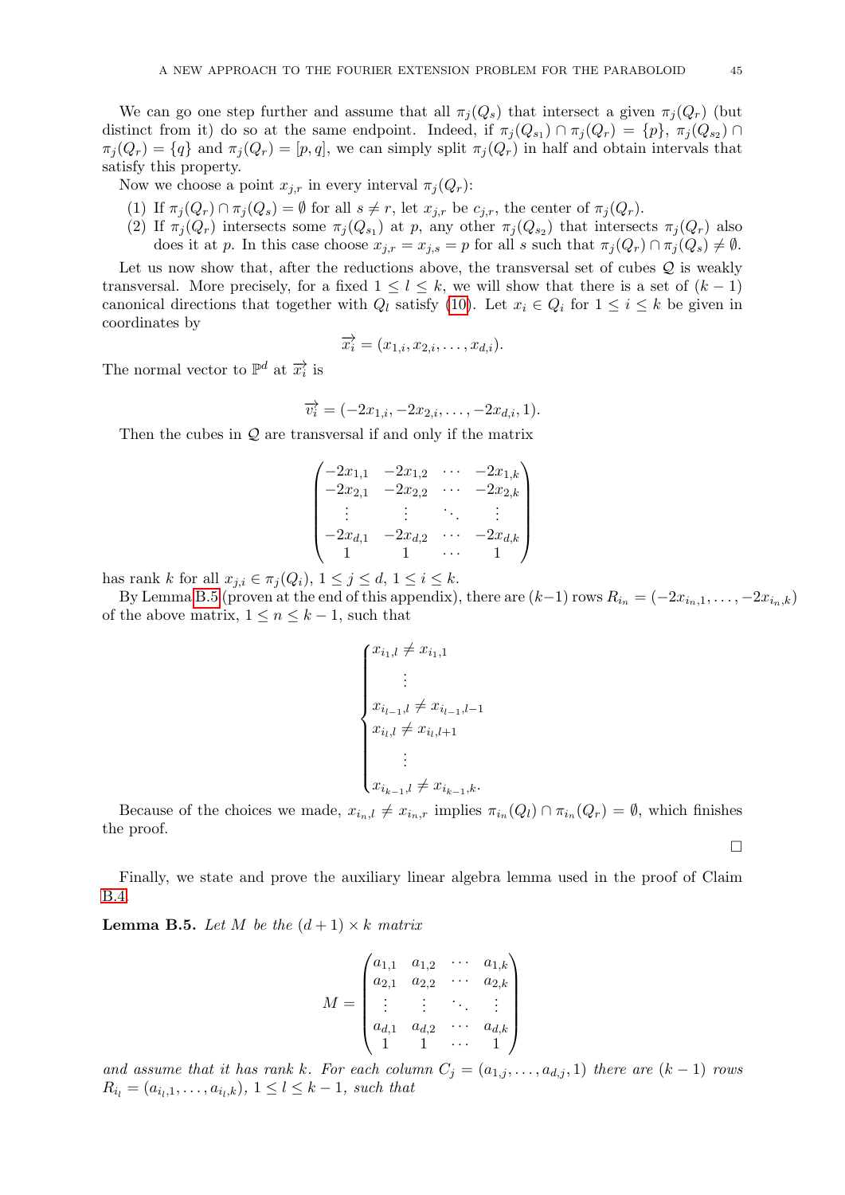We can go one step further and assume that all $\pi_j(Q_s)$ that intersect a given $\pi_j(Q_r)$ (but distinct from it) do so at the same endpoint. Indeed, if $\pi_j(Q_{s_1}) \cap \pi_j(Q_r) = \{p\}$, $\pi_j(Q_{s_2}) \cap \pi_j(Q_r) = \{q\}$ and $\pi_j(Q_r) = [p, q]$, we can simply split $\pi_j(Q_r)$ in half and obtain intervals that satisfy this property.

Now we choose a point $x_{j,r}$ in every interval $\pi_j(Q_r)$:

1. If $\pi_j(Q_r) \cap \pi_j(Q_s) = \emptyset$ for all $s \neq r$, let $x_{j,r}$ be $c_{j,r}$, the center of $\pi_j(Q_r)$.
2. If $\pi_j(Q_r)$ intersects some $\pi_j(Q_{s_1})$ at $p$, any other $\pi_j(Q_{s_2})$ that intersects $\pi_j(Q_r)$ also does it at $p$. In this case choose $x_{j,r} = x_{j,s} = p$ for all $s$ such that $\pi_j(Q_r) \cap \pi_j(Q_s) \neq \emptyset$.

Let us now show that, after the reductions above, the transversal set of cubes $\mathcal{Q}$ is weakly transversal. More precisely, for a fixed $1 \leq l \leq k$, we will show that there is a set of $(k-1)$ canonical directions that together with $Q_l$ satisfy (10). Let $x_i \in Q_i$ for $1 \leq i \leq k$ be given in coordinates by

$$\overrightarrow{x_i} = (x_{1,i}, x_{2,i}, \ldots, x_{d,i}).$$

The normal vector to $\mathbb{P}^d$ at $\overrightarrow{x_i}$ is

$$\overrightarrow{v_i} = (-2x_{1,i}, -2x_{2,i}, \ldots, -2x_{d,i}, 1).$$

Then the cubes in $\mathcal{Q}$ are transversal if and only if the matrix

$$\begin{pmatrix} -2x_{1,1} & -2x_{1,2} & \cdots & -2x_{1,k} \\ -2x_{2,1} & -2x_{2,2} & \cdots & -2x_{2,k} \\ \vdots & \vdots & \ddots & \vdots \\ -2x_{d,1} & -2x_{d,2} & \cdots & -2x_{d,k} \\ 1 & 1 & \cdots & 1 \end{pmatrix}$$

has rank $k$ for all $x_{j,i} \in \pi_j(Q_i)$, $1 \leq j \leq d$, $1 \leq i \leq k$.

By Lemma B.5 (proven at the end of this appendix), there are $(k-1)$ rows $R_{i_n} = (-2x_{i_n,1}, \ldots, -2x_{i_n,k})$ of the above matrix, $1 \leq n \leq k-1$, such that

$$\begin{cases} x_{i_1,l} \neq x_{i_1,1} \\ \quad \vdots \\ x_{i_{l-1},l} \neq x_{i_{l-1},l-1} \\ x_{i_l,l} \neq x_{i_l,l+1} \\ \quad \vdots \\ x_{i_{k-1},l} \neq x_{i_{k-1},k}. \end{cases}$$

Because of the choices we made, $x_{i_n,l} \neq x_{i_n,r}$ implies $\pi_{i_n}(Q_l) \cap \pi_{i_n}(Q_r) = \emptyset$, which finishes the proof.

□

Finally, we state and prove the auxiliary linear algebra lemma used in the proof of Claim B.4.

**Lemma B.5.** *Let $M$ be the $(d+1) \times k$ matrix*

$$M = \begin{pmatrix} a_{1,1} & a_{1,2} & \cdots & a_{1,k} \\ a_{2,1} & a_{2,2} & \cdots & a_{2,k} \\ \vdots & \vdots & \ddots & \vdots \\ a_{d,1} & a_{d,2} & \cdots & a_{d,k} \\ 1 & 1 & \cdots & 1 \end{pmatrix}$$

*and assume that it has rank $k$. For each column $C_j = (a_{1,j}, \ldots, a_{d,j}, 1)$ there are $(k-1)$ rows $R_{i_l} = (a_{i_l,1}, \ldots, a_{i_l,k})$, $1 \leq l \leq k-1$, such that*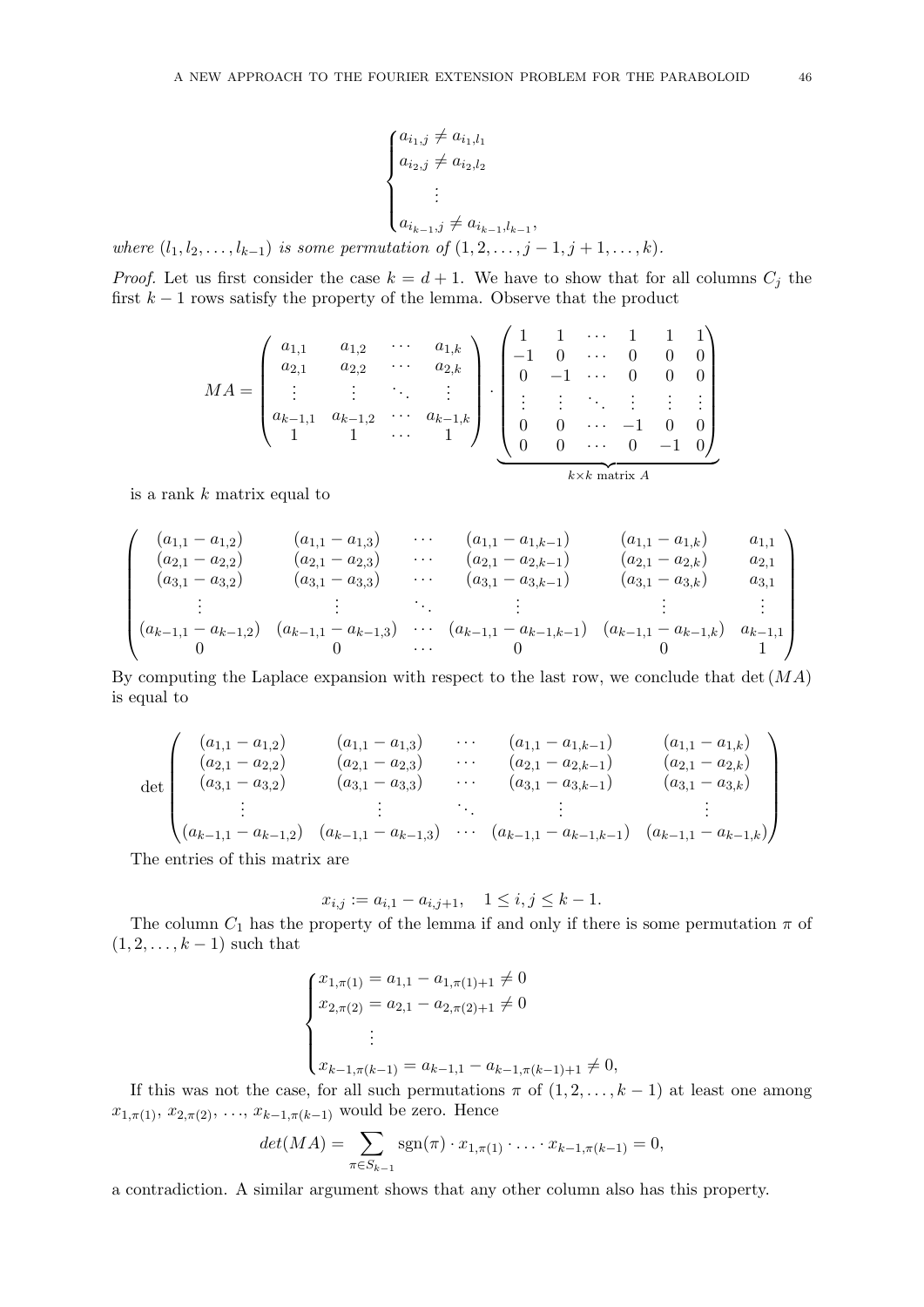$$\begin{cases} a_{i_1,j} \neq a_{i_1,l_1} \\ a_{i_2,j} \neq a_{i_2,l_2} \\ \quad \vdots \\ a_{i_{k-1},j} \neq a_{i_{k-1},l_{k-1}}, \end{cases}$$

*where* $(l_1, l_2, \ldots, l_{k-1})$ *is some permutation of* $(1, 2, \ldots, j-1, j+1, \ldots, k)$.

*Proof.* Let us first consider the case $k = d+1$. We have to show that for all columns $C_j$ the first $k-1$ rows satisfy the property of the lemma. Observe that the product

$$MA = \begin{pmatrix} a_{1,1} & a_{1,2} & \cdots & a_{1,k} \\ a_{2,1} & a_{2,2} & \cdots & a_{2,k} \\ \vdots & \vdots & \ddots & \vdots \\ a_{k-1,1} & a_{k-1,2} & \cdots & a_{k-1,k} \\ 1 & 1 & \cdots & 1 \end{pmatrix} \cdot \underbrace{\begin{pmatrix} 1 & 1 & \cdots & 1 & 1 & 1 \\ -1 & 0 & \cdots & 0 & 0 & 0 \\ 0 & -1 & \cdots & 0 & 0 & 0 \\ \vdots & \vdots & \ddots & \vdots & \vdots & \vdots \\ 0 & 0 & \cdots & -1 & 0 & 0 \\ 0 & 0 & \cdots & 0 & -1 & 0 \end{pmatrix}}_{k \times k \text{ matrix } A}$$

is a rank $k$ matrix equal to

$$\begin{pmatrix} (a_{1,1} - a_{1,2}) & (a_{1,1} - a_{1,3}) & \cdots & (a_{1,1} - a_{1,k-1}) & (a_{1,1} - a_{1,k}) & a_{1,1} \\ (a_{2,1} - a_{2,2}) & (a_{2,1} - a_{2,3}) & \cdots & (a_{2,1} - a_{2,k-1}) & (a_{2,1} - a_{2,k}) & a_{2,1} \\ (a_{3,1} - a_{3,2}) & (a_{3,1} - a_{3,3}) & \cdots & (a_{3,1} - a_{3,k-1}) & (a_{3,1} - a_{3,k}) & a_{3,1} \\ \vdots & \vdots & \ddots & \vdots & \vdots & \vdots \\ (a_{k-1,1} - a_{k-1,2}) & (a_{k-1,1} - a_{k-1,3}) & \cdots & (a_{k-1,1} - a_{k-1,k-1}) & (a_{k-1,1} - a_{k-1,k}) & a_{k-1,1} \\ 0 & 0 & \cdots & 0 & 0 & 1 \end{pmatrix}$$

By computing the Laplace expansion with respect to the last row, we conclude that $\det(MA)$ is equal to

$$\det \begin{pmatrix} (a_{1,1} - a_{1,2}) & (a_{1,1} - a_{1,3}) & \cdots & (a_{1,1} - a_{1,k-1}) & (a_{1,1} - a_{1,k}) \\ (a_{2,1} - a_{2,2}) & (a_{2,1} - a_{2,3}) & \cdots & (a_{2,1} - a_{2,k-1}) & (a_{2,1} - a_{2,k}) \\ (a_{3,1} - a_{3,2}) & (a_{3,1} - a_{3,3}) & \cdots & (a_{3,1} - a_{3,k-1}) & (a_{3,1} - a_{3,k}) \\ \vdots & \vdots & \ddots & \vdots & \vdots \\ (a_{k-1,1} - a_{k-1,2}) & (a_{k-1,1} - a_{k-1,3}) & \cdots & (a_{k-1,1} - a_{k-1,k-1}) & (a_{k-1,1} - a_{k-1,k}) \end{pmatrix}$$

The entries of this matrix are

$$x_{i,j} := a_{i,1} - a_{i,j+1}, \quad 1 \leq i, j \leq k-1.$$

The column $C_1$ has the property of the lemma if and only if there is some permutation $\pi$ of $(1, 2, \ldots, k-1)$ such that

$$\begin{cases} x_{1,\pi(1)} = a_{1,1} - a_{1,\pi(1)+1} \neq 0 \\ x_{2,\pi(2)} = a_{2,1} - a_{2,\pi(2)+1} \neq 0 \\ \quad \vdots \\ x_{k-1,\pi(k-1)} = a_{k-1,1} - a_{k-1,\pi(k-1)+1} \neq 0, \end{cases}$$

If this was not the case, for all such permutations $\pi$ of $(1, 2, \ldots, k-1)$ at least one among $x_{1,\pi(1)}, x_{2,\pi(2)}, \ldots, x_{k-1,\pi(k-1)}$ would be zero. Hence

$$det(MA) = \sum_{\pi \in S_{k-1}} \operatorname{sgn}(\pi) \cdot x_{1,\pi(1)} \cdot \ldots \cdot x_{k-1,\pi(k-1)} = 0,$$

a contradiction. A similar argument shows that any other column also has this property.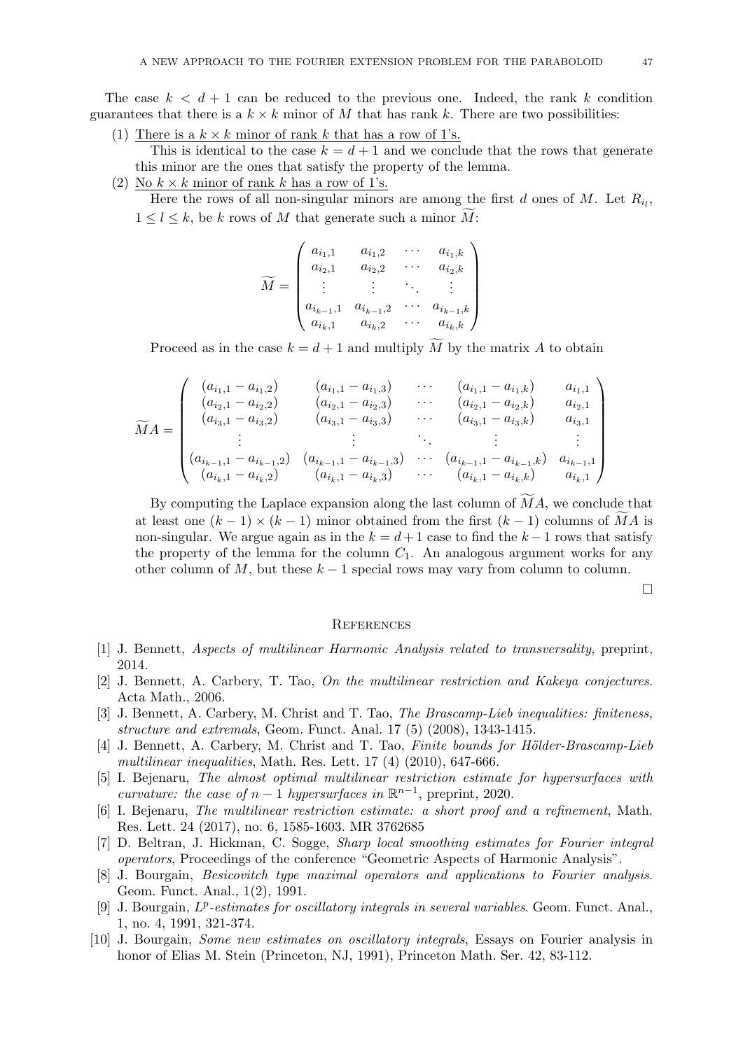The case $k < d+1$ can be reduced to the previous one. Indeed, the rank $k$ condition guarantees that there is a $k \times k$ minor of $M$ that has rank $k$. There are two possibilities:

(1) There is a $k \times k$ minor of rank $k$ that has a row of 1's.

This is identical to the case $k = d+1$ and we conclude that the rows that generate this minor are the ones that satisfy the property of the lemma.

(2) No $k \times k$ minor of rank $k$ has a row of 1's.

Here the rows of all non-singular minors are among the first $d$ ones of $M$. Let $R_{i_l}$, $1 \leq l \leq k$, be $k$ rows of $M$ that generate such a minor $\widetilde{M}$:

$$\widetilde{M} = \begin{pmatrix} a_{i_1,1} & a_{i_1,2} & \cdots & a_{i_1,k} \\ a_{i_2,1} & a_{i_2,2} & \cdots & a_{i_2,k} \\ \vdots & \vdots & \ddots & \vdots \\ a_{i_{k-1},1} & a_{i_{k-1},2} & \cdots & a_{i_{k-1},k} \\ a_{i_k,1} & a_{i_k,2} & \cdots & a_{i_k,k} \end{pmatrix}$$

Proceed as in the case $k = d+1$ and multiply $\widetilde{M}$ by the matrix $A$ to obtain

$$\widetilde{M}A = \begin{pmatrix} (a_{i_1,1} - a_{i_1,2}) & (a_{i_1,1} - a_{i_1,3}) & \cdots & (a_{i_1,1} - a_{i_1,k}) & a_{i_1,1} \\ (a_{i_2,1} - a_{i_2,2}) & (a_{i_2,1} - a_{i_2,3}) & \cdots & (a_{i_2,1} - a_{i_2,k}) & a_{i_2,1} \\ (a_{i_3,1} - a_{i_3,2}) & (a_{i_3,1} - a_{i_3,3}) & \cdots & (a_{i_3,1} - a_{i_3,k}) & a_{i_3,1} \\ \vdots & \vdots & \ddots & \vdots & \vdots \\ (a_{i_{k-1},1} - a_{i_{k-1},2}) & (a_{i_{k-1},1} - a_{i_{k-1},3}) & \cdots & (a_{i_{k-1},1} - a_{i_{k-1},k}) & a_{i_{k-1},1} \\ (a_{i_k,1} - a_{i_k,2}) & (a_{i_k,1} - a_{i_k,3}) & \cdots & (a_{i_k,1} - a_{i_k,k}) & a_{i_k,1} \end{pmatrix}$$

By computing the Laplace expansion along the last column of $\widetilde{M}A$, we conclude that at least one $(k-1) \times (k-1)$ minor obtained from the first $(k-1)$ columns of $\widetilde{M}A$ is non-singular. We argue again as in the $k = d+1$ case to find the $k-1$ rows that satisfy the property of the lemma for the column $C_1$. An analogous argument works for any other column of $M$, but these $k-1$ special rows may vary from column to column.

□

## References

[1] J. Bennett, *Aspects of multilinear Harmonic Analysis related to transversality*, preprint, 2014.

[2] J. Bennett, A. Carbery, T. Tao, *On the multilinear restriction and Kakeya conjectures*. Acta Math., 2006.

[3] J. Bennett, A. Carbery, M. Christ and T. Tao, *The Brascamp-Lieb inequalities: finiteness, structure and extremals*, Geom. Funct. Anal. 17 (5) (2008), 1343-1415.

[4] J. Bennett, A. Carbery, M. Christ and T. Tao, *Finite bounds for Hölder-Brascamp-Lieb multilinear inequalities*, Math. Res. Lett. 17 (4) (2010), 647-666.

[5] I. Bejenaru, *The almost optimal multilinear restriction estimate for hypersurfaces with curvature: the case of $n-1$ hypersurfaces in $\mathbb{R}^{n-1}$*, preprint, 2020.

[6] I. Bejenaru, *The multilinear restriction estimate: a short proof and a refinement*, Math. Res. Lett. 24 (2017), no. 6, 1585-1603. MR 3762685

[7] D. Beltran, J. Hickman, C. Sogge, *Sharp local smoothing estimates for Fourier integral operators*, Proceedings of the conference "Geometric Aspects of Harmonic Analysis".

[8] J. Bourgain, *Besicovitch type maximal operators and applications to Fourier analysis*. Geom. Funct. Anal., 1(2), 1991.

[9] J. Bourgain, *$L^p$-estimates for oscillatory integrals in several variables*. Geom. Funct. Anal., 1, no. 4, 1991, 321-374.

[10] J. Bourgain, *Some new estimates on oscillatory integrals*, Essays on Fourier analysis in honor of Elias M. Stein (Princeton, NJ, 1991), Princeton Math. Ser. 42, 83-112.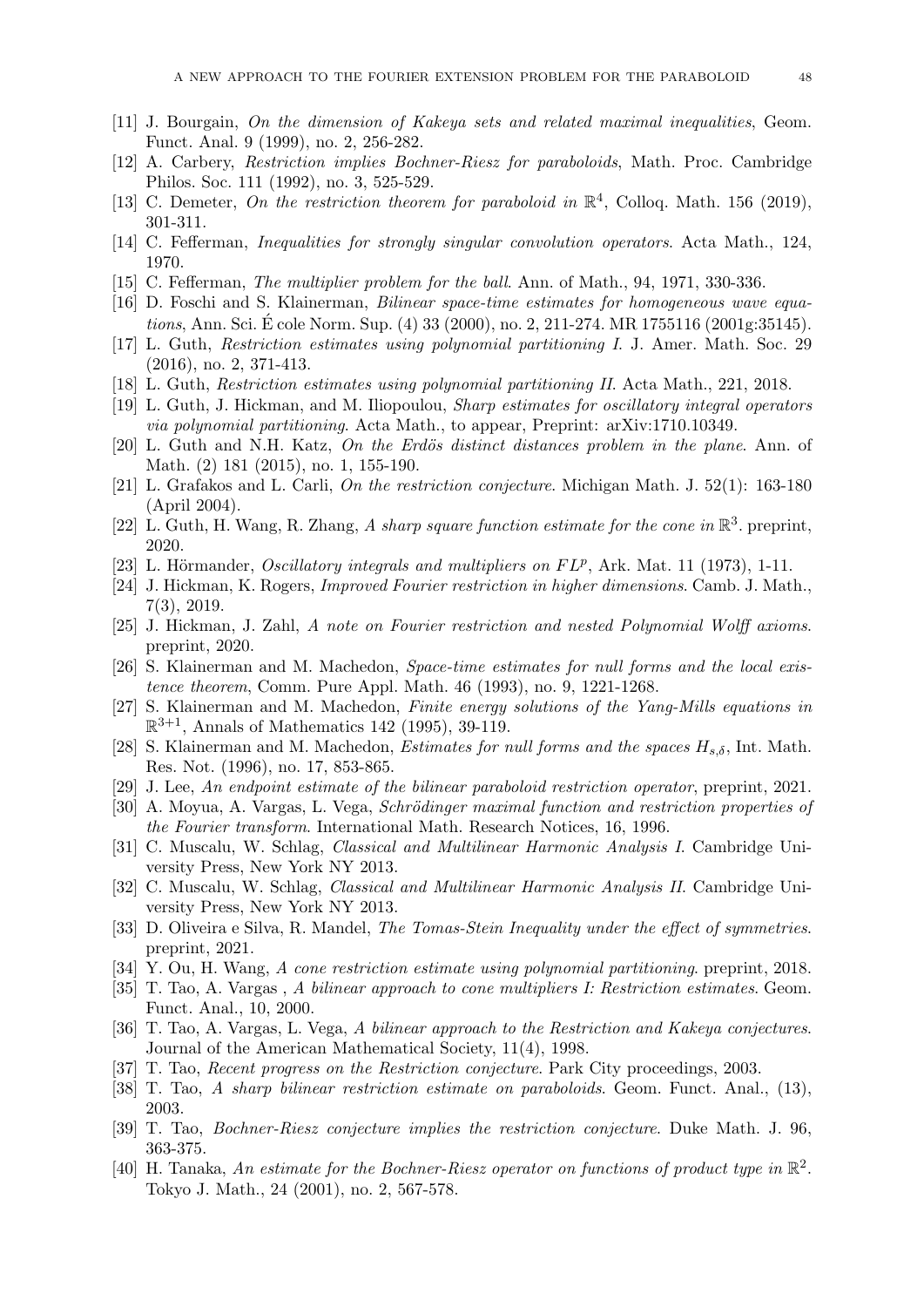[11] J. Bourgain, *On the dimension of Kakeya sets and related maximal inequalities*, Geom. Funct. Anal. 9 (1999), no. 2, 256-282.

[12] A. Carbery, *Restriction implies Bochner-Riesz for paraboloids*, Math. Proc. Cambridge Philos. Soc. 111 (1992), no. 3, 525-529.

[13] C. Demeter, *On the restriction theorem for paraboloid in* $\mathbb{R}^4$, Colloq. Math. 156 (2019), 301-311.

[14] C. Fefferman, *Inequalities for strongly singular convolution operators*. Acta Math., 124, 1970.

[15] C. Fefferman, *The multiplier problem for the ball*. Ann. of Math., 94, 1971, 330-336.

[16] D. Foschi and S. Klainerman, *Bilinear space-time estimates for homogeneous wave equations*, Ann. Sci. É cole Norm. Sup. (4) 33 (2000), no. 2, 211-274. MR 1755116 (2001g:35145).

[17] L. Guth, *Restriction estimates using polynomial partitioning I*. J. Amer. Math. Soc. 29 (2016), no. 2, 371-413.

[18] L. Guth, *Restriction estimates using polynomial partitioning II*. Acta Math., 221, 2018.

[19] L. Guth, J. Hickman, and M. Iliopoulou, *Sharp estimates for oscillatory integral operators via polynomial partitioning*. Acta Math., to appear, Preprint: arXiv:1710.10349.

[20] L. Guth and N.H. Katz, *On the Erdös distinct distances problem in the plane*. Ann. of Math. (2) 181 (2015), no. 1, 155-190.

[21] L. Grafakos and L. Carli, *On the restriction conjecture*. Michigan Math. J. 52(1): 163-180 (April 2004).

[22] L. Guth, H. Wang, R. Zhang, *A sharp square function estimate for the cone in* $\mathbb{R}^3$. preprint, 2020.

[23] L. Hörmander, *Oscillatory integrals and multipliers on* $FL^p$, Ark. Mat. 11 (1973), 1-11.

[24] J. Hickman, K. Rogers, *Improved Fourier restriction in higher dimensions*. Camb. J. Math., 7(3), 2019.

[25] J. Hickman, J. Zahl, *A note on Fourier restriction and nested Polynomial Wolff axioms*. preprint, 2020.

[26] S. Klainerman and M. Machedon, *Space-time estimates for null forms and the local existence theorem*, Comm. Pure Appl. Math. 46 (1993), no. 9, 1221-1268.

[27] S. Klainerman and M. Machedon, *Finite energy solutions of the Yang-Mills equations in* $\mathbb{R}^{3+1}$, Annals of Mathematics 142 (1995), 39-119.

[28] S. Klainerman and M. Machedon, *Estimates for null forms and the spaces* $H_{s,\delta}$, Int. Math. Res. Not. (1996), no. 17, 853-865.

[29] J. Lee, *An endpoint estimate of the bilinear paraboloid restriction operator*, preprint, 2021.

[30] A. Moyua, A. Vargas, L. Vega, *Schrödinger maximal function and restriction properties of the Fourier transform*. International Math. Research Notices, 16, 1996.

[31] C. Muscalu, W. Schlag, *Classical and Multilinear Harmonic Analysis I*. Cambridge University Press, New York NY 2013.

[32] C. Muscalu, W. Schlag, *Classical and Multilinear Harmonic Analysis II*. Cambridge University Press, New York NY 2013.

[33] D. Oliveira e Silva, R. Mandel, *The Tomas-Stein Inequality under the effect of symmetries*. preprint, 2021.

[34] Y. Ou, H. Wang, *A cone restriction estimate using polynomial partitioning*. preprint, 2018.

[35] T. Tao, A. Vargas , *A bilinear approach to cone multipliers I: Restriction estimates*. Geom. Funct. Anal., 10, 2000.

[36] T. Tao, A. Vargas, L. Vega, *A bilinear approach to the Restriction and Kakeya conjectures*. Journal of the American Mathematical Society, 11(4), 1998.

[37] T. Tao, *Recent progress on the Restriction conjecture*. Park City proceedings, 2003.

[38] T. Tao, *A sharp bilinear restriction estimate on paraboloids*. Geom. Funct. Anal., (13), 2003.

[39] T. Tao, *Bochner-Riesz conjecture implies the restriction conjecture*. Duke Math. J. 96, 363-375.

[40] H. Tanaka, *An estimate for the Bochner-Riesz operator on functions of product type in* $\mathbb{R}^2$. Tokyo J. Math., 24 (2001), no. 2, 567-578.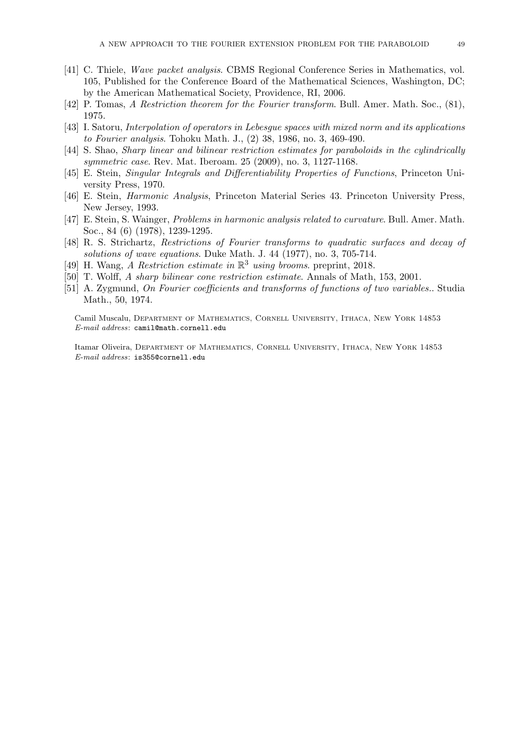[41] C. Thiele, *Wave packet analysis*. CBMS Regional Conference Series in Mathematics, vol. 105, Published for the Conference Board of the Mathematical Sciences, Washington, DC; by the American Mathematical Society, Providence, RI, 2006.

[42] P. Tomas, *A Restriction theorem for the Fourier transform*. Bull. Amer. Math. Soc., (81), 1975.

[43] I. Satoru, *Interpolation of operators in Lebesgue spaces with mixed norm and its applications to Fourier analysis*. Tohoku Math. J., (2) 38, 1986, no. 3, 469-490.

[44] S. Shao, *Sharp linear and bilinear restriction estimates for paraboloids in the cylindrically symmetric case*. Rev. Mat. Iberoam. 25 (2009), no. 3, 1127-1168.

[45] E. Stein, *Singular Integrals and Differentiability Properties of Functions*, Princeton University Press, 1970.

[46] E. Stein, *Harmonic Analysis*, Princeton Material Series 43. Princeton University Press, New Jersey, 1993.

[47] E. Stein, S. Wainger, *Problems in harmonic analysis related to curvature*. Bull. Amer. Math. Soc., 84 (6) (1978), 1239-1295.

[48] R. S. Strichartz, *Restrictions of Fourier transforms to quadratic surfaces and decay of solutions of wave equations*. Duke Math. J. 44 (1977), no. 3, 705-714.

[49] H. Wang, *A Restriction estimate in* $\mathbb{R}^3$ *using brooms*. preprint, 2018.

[50] T. Wolff, *A sharp bilinear cone restriction estimate*. Annals of Math, 153, 2001.

[51] A. Zygmund, *On Fourier coefficients and transforms of functions of two variables.*. Studia Math., 50, 1974.

Camil Muscalu, Department of Mathematics, Cornell University, Ithaca, New York 14853
*E-mail address*: camil@math.cornell.edu

Itamar Oliveira, Department of Mathematics, Cornell University, Ithaca, New York 14853
*E-mail address*: is355@cornell.edu